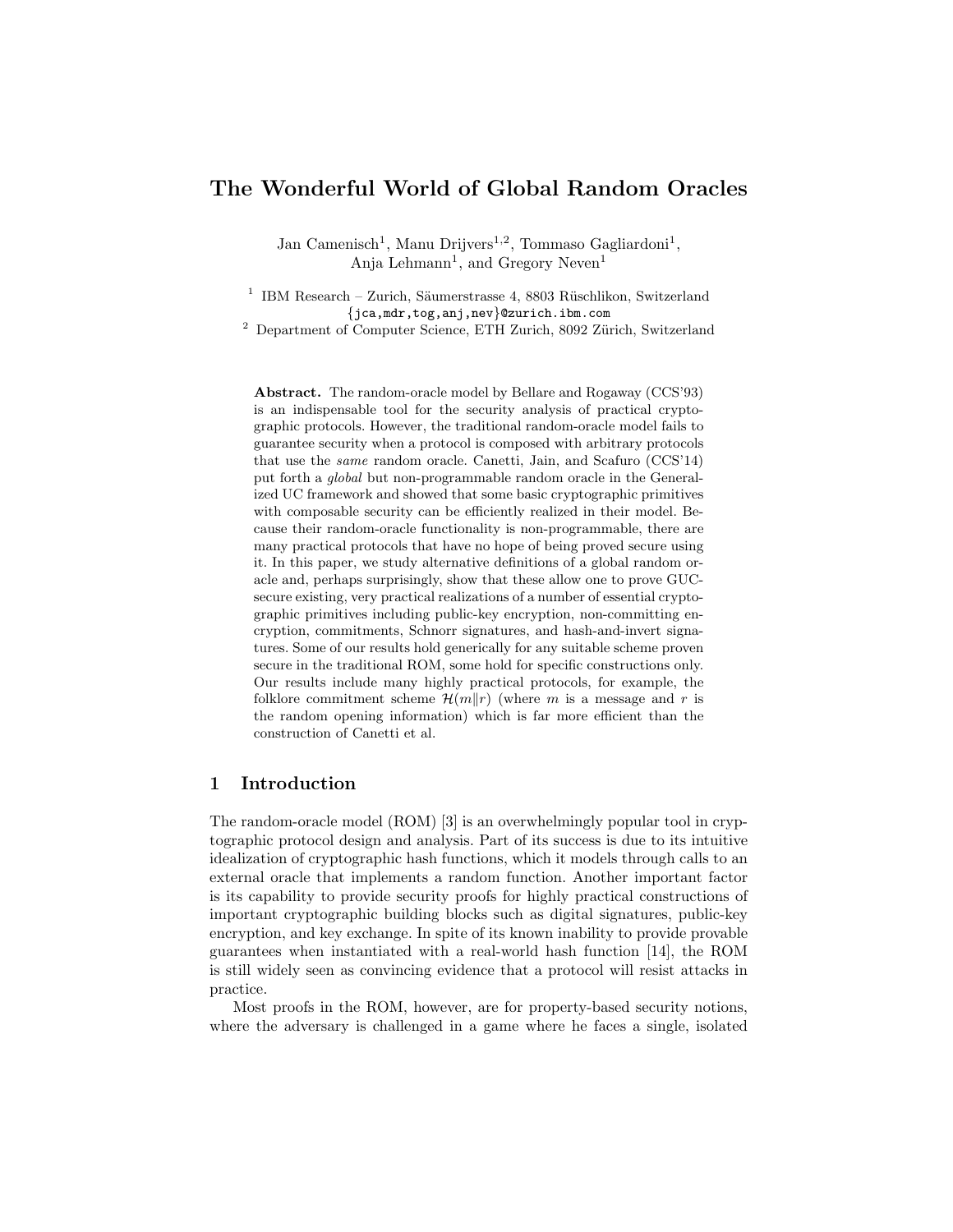# The Wonderful World of Global Random Oracles

Jan Camenisch[1], Manu Drijvers[1,2], Tommaso Gagliardoni[1], Anja Lehmann[1], and Gregory Neven[1]

[1] IBM Research – Zurich, Säumerstrasse 4, 8803 Rüschlikon, Switzerland
{jca,mdr,tog,anj,nev}@zurich.ibm.com

[2] Department of Computer Science, ETH Zurich, 8092 Zürich, Switzerland

**Abstract.** The random-oracle model by Bellare and Rogaway (CCS'93) is an indispensable tool for the security analysis of practical cryptographic protocols. However, the traditional random-oracle model fails to guarantee security when a protocol is composed with arbitrary protocols that use the *same* random oracle. Canetti, Jain, and Scafuro (CCS'14) put forth a *global* but non-programmable random oracle in the Generalized UC framework and showed that some basic cryptographic primitives with composable security can be efficiently realized in their model. Because their random-oracle functionality is non-programmable, there are many practical protocols that have no hope of being proved secure using it. In this paper, we study alternative definitions of a global random oracle and, perhaps surprisingly, show that these allow one to prove GUC-secure existing, very practical realizations of a number of essential cryptographic primitives including public-key encryption, non-committing encryption, commitments, Schnorr signatures, and hash-and-invert signatures. Some of our results hold generically for any suitable scheme proven secure in the traditional ROM, some hold for specific constructions only. Our results include many highly practical protocols, for example, the folklore commitment scheme $\mathcal{H}(m\|r)$ (where $m$ is a message and $r$ is the random opening information) which is far more efficient than the construction of Canetti et al.

## 1 Introduction

The random-oracle model (ROM) [3] is an overwhelmingly popular tool in cryptographic protocol design and analysis. Part of its success is due to its intuitive idealization of cryptographic hash functions, which it models through calls to an external oracle that implements a random function. Another important factor is its capability to provide security proofs for highly practical constructions of important cryptographic building blocks such as digital signatures, public-key encryption, and key exchange. In spite of its known inability to provide provable guarantees when instantiated with a real-world hash function [14], the ROM is still widely seen as convincing evidence that a protocol will resist attacks in practice.

Most proofs in the ROM, however, are for property-based security notions, where the adversary is challenged in a game where he faces a single, isolated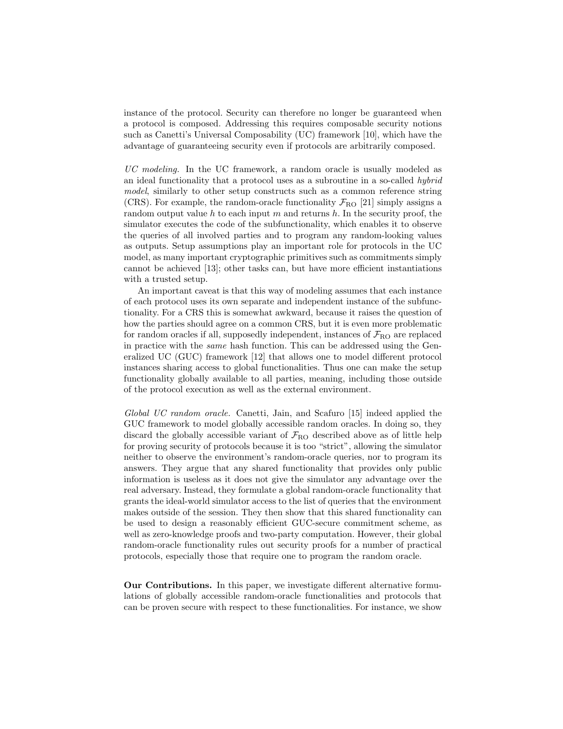instance of the protocol. Security can therefore no longer be guaranteed when a protocol is composed. Addressing this requires composable security notions such as Canetti's Universal Composability (UC) framework [10], which have the advantage of guaranteeing security even if protocols are arbitrarily composed.

*UC modeling.* In the UC framework, a random oracle is usually modeled as an ideal functionality that a protocol uses as a subroutine in a so-called *hybrid model*, similarly to other setup constructs such as a common reference string (CRS). For example, the random-oracle functionality $\mathcal{F}_{\mathrm{RO}}$ [21] simply assigns a random output value $h$ to each input $m$ and returns $h$. In the security proof, the simulator executes the code of the subfunctionality, which enables it to observe the queries of all involved parties and to program any random-looking values as outputs. Setup assumptions play an important role for protocols in the UC model, as many important cryptographic primitives such as commitments simply cannot be achieved [13]; other tasks can, but have more efficient instantiations with a trusted setup.

An important caveat is that this way of modeling assumes that each instance of each protocol uses its own separate and independent instance of the subfunctionality. For a CRS this is somewhat awkward, because it raises the question of how the parties should agree on a common CRS, but it is even more problematic for random oracles if all, supposedly independent, instances of $\mathcal{F}_{\mathrm{RO}}$ are replaced in practice with the *same* hash function. This can be addressed using the Generalized UC (GUC) framework [12] that allows one to model different protocol instances sharing access to global functionalities. Thus one can make the setup functionality globally available to all parties, meaning, including those outside of the protocol execution as well as the external environment.

*Global UC random oracle.* Canetti, Jain, and Scafuro [15] indeed applied the GUC framework to model globally accessible random oracles. In doing so, they discard the globally accessible variant of $\mathcal{F}_{\mathrm{RO}}$ described above as of little help for proving security of protocols because it is too "strict", allowing the simulator neither to observe the environment's random-oracle queries, nor to program its answers. They argue that any shared functionality that provides only public information is useless as it does not give the simulator any advantage over the real adversary. Instead, they formulate a global random-oracle functionality that grants the ideal-world simulator access to the list of queries that the environment makes outside of the session. They then show that this shared functionality can be used to design a reasonably efficient GUC-secure commitment scheme, as well as zero-knowledge proofs and two-party computation. However, their global random-oracle functionality rules out security proofs for a number of practical protocols, especially those that require one to program the random oracle.

**Our Contributions.** In this paper, we investigate different alternative formulations of globally accessible random-oracle functionalities and protocols that can be proven secure with respect to these functionalities. For instance, we show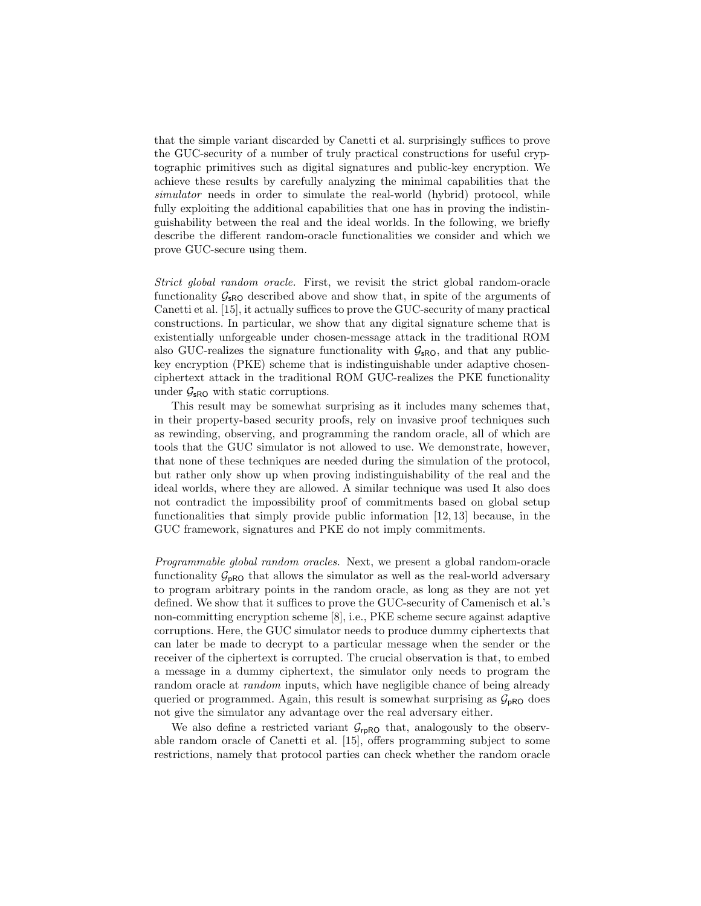that the simple variant discarded by Canetti et al. surprisingly suffices to prove the GUC-security of a number of truly practical constructions for useful cryptographic primitives such as digital signatures and public-key encryption. We achieve these results by carefully analyzing the minimal capabilities that the *simulator* needs in order to simulate the real-world (hybrid) protocol, while fully exploiting the additional capabilities that one has in proving the indistinguishability between the real and the ideal worlds. In the following, we briefly describe the different random-oracle functionalities we consider and which we prove GUC-secure using them.

*Strict global random oracle.* First, we revisit the strict global random-oracle functionality $\mathcal{G}_{\mathsf{sRO}}$ described above and show that, in spite of the arguments of Canetti et al. [15], it actually suffices to prove the GUC-security of many practical constructions. In particular, we show that any digital signature scheme that is existentially unforgeable under chosen-message attack in the traditional ROM also GUC-realizes the signature functionality with $\mathcal{G}_{\mathsf{sRO}}$, and that any public-key encryption (PKE) scheme that is indistinguishable under adaptive chosen-ciphertext attack in the traditional ROM GUC-realizes the PKE functionality under $\mathcal{G}_{\mathsf{sRO}}$ with static corruptions.

This result may be somewhat surprising as it includes many schemes that, in their property-based security proofs, rely on invasive proof techniques such as rewinding, observing, and programming the random oracle, all of which are tools that the GUC simulator is not allowed to use. We demonstrate, however, that none of these techniques are needed during the simulation of the protocol, but rather only show up when proving indistinguishability of the real and the ideal worlds, where they are allowed. A similar technique was used It also does not contradict the impossibility proof of commitments based on global setup functionalities that simply provide public information [12, 13] because, in the GUC framework, signatures and PKE do not imply commitments.

*Programmable global random oracles.* Next, we present a global random-oracle functionality $\mathcal{G}_{\mathsf{pRO}}$ that allows the simulator as well as the real-world adversary to program arbitrary points in the random oracle, as long as they are not yet defined. We show that it suffices to prove the GUC-security of Camenisch et al.'s non-committing encryption scheme [8], i.e., PKE scheme secure against adaptive corruptions. Here, the GUC simulator needs to produce dummy ciphertexts that can later be made to decrypt to a particular message when the sender or the receiver of the ciphertext is corrupted. The crucial observation is that, to embed a message in a dummy ciphertext, the simulator only needs to program the random oracle at *random* inputs, which have negligible chance of being already queried or programmed. Again, this result is somewhat surprising as $\mathcal{G}_{\mathsf{pRO}}$ does not give the simulator any advantage over the real adversary either.

We also define a restricted variant $\mathcal{G}_{\mathsf{rpRO}}$ that, analogously to the observable random oracle of Canetti et al. [15], offers programming subject to some restrictions, namely that protocol parties can check whether the random oracle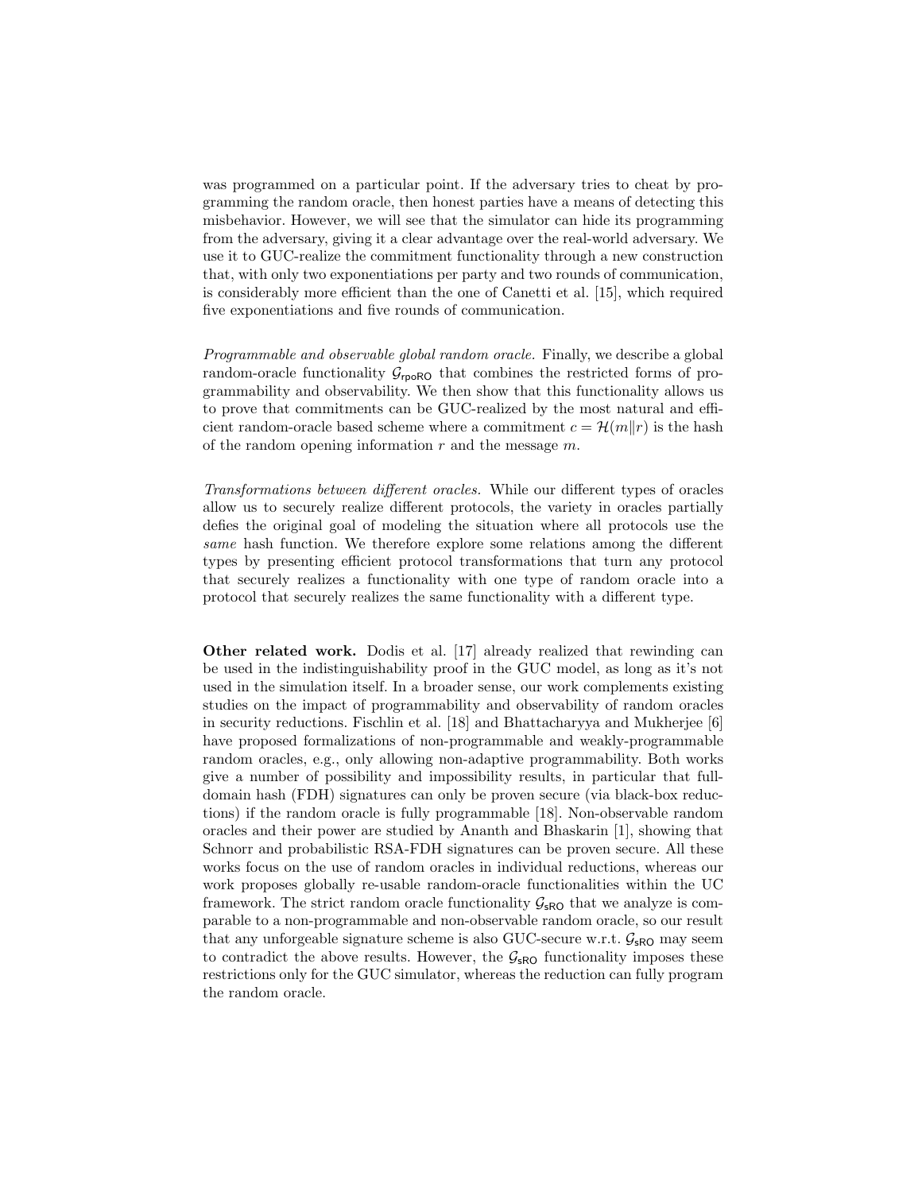was programmed on a particular point. If the adversary tries to cheat by programming the random oracle, then honest parties have a means of detecting this misbehavior. However, we will see that the simulator can hide its programming from the adversary, giving it a clear advantage over the real-world adversary. We use it to GUC-realize the commitment functionality through a new construction that, with only two exponentiations per party and two rounds of communication, is considerably more efficient than the one of Canetti et al. [15], which required five exponentiations and five rounds of communication.

*Programmable and observable global random oracle.* Finally, we describe a global random-oracle functionality $\mathcal{G}_{\mathsf{rpoRO}}$ that combines the restricted forms of programmability and observability. We then show that this functionality allows us to prove that commitments can be GUC-realized by the most natural and efficient random-oracle based scheme where a commitment $c = \mathcal{H}(m\|r)$ is the hash of the random opening information $r$ and the message $m$.

*Transformations between different oracles.* While our different types of oracles allow us to securely realize different protocols, the variety in oracles partially defies the original goal of modeling the situation where all protocols use the *same* hash function. We therefore explore some relations among the different types by presenting efficient protocol transformations that turn any protocol that securely realizes a functionality with one type of random oracle into a protocol that securely realizes the same functionality with a different type.

**Other related work.** Dodis et al. [17] already realized that rewinding can be used in the indistinguishability proof in the GUC model, as long as it's not used in the simulation itself. In a broader sense, our work complements existing studies on the impact of programmability and observability of random oracles in security reductions. Fischlin et al. [18] and Bhattacharyya and Mukherjee [6] have proposed formalizations of non-programmable and weakly-programmable random oracles, e.g., only allowing non-adaptive programmability. Both works give a number of possibility and impossibility results, in particular that full-domain hash (FDH) signatures can only be proven secure (via black-box reductions) if the random oracle is fully programmable [18]. Non-observable random oracles and their power are studied by Ananth and Bhaskarin [1], showing that Schnorr and probabilistic RSA-FDH signatures can be proven secure. All these works focus on the use of random oracles in individual reductions, whereas our work proposes globally re-usable random-oracle functionalities within the UC framework. The strict random oracle functionality $\mathcal{G}_{\mathsf{sRO}}$ that we analyze is comparable to a non-programmable and non-observable random oracle, so our result that any unforgeable signature scheme is also GUC-secure w.r.t. $\mathcal{G}_{\mathsf{sRO}}$ may seem to contradict the above results. However, the $\mathcal{G}_{\mathsf{sRO}}$ functionality imposes these restrictions only for the GUC simulator, whereas the reduction can fully program the random oracle.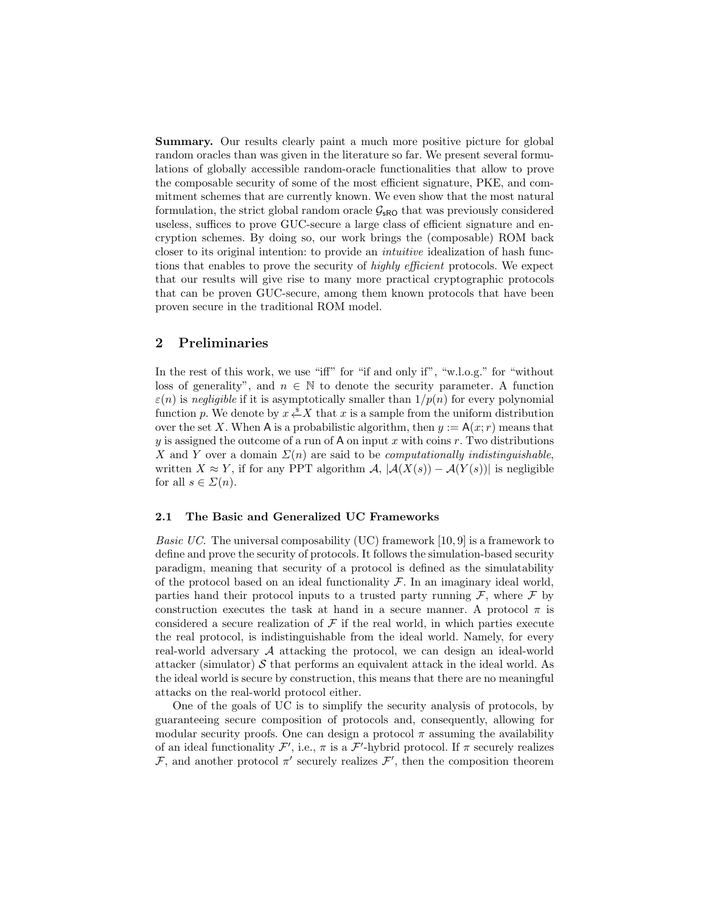**Summary.** Our results clearly paint a much more positive picture for global random oracles than was given in the literature so far. We present several formulations of globally accessible random-oracle functionalities that allow to prove the composable security of some of the most efficient signature, PKE, and commitment schemes that are currently known. We even show that the most natural formulation, the strict global random oracle $\mathcal{G}_{\mathsf{sRO}}$ that was previously considered useless, suffices to prove GUC-secure a large class of efficient signature and encryption schemes. By doing so, our work brings the (composable) ROM back closer to its original intention: to provide an *intuitive* idealization of hash functions that enables to prove the security of *highly efficient* protocols. We expect that our results will give rise to many more practical cryptographic protocols that can be proven GUC-secure, among them known protocols that have been proven secure in the traditional ROM model.

## 2 Preliminaries

In the rest of this work, we use "iff" for "if and only if", "w.l.o.g." for "without loss of generality", and $n \in \mathbb{N}$ to denote the security parameter. A function $\varepsilon(n)$ is *negligible* if it is asymptotically smaller than $1/p(n)$ for every polynomial function $p$. We denote by $x \xleftarrow{\$} X$ that $x$ is a sample from the uniform distribution over the set $X$. When $\mathsf{A}$ is a probabilistic algorithm, then $y := \mathsf{A}(x; r)$ means that $y$ is assigned the outcome of a run of $\mathsf{A}$ on input $x$ with coins $r$. Two distributions $X$ and $Y$ over a domain $\Sigma(n)$ are said to be *computationally indistinguishable*, written $X \approx Y$, if for any PPT algorithm $\mathcal{A}$, $|\mathcal{A}(X(s)) - \mathcal{A}(Y(s))|$ is negligible for all $s \in \Sigma(n)$.

### 2.1 The Basic and Generalized UC Frameworks

*Basic UC.* The universal composability (UC) framework [10, 9] is a framework to define and prove the security of protocols. It follows the simulation-based security paradigm, meaning that security of a protocol is defined as the simulatability of the protocol based on an ideal functionality $\mathcal{F}$. In an imaginary ideal world, parties hand their protocol inputs to a trusted party running $\mathcal{F}$, where $\mathcal{F}$ by construction executes the task at hand in a secure manner. A protocol $\pi$ is considered a secure realization of $\mathcal{F}$ if the real world, in which parties execute the real protocol, is indistinguishable from the ideal world. Namely, for every real-world adversary $\mathcal{A}$ attacking the protocol, we can design an ideal-world attacker (simulator) $\mathcal{S}$ that performs an equivalent attack in the ideal world. As the ideal world is secure by construction, this means that there are no meaningful attacks on the real-world protocol either.

One of the goals of UC is to simplify the security analysis of protocols, by guaranteeing secure composition of protocols and, consequently, allowing for modular security proofs. One can design a protocol $\pi$ assuming the availability of an ideal functionality $\mathcal{F}'$, i.e., $\pi$ is a $\mathcal{F}'$-hybrid protocol. If $\pi$ securely realizes $\mathcal{F}$, and another protocol $\pi'$ securely realizes $\mathcal{F}'$, then the composition theorem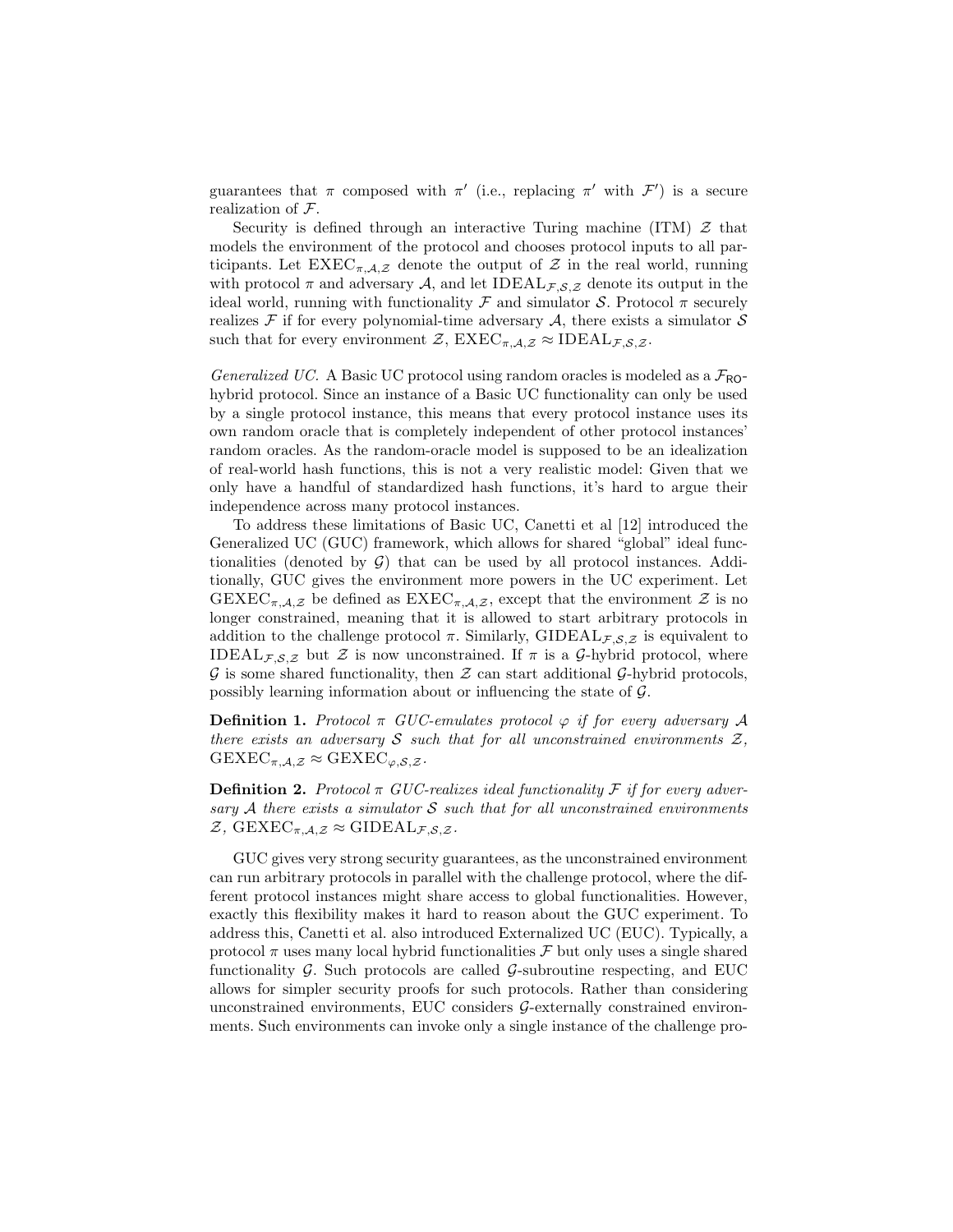guarantees that $\pi$ composed with $\pi'$ (i.e., replacing $\pi'$ with $\mathcal{F}'$) is a secure realization of $\mathcal{F}$.

Security is defined through an interactive Turing machine (ITM) $\mathcal{Z}$ that models the environment of the protocol and chooses protocol inputs to all participants. Let $\mathrm{EXEC}_{\pi,\mathcal{A},\mathcal{Z}}$ denote the output of $\mathcal{Z}$ in the real world, running with protocol $\pi$ and adversary $\mathcal{A}$, and let $\mathrm{IDEAL}_{\mathcal{F},\mathcal{S},\mathcal{Z}}$ denote its output in the ideal world, running with functionality $\mathcal{F}$ and simulator $\mathcal{S}$. Protocol $\pi$ securely realizes $\mathcal{F}$ if for every polynomial-time adversary $\mathcal{A}$, there exists a simulator $\mathcal{S}$ such that for every environment $\mathcal{Z}$, $\mathrm{EXEC}_{\pi,\mathcal{A},\mathcal{Z}} \approx \mathrm{IDEAL}_{\mathcal{F},\mathcal{S},\mathcal{Z}}$.

*Generalized UC.* A Basic UC protocol using random oracles is modeled as a $\mathcal{F}_{\mathsf{RO}}$-hybrid protocol. Since an instance of a Basic UC functionality can only be used by a single protocol instance, this means that every protocol instance uses its own random oracle that is completely independent of other protocol instances' random oracles. As the random-oracle model is supposed to be an idealization of real-world hash functions, this is not a very realistic model: Given that we only have a handful of standardized hash functions, it's hard to argue their independence across many protocol instances.

To address these limitations of Basic UC, Canetti et al [12] introduced the Generalized UC (GUC) framework, which allows for shared "global" ideal functionalities (denoted by $\mathcal{G}$) that can be used by all protocol instances. Additionally, GUC gives the environment more powers in the UC experiment. Let $\mathrm{GEXEC}_{\pi,\mathcal{A},\mathcal{Z}}$ be defined as $\mathrm{EXEC}_{\pi,\mathcal{A},\mathcal{Z}}$, except that the environment $\mathcal{Z}$ is no longer constrained, meaning that it is allowed to start arbitrary protocols in addition to the challenge protocol $\pi$. Similarly, $\mathrm{GIDEAL}_{\mathcal{F},\mathcal{S},\mathcal{Z}}$ is equivalent to $\mathrm{IDEAL}_{\mathcal{F},\mathcal{S},\mathcal{Z}}$ but $\mathcal{Z}$ is now unconstrained. If $\pi$ is a $\mathcal{G}$-hybrid protocol, where $\mathcal{G}$ is some shared functionality, then $\mathcal{Z}$ can start additional $\mathcal{G}$-hybrid protocols, possibly learning information about or influencing the state of $\mathcal{G}$.

**Definition 1.** *Protocol $\pi$ GUC-emulates protocol $\varphi$ if for every adversary $\mathcal{A}$ there exists an adversary $\mathcal{S}$ such that for all unconstrained environments $\mathcal{Z}$,* $\mathrm{GEXEC}_{\pi,\mathcal{A},\mathcal{Z}} \approx \mathrm{GEXEC}_{\varphi,\mathcal{S},\mathcal{Z}}$.

**Definition 2.** *Protocol $\pi$ GUC-realizes ideal functionality $\mathcal{F}$ if for every adversary $\mathcal{A}$ there exists a simulator $\mathcal{S}$ such that for all unconstrained environments $\mathcal{Z}$,* $\mathrm{GEXEC}_{\pi,\mathcal{A},\mathcal{Z}} \approx \mathrm{GIDEAL}_{\mathcal{F},\mathcal{S},\mathcal{Z}}$.

GUC gives very strong security guarantees, as the unconstrained environment can run arbitrary protocols in parallel with the challenge protocol, where the different protocol instances might share access to global functionalities. However, exactly this flexibility makes it hard to reason about the GUC experiment. To address this, Canetti et al. also introduced Externalized UC (EUC). Typically, a protocol $\pi$ uses many local hybrid functionalities $\mathcal{F}$ but only uses a single shared functionality $\mathcal{G}$. Such protocols are called $\mathcal{G}$-subroutine respecting, and EUC allows for simpler security proofs for such protocols. Rather than considering unconstrained environments, EUC considers $\mathcal{G}$-externally constrained environments. Such environments can invoke only a single instance of the challenge pro-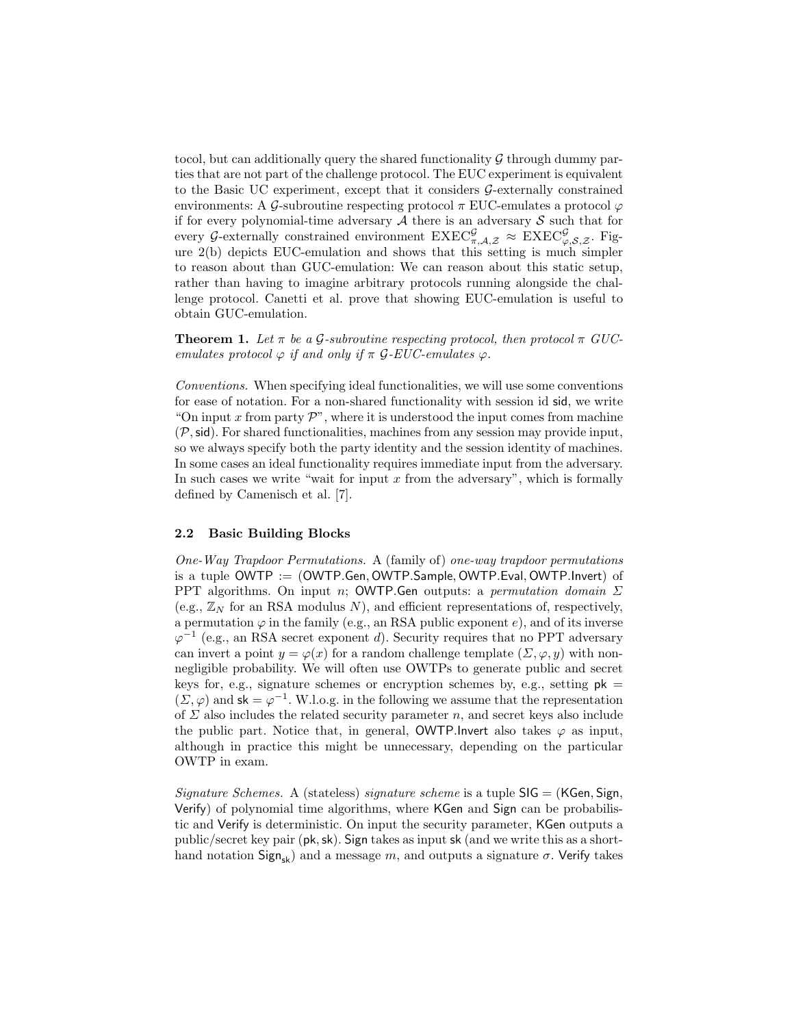tocol, but can additionally query the shared functionality $\mathcal{G}$ through dummy parties that are not part of the challenge protocol. The EUC experiment is equivalent to the Basic UC experiment, except that it considers $\mathcal{G}$-externally constrained environments: A $\mathcal{G}$-subroutine respecting protocol $\pi$ EUC-emulates a protocol $\varphi$ if for every polynomial-time adversary $\mathcal{A}$ there is an adversary $\mathcal{S}$ such that for every $\mathcal{G}$-externally constrained environment $\mathrm{EXEC}^{\mathcal{G}}_{\pi,\mathcal{A},\mathcal{Z}} \approx \mathrm{EXEC}^{\mathcal{G}}_{\varphi,\mathcal{S},\mathcal{Z}}$. Figure 2(b) depicts EUC-emulation and shows that this setting is much simpler to reason about than GUC-emulation: We can reason about this static setup, rather than having to imagine arbitrary protocols running alongside the challenge protocol. Canetti et al. prove that showing EUC-emulation is useful to obtain GUC-emulation.

**Theorem 1.** *Let $\pi$ be a $\mathcal{G}$-subroutine respecting protocol, then protocol $\pi$ GUC-emulates protocol $\varphi$ if and only if $\pi$ $\mathcal{G}$-EUC-emulates $\varphi$.*

*Conventions.* When specifying ideal functionalities, we will use some conventions for ease of notation. For a non-shared functionality with session id $\mathsf{sid}$, we write "On input $x$ from party $\mathcal{P}$", where it is understood the input comes from machine $(\mathcal{P}, \mathsf{sid})$. For shared functionalities, machines from any session may provide input, so we always specify both the party identity and the session identity of machines. In some cases an ideal functionality requires immediate input from the adversary. In such cases we write "wait for input $x$ from the adversary", which is formally defined by Camenisch et al. [7].

### 2.2 Basic Building Blocks

*One-Way Trapdoor Permutations.* A (family of) *one-way trapdoor permutations* is a tuple $\mathsf{OWTP} := (\mathsf{OWTP.Gen}, \mathsf{OWTP.Sample}, \mathsf{OWTP.Eval}, \mathsf{OWTP.Invert})$ of PPT algorithms. On input $n$; $\mathsf{OWTP.Gen}$ outputs: a *permutation domain* $\Sigma$ (e.g., $\mathbb{Z}_N$ for an RSA modulus $N$), and efficient representations of, respectively, a permutation $\varphi$ in the family (e.g., an RSA public exponent $e$), and of its inverse $\varphi^{-1}$ (e.g., an RSA secret exponent $d$). Security requires that no PPT adversary can invert a point $y = \varphi(x)$ for a random challenge template $(\Sigma, \varphi, y)$ with non-negligible probability. We will often use OWTPs to generate public and secret keys for, e.g., signature schemes or encryption schemes by, e.g., setting $\mathsf{pk} = (\Sigma, \varphi)$ and $\mathsf{sk} = \varphi^{-1}$. W.l.o.g. in the following we assume that the representation of $\Sigma$ also includes the related security parameter $n$, and secret keys also include the public part. Notice that, in general, $\mathsf{OWTP.Invert}$ also takes $\varphi$ as input, although in practice this might be unnecessary, depending on the particular OWTP in exam.

*Signature Schemes.* A (stateless) *signature scheme* is a tuple $\mathsf{SIG} = (\mathsf{KGen}, \mathsf{Sign}, \mathsf{Verify})$ of polynomial time algorithms, where $\mathsf{KGen}$ and $\mathsf{Sign}$ can be probabilistic and $\mathsf{Verify}$ is deterministic. On input the security parameter, $\mathsf{KGen}$ outputs a public/secret key pair $(\mathsf{pk}, \mathsf{sk})$. $\mathsf{Sign}$ takes as input $\mathsf{sk}$ (and we write this as a shorthand notation $\mathsf{Sign}_{\mathsf{sk}}$) and a message $m$, and outputs a signature $\sigma$. $\mathsf{Verify}$ takes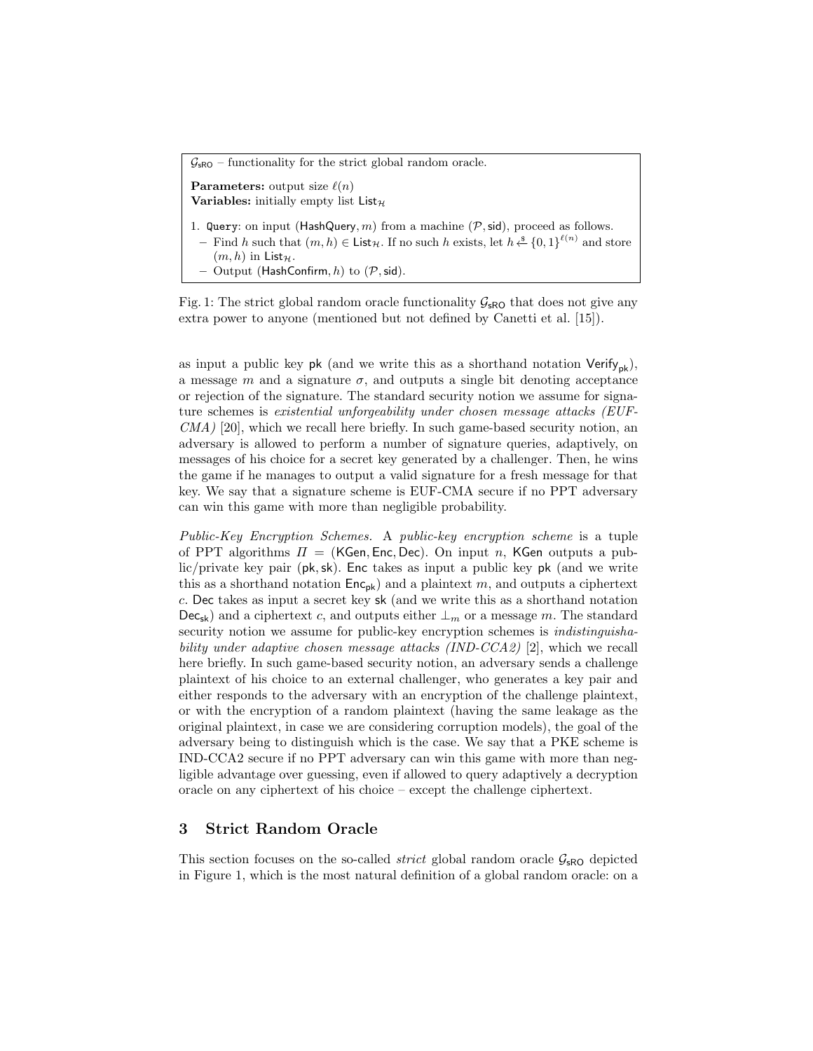$\mathcal{G}_{\mathsf{sRO}}$ – functionality for the strict global random oracle.

**Parameters:** output size $\ell(n)$
**Variables:** initially empty list $\mathsf{List}_{\mathcal{H}}$

1. `Query`: on input $(\mathsf{HashQuery}, m)$ from a machine $(\mathcal{P}, \mathsf{sid})$, proceed as follows.
   - Find $h$ such that $(m, h) \in \mathsf{List}_{\mathcal{H}}$. If no such $h$ exists, let $h \xleftarrow{\$} \{0,1\}^{\ell(n)}$ and store $(m, h)$ in $\mathsf{List}_{\mathcal{H}}$.
   - Output $(\mathsf{HashConfirm}, h)$ to $(\mathcal{P}, \mathsf{sid})$.

Fig. 1: The strict global random oracle functionality $\mathcal{G}_{\mathsf{sRO}}$ that does not give any extra power to anyone (mentioned but not defined by Canetti et al. [15]).

as input a public key $\mathsf{pk}$ (and we write this as a shorthand notation $\mathsf{Verify}_{\mathsf{pk}}$), a message $m$ and a signature $\sigma$, and outputs a single bit denoting acceptance or rejection of the signature. The standard security notion we assume for signature schemes is *existential unforgeability under chosen message attacks (EUF-CMA)* [20], which we recall here briefly. In such game-based security notion, an adversary is allowed to perform a number of signature queries, adaptively, on messages of his choice for a secret key generated by a challenger. Then, he wins the game if he manages to output a valid signature for a fresh message for that key. We say that a signature scheme is EUF-CMA secure if no PPT adversary can win this game with more than negligible probability.

*Public-Key Encryption Schemes.* A *public-key encryption scheme* is a tuple of PPT algorithms $\Pi = (\mathsf{KGen}, \mathsf{Enc}, \mathsf{Dec})$. On input $n$, $\mathsf{KGen}$ outputs a public/private key pair $(\mathsf{pk}, \mathsf{sk})$. $\mathsf{Enc}$ takes as input a public key $\mathsf{pk}$ (and we write this as a shorthand notation $\mathsf{Enc}_{\mathsf{pk}}$) and a plaintext $m$, and outputs a ciphertext $c$. $\mathsf{Dec}$ takes as input a secret key $\mathsf{sk}$ (and we write this as a shorthand notation $\mathsf{Dec}_{\mathsf{sk}}$) and a ciphertext $c$, and outputs either $\perp_m$ or a message $m$. The standard security notion we assume for public-key encryption schemes is *indistinguishability under adaptive chosen message attacks (IND-CCA2)* [2], which we recall here briefly. In such game-based security notion, an adversary sends a challenge plaintext of his choice to an external challenger, who generates a key pair and either responds to the adversary with an encryption of the challenge plaintext, or with the encryption of a random plaintext (having the same leakage as the original plaintext, in case we are considering corruption models), the goal of the adversary being to distinguish which is the case. We say that a PKE scheme is IND-CCA2 secure if no PPT adversary can win this game with more than negligible advantage over guessing, even if allowed to query adaptively a decryption oracle on any ciphertext of his choice – except the challenge ciphertext.

## 3 Strict Random Oracle

This section focuses on the so-called *strict* global random oracle $\mathcal{G}_{\mathsf{sRO}}$ depicted in Figure 1, which is the most natural definition of a global random oracle: on a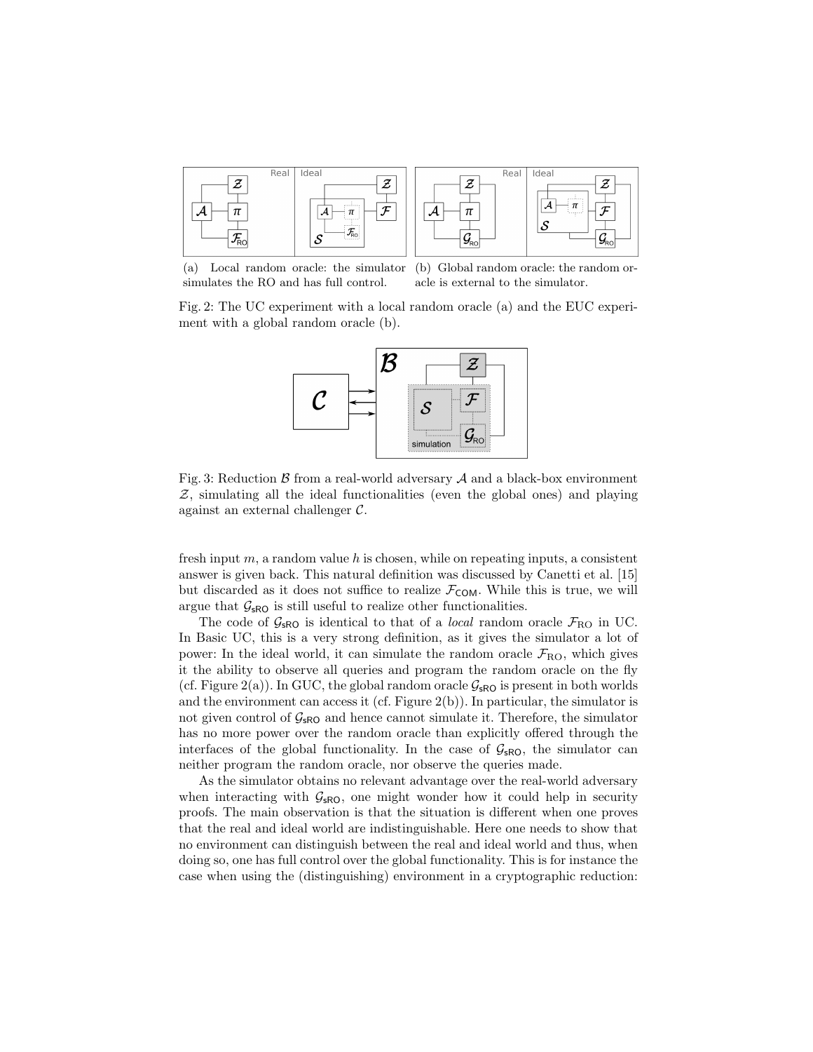(a) Local random oracle: the simulator simulates the RO and has full control.

(b) Global random oracle: the random oracle is external to the simulator.

Fig. 2: The UC experiment with a local random oracle (a) and the EUC experiment with a global random oracle (b).

Fig. 3: Reduction $\mathcal{B}$ from a real-world adversary $\mathcal{A}$ and a black-box environment $\mathcal{Z}$, simulating all the ideal functionalities (even the global ones) and playing against an external challenger $\mathcal{C}$.

fresh input $m$, a random value $h$ is chosen, while on repeating inputs, a consistent answer is given back. This natural definition was discussed by Canetti et al. [15] but discarded as it does not suffice to realize $\mathcal{F}_{\mathsf{COM}}$. While this is true, we will argue that $\mathcal{G}_{\mathsf{sRO}}$ is still useful to realize other functionalities.

The code of $\mathcal{G}_{\mathsf{sRO}}$ is identical to that of a *local* random oracle $\mathcal{F}_{\mathrm{RO}}$ in UC. In Basic UC, this is a very strong definition, as it gives the simulator a lot of power: In the ideal world, it can simulate the random oracle $\mathcal{F}_{\mathrm{RO}}$, which gives it the ability to observe all queries and program the random oracle on the fly (cf. Figure 2(a)). In GUC, the global random oracle $\mathcal{G}_{\mathsf{sRO}}$ is present in both worlds and the environment can access it (cf. Figure 2(b)). In particular, the simulator is not given control of $\mathcal{G}_{\mathsf{sRO}}$ and hence cannot simulate it. Therefore, the simulator has no more power over the random oracle than explicitly offered through the interfaces of the global functionality. In the case of $\mathcal{G}_{\mathsf{sRO}}$, the simulator can neither program the random oracle, nor observe the queries made.

As the simulator obtains no relevant advantage over the real-world adversary when interacting with $\mathcal{G}_{\mathsf{sRO}}$, one might wonder how it could help in security proofs. The main observation is that the situation is different when one proves that the real and ideal world are indistinguishable. Here one needs to show that no environment can distinguish between the real and ideal world and thus, when doing so, one has full control over the global functionality. This is for instance the case when using the (distinguishing) environment in a cryptographic reduction: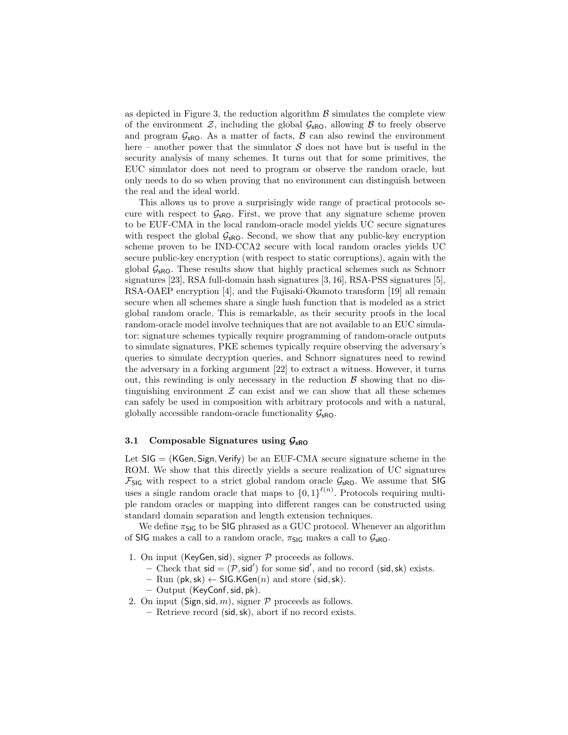as depicted in Figure 3, the reduction algorithm $\mathcal{B}$ simulates the complete view of the environment $\mathcal{Z}$, including the global $\mathcal{G}_{\mathsf{sRO}}$, allowing $\mathcal{B}$ to freely observe and program $\mathcal{G}_{\mathsf{sRO}}$. As a matter of facts, $\mathcal{B}$ can also rewind the environment here – another power that the simulator $\mathcal{S}$ does not have but is useful in the security analysis of many schemes. It turns out that for some primitives, the EUC simulator does not need to program or observe the random oracle, but only needs to do so when proving that no environment can distinguish between the real and the ideal world.

This allows us to prove a surprisingly wide range of practical protocols secure with respect to $\mathcal{G}_{\mathsf{sRO}}$. First, we prove that any signature scheme proven to be EUF-CMA in the local random-oracle model yields UC secure signatures with respect the global $\mathcal{G}_{\mathsf{sRO}}$. Second, we show that any public-key encryption scheme proven to be IND-CCA2 secure with local random oracles yields UC secure public-key encryption (with respect to static corruptions), again with the global $\mathcal{G}_{\mathsf{sRO}}$. These results show that highly practical schemes such as Schnorr signatures [23], RSA full-domain hash signatures [3, 16], RSA-PSS signatures [5], RSA-OAEP encryption [4], and the Fujisaki-Okamoto transform [19] all remain secure when all schemes share a single hash function that is modeled as a strict global random oracle. This is remarkable, as their security proofs in the local random-oracle model involve techniques that are not available to an EUC simulator: signature schemes typically require programming of random-oracle outputs to simulate signatures, PKE schemes typically require observing the adversary's queries to simulate decryption queries, and Schnorr signatures need to rewind the adversary in a forking argument [22] to extract a witness. However, it turns out, this rewinding is only necessary in the reduction $\mathcal{B}$ showing that no distinguishing environment $\mathcal{Z}$ can exist and we can show that all these schemes can safely be used in composition with arbitrary protocols and with a natural, globally accessible random-oracle functionality $\mathcal{G}_{\mathsf{sRO}}$.

### 3.1 Composable Signatures using $\mathcal{G}_{\mathsf{sRO}}$

Let $\mathsf{SIG} = (\mathsf{KGen}, \mathsf{Sign}, \mathsf{Verify})$ be an EUF-CMA secure signature scheme in the ROM. We show that this directly yields a secure realization of UC signatures $\mathcal{F}_{\mathsf{SIG}}$ with respect to a strict global random oracle $\mathcal{G}_{\mathsf{sRO}}$. We assume that $\mathsf{SIG}$ uses a single random oracle that maps to $\{0,1\}^{\ell(n)}$. Protocols requiring multiple random oracles or mapping into different ranges can be constructed using standard domain separation and length extension techniques.

We define $\pi_{\mathsf{SIG}}$ to be $\mathsf{SIG}$ phrased as a GUC protocol. Whenever an algorithm of $\mathsf{SIG}$ makes a call to a random oracle, $\pi_{\mathsf{SIG}}$ makes a call to $\mathcal{G}_{\mathsf{sRO}}$.

1. On input $(\mathsf{KeyGen}, \mathsf{sid})$, signer $\mathcal{P}$ proceeds as follows.
   - Check that $\mathsf{sid} = (\mathcal{P}, \mathsf{sid}')$ for some $\mathsf{sid}'$, and no record $(\mathsf{sid}, \mathsf{sk})$ exists.
   - Run $(\mathsf{pk}, \mathsf{sk}) \leftarrow \mathsf{SIG.KGen}(n)$ and store $(\mathsf{sid}, \mathsf{sk})$.
   - Output $(\mathsf{KeyConf}, \mathsf{sid}, \mathsf{pk})$.
2. On input $(\mathsf{Sign}, \mathsf{sid}, m)$, signer $\mathcal{P}$ proceeds as follows.
   - Retrieve record $(\mathsf{sid}, \mathsf{sk})$, abort if no record exists.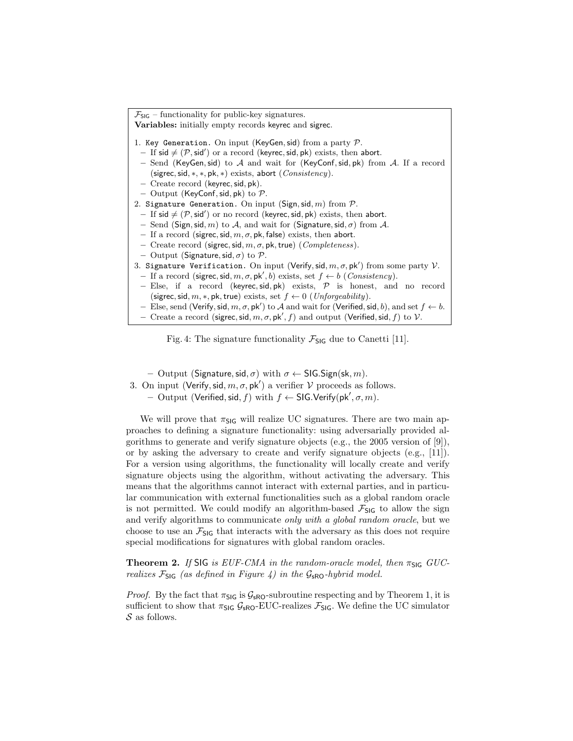$\mathcal{F}_{\mathsf{SIG}}$ – functionality for public-key signatures.
**Variables:** initially empty records $\mathsf{keyrec}$ and $\mathsf{sigrec}$.

1. `Key Generation.` On input $(\mathsf{KeyGen}, \mathsf{sid})$ from a party $\mathcal{P}$.
   - If $\mathsf{sid} \neq (\mathcal{P}, \mathsf{sid}')$ or a record $(\mathsf{keyrec}, \mathsf{sid}, \mathsf{pk})$ exists, then $\mathsf{abort}$.
   - Send $(\mathsf{KeyGen}, \mathsf{sid})$ to $\mathcal{A}$ and wait for $(\mathsf{KeyConf}, \mathsf{sid}, \mathsf{pk})$ from $\mathcal{A}$. If a record $(\mathsf{sigrec}, \mathsf{sid}, *, *, \mathsf{pk}, *)$ exists, $\mathsf{abort}$ (*Consistency*).
   - Create record $(\mathsf{keyrec}, \mathsf{sid}, \mathsf{pk})$.
   - Output $(\mathsf{KeyConf}, \mathsf{sid}, \mathsf{pk})$ to $\mathcal{P}$.
2. `Signature Generation.` On input $(\mathsf{Sign}, \mathsf{sid}, m)$ from $\mathcal{P}$.
   - If $\mathsf{sid} \neq (\mathcal{P}, \mathsf{sid}')$ or no record $(\mathsf{keyrec}, \mathsf{sid}, \mathsf{pk})$ exists, then $\mathsf{abort}$.
   - Send $(\mathsf{Sign}, \mathsf{sid}, m)$ to $\mathcal{A}$, and wait for $(\mathsf{Signature}, \mathsf{sid}, \sigma)$ from $\mathcal{A}$.
   - If a record $(\mathsf{sigrec}, \mathsf{sid}, m, \sigma, \mathsf{pk}, \mathsf{false})$ exists, then $\mathsf{abort}$.
   - Create record $(\mathsf{sigrec}, \mathsf{sid}, m, \sigma, \mathsf{pk}, \mathsf{true})$ (*Completeness*).
   - Output $(\mathsf{Signature}, \mathsf{sid}, \sigma)$ to $\mathcal{P}$.
3. `Signature Verification.` On input $(\mathsf{Verify}, \mathsf{sid}, m, \sigma, \mathsf{pk}')$ from some party $\mathcal{V}$.
   - If a record $(\mathsf{sigrec}, \mathsf{sid}, m, \sigma, \mathsf{pk}', b)$ exists, set $f \leftarrow b$ (*Consistency*).
   - Else, if a record $(\mathsf{keyrec}, \mathsf{sid}, \mathsf{pk})$ exists, $\mathcal{P}$ is honest, and no record $(\mathsf{sigrec}, \mathsf{sid}, m, *, \mathsf{pk}, \mathsf{true})$ exists, set $f \leftarrow 0$ (*Unforgeability*).
   - Else, send $(\mathsf{Verify}, \mathsf{sid}, m, \sigma, \mathsf{pk}')$ to $\mathcal{A}$ and wait for $(\mathsf{Verified}, \mathsf{sid}, b)$, and set $f \leftarrow b$.
   - Create a record $(\mathsf{sigrec}, \mathsf{sid}, m, \sigma, \mathsf{pk}', f)$ and output $(\mathsf{Verified}, \mathsf{sid}, f)$ to $\mathcal{V}$.

Fig. 4: The signature functionality $\mathcal{F}_{\mathsf{SIG}}$ due to Canetti [11].

   - Output $(\mathsf{Signature}, \mathsf{sid}, \sigma)$ with $\sigma \leftarrow \mathsf{SIG.Sign}(\mathsf{sk}, m)$.
3. On input $(\mathsf{Verify}, \mathsf{sid}, m, \sigma, \mathsf{pk}')$ a verifier $\mathcal{V}$ proceeds as follows.
   - Output $(\mathsf{Verified}, \mathsf{sid}, f)$ with $f \leftarrow \mathsf{SIG.Verify}(\mathsf{pk}', \sigma, m)$.

We will prove that $\pi_{\mathsf{SIG}}$ will realize UC signatures. There are two main approaches to defining a signature functionality: using adversarially provided algorithms to generate and verify signature objects (e.g., the 2005 version of [9]), or by asking the adversary to create and verify signature objects (e.g., [11]). For a version using algorithms, the functionality will locally create and verify signature objects using the algorithm, without activating the adversary. This means that the algorithms cannot interact with external parties, and in particular communication with external functionalities such as a global random oracle is not permitted. We could modify an algorithm-based $\mathcal{F}_{\mathsf{SIG}}$ to allow the sign and verify algorithms to communicate *only with a global random oracle*, but we choose to use an $\mathcal{F}_{\mathsf{SIG}}$ that interacts with the adversary as this does not require special modifications for signatures with global random oracles.

**Theorem 2.** *If* $\mathsf{SIG}$ *is EUF-CMA in the random-oracle model, then* $\pi_{\mathsf{SIG}}$ *GUC-realizes* $\mathcal{F}_{\mathsf{SIG}}$ *(as defined in Figure 4) in the* $\mathcal{G}_{\mathsf{sRO}}$*-hybrid model.*

*Proof.* By the fact that $\pi_{\mathsf{SIG}}$ is $\mathcal{G}_{\mathsf{sRO}}$-subroutine respecting and by Theorem 1, it is sufficient to show that $\pi_{\mathsf{SIG}}$ $\mathcal{G}_{\mathsf{sRO}}$-EUC-realizes $\mathcal{F}_{\mathsf{SIG}}$. We define the UC simulator $\mathcal{S}$ as follows.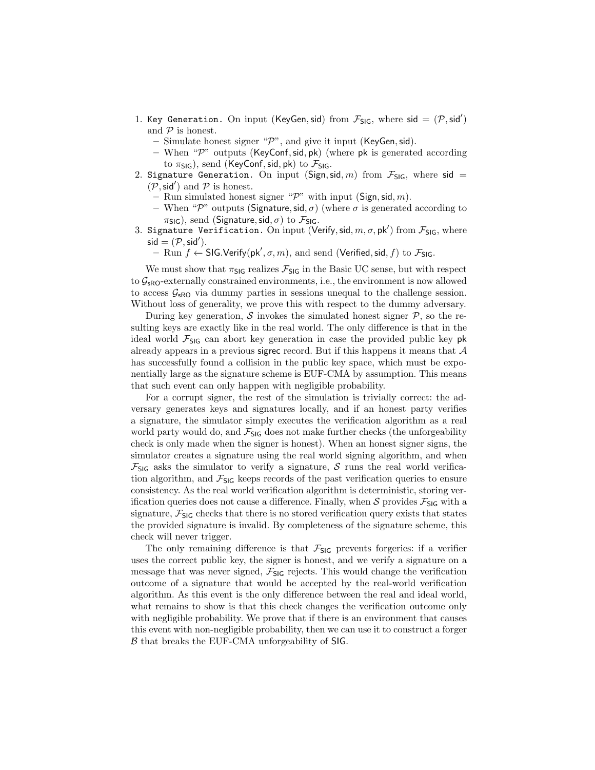1. `Key Generation.` On input $(\mathsf{KeyGen}, \mathsf{sid})$ from $\mathcal{F}_{\mathsf{SIG}}$, where $\mathsf{sid} = (\mathcal{P}, \mathsf{sid}')$ and $\mathcal{P}$ is honest.
   - Simulate honest signer "$\mathcal{P}$", and give it input $(\mathsf{KeyGen}, \mathsf{sid})$.
   - When "$\mathcal{P}$" outputs $(\mathsf{KeyConf}, \mathsf{sid}, \mathsf{pk})$ (where $\mathsf{pk}$ is generated according to $\pi_{\mathsf{SIG}}$), send $(\mathsf{KeyConf}, \mathsf{sid}, \mathsf{pk})$ to $\mathcal{F}_{\mathsf{SIG}}$.
2. `Signature Generation.` On input $(\mathsf{Sign}, \mathsf{sid}, m)$ from $\mathcal{F}_{\mathsf{SIG}}$, where $\mathsf{sid} = (\mathcal{P}, \mathsf{sid}')$ and $\mathcal{P}$ is honest.
   - Run simulated honest signer "$\mathcal{P}$" with input $(\mathsf{Sign}, \mathsf{sid}, m)$.
   - When "$\mathcal{P}$" outputs $(\mathsf{Signature}, \mathsf{sid}, \sigma)$ (where $\sigma$ is generated according to $\pi_{\mathsf{SIG}}$), send $(\mathsf{Signature}, \mathsf{sid}, \sigma)$ to $\mathcal{F}_{\mathsf{SIG}}$.
3. `Signature Verification.` On input $(\mathsf{Verify}, \mathsf{sid}, m, \sigma, \mathsf{pk}')$ from $\mathcal{F}_{\mathsf{SIG}}$, where $\mathsf{sid} = (\mathcal{P}, \mathsf{sid}')$.
   - Run $f \leftarrow \mathsf{SIG.Verify}(\mathsf{pk}', \sigma, m)$, and send $(\mathsf{Verified}, \mathsf{sid}, f)$ to $\mathcal{F}_{\mathsf{SIG}}$.

We must show that $\pi_{\mathsf{SIG}}$ realizes $\mathcal{F}_{\mathsf{SIG}}$ in the Basic UC sense, but with respect to $\mathcal{G}_{\mathsf{sRO}}$-externally constrained environments, i.e., the environment is now allowed to access $\mathcal{G}_{\mathsf{sRO}}$ via dummy parties in sessions unequal to the challenge session. Without loss of generality, we prove this with respect to the dummy adversary.

During key generation, $\mathcal{S}$ invokes the simulated honest signer $\mathcal{P}$, so the resulting keys are exactly like in the real world. The only difference is that in the ideal world $\mathcal{F}_{\mathsf{SIG}}$ can abort key generation in case the provided public key $\mathsf{pk}$ already appears in a previous $\mathsf{sigrec}$ record. But if this happens it means that $\mathcal{A}$ has successfully found a collision in the public key space, which must be exponentially large as the signature scheme is EUF-CMA by assumption. This means that such event can only happen with negligible probability.

For a corrupt signer, the rest of the simulation is trivially correct: the adversary generates keys and signatures locally, and if an honest party verifies a signature, the simulator simply executes the verification algorithm as a real world party would do, and $\mathcal{F}_{\mathsf{SIG}}$ does not make further checks (the unforgeability check is only made when the signer is honest). When an honest signer signs, the simulator creates a signature using the real world signing algorithm, and when $\mathcal{F}_{\mathsf{SIG}}$ asks the simulator to verify a signature, $\mathcal{S}$ runs the real world verification algorithm, and $\mathcal{F}_{\mathsf{SIG}}$ keeps records of the past verification queries to ensure consistency. As the real world verification algorithm is deterministic, storing verification queries does not cause a difference. Finally, when $\mathcal{S}$ provides $\mathcal{F}_{\mathsf{SIG}}$ with a signature, $\mathcal{F}_{\mathsf{SIG}}$ checks that there is no stored verification query exists that states the provided signature is invalid. By completeness of the signature scheme, this check will never trigger.

The only remaining difference is that $\mathcal{F}_{\mathsf{SIG}}$ prevents forgeries: if a verifier uses the correct public key, the signer is honest, and we verify a signature on a message that was never signed, $\mathcal{F}_{\mathsf{SIG}}$ rejects. This would change the verification outcome of a signature that would be accepted by the real-world verification algorithm. As this event is the only difference between the real and ideal world, what remains to show is that this check changes the verification outcome only with negligible probability. We prove that if there is an environment that causes this event with non-negligible probability, then we can use it to construct a forger $\mathcal{B}$ that breaks the EUF-CMA unforgeability of $\mathsf{SIG}$.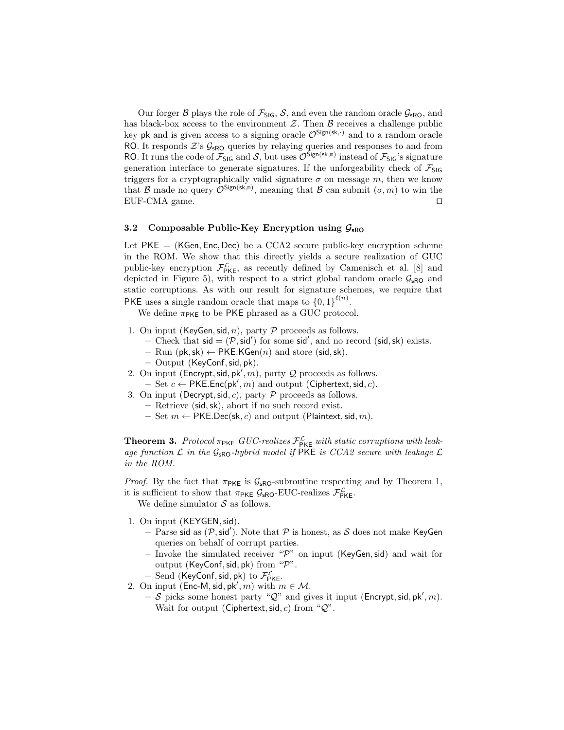Our forger $\mathcal{B}$ plays the role of $\mathcal{F}_{\mathsf{SIG}}$, $\mathcal{S}$, and even the random oracle $\mathcal{G}_{\mathsf{sRO}}$, and has black-box access to the environment $\mathcal{Z}$. Then $\mathcal{B}$ receives a challenge public key $\mathsf{pk}$ and is given access to a signing oracle $\mathcal{O}^{\mathsf{Sign}(\mathsf{sk},\cdot)}$ and to a random oracle $\mathsf{RO}$. It responds $\mathcal{Z}$'s $\mathcal{G}_{\mathsf{sRO}}$ queries by relaying queries and responses to and from $\mathsf{RO}$. It runs the code of $\mathcal{F}_{\mathsf{SIG}}$ and $\mathcal{S}$, but uses $\mathcal{O}^{\mathsf{Sign}(\mathsf{sk},\mathtt{m})}$ instead of $\mathcal{F}_{\mathsf{SIG}}$'s signature generation interface to generate signatures. If the unforgeability check of $\mathcal{F}_{\mathsf{SIG}}$ triggers for a cryptographically valid signature $\sigma$ on message $m$, then we know that $\mathcal{B}$ made no query $\mathcal{O}^{\mathsf{Sign}(\mathsf{sk},\mathtt{m})}$, meaning that $\mathcal{B}$ can submit $(\sigma, m)$ to win the EUF-CMA game. ◻

### 3.2 Composable Public-Key Encryption using $\mathcal{G}_{\mathsf{sRO}}$

Let $\mathsf{PKE} = (\mathsf{KGen}, \mathsf{Enc}, \mathsf{Dec})$ be a CCA2 secure public-key encryption scheme in the ROM. We show that this directly yields a secure realization of GUC public-key encryption $\mathcal{F}^{\mathcal{L}}_{\mathsf{PKE}}$, as recently defined by Camenisch et al. [8] and depicted in Figure 5), with respect to a strict global random oracle $\mathcal{G}_{\mathsf{sRO}}$ and static corruptions. As with our result for signature schemes, we require that $\mathsf{PKE}$ uses a single random oracle that maps to $\{0,1\}^{\ell(n)}$.

We define $\pi_{\mathsf{PKE}}$ to be $\mathsf{PKE}$ phrased as a GUC protocol.

1. On input $(\mathsf{KeyGen}, \mathsf{sid}, n)$, party $\mathcal{P}$ proceeds as follows.
   - Check that $\mathsf{sid} = (\mathcal{P}, \mathsf{sid}')$ for some $\mathsf{sid}'$, and no record $(\mathsf{sid}, \mathsf{sk})$ exists.
   - Run $(\mathsf{pk}, \mathsf{sk}) \leftarrow \mathsf{PKE.KGen}(n)$ and store $(\mathsf{sid}, \mathsf{sk})$.
   - Output $(\mathsf{KeyConf}, \mathsf{sid}, \mathsf{pk})$.
2. On input $(\mathsf{Encrypt}, \mathsf{sid}, \mathsf{pk}', m)$, party $\mathcal{Q}$ proceeds as follows.
   - Set $c \leftarrow \mathsf{PKE.Enc}(\mathsf{pk}', m)$ and output $(\mathsf{Ciphertext}, \mathsf{sid}, c)$.
3. On input $(\mathsf{Decrypt}, \mathsf{sid}, c)$, party $\mathcal{P}$ proceeds as follows.
   - Retrieve $(\mathsf{sid}, \mathsf{sk})$, abort if no such record exist.
   - Set $m \leftarrow \mathsf{PKE.Dec}(\mathsf{sk}, c)$ and output $(\mathsf{Plaintext}, \mathsf{sid}, m)$.

**Theorem 3.** *Protocol $\pi_{\mathsf{PKE}}$ GUC-realizes $\mathcal{F}^{\mathcal{L}}_{\mathsf{PKE}}$ with static corruptions with leakage function $\mathcal{L}$ in the $\mathcal{G}_{\mathsf{sRO}}$-hybrid model if $\mathsf{PKE}$ is CCA2 secure with leakage $\mathcal{L}$ in the ROM.*

*Proof.* By the fact that $\pi_{\mathsf{PKE}}$ is $\mathcal{G}_{\mathsf{sRO}}$-subroutine respecting and by Theorem 1, it is sufficient to show that $\pi_{\mathsf{PKE}}$ $\mathcal{G}_{\mathsf{sRO}}$-EUC-realizes $\mathcal{F}^{\mathcal{L}}_{\mathsf{PKE}}$.

We define simulator $\mathcal{S}$ as follows.

1. On input $(\mathsf{KEYGEN}, \mathsf{sid})$.
   - Parse $\mathsf{sid}$ as $(\mathcal{P}, \mathsf{sid}')$. Note that $\mathcal{P}$ is honest, as $\mathcal{S}$ does not make $\mathsf{KeyGen}$ queries on behalf of corrupt parties.
   - Invoke the simulated receiver "$\mathcal{P}$" on input $(\mathsf{KeyGen}, \mathsf{sid})$ and wait for output $(\mathsf{KeyConf}, \mathsf{sid}, \mathsf{pk})$ from "$\mathcal{P}$".
   - Send $(\mathsf{KeyConf}, \mathsf{sid}, \mathsf{pk})$ to $\mathcal{F}^{\mathcal{L}}_{\mathsf{PKE}}$.
2. On input $(\mathsf{Enc\text{-}M}, \mathsf{sid}, \mathsf{pk}', m)$ with $m \in \mathcal{M}$.
   - $\mathcal{S}$ picks some honest party "$\mathcal{Q}$" and gives it input $(\mathsf{Encrypt}, \mathsf{sid}, \mathsf{pk}', m)$. Wait for output $(\mathsf{Ciphertext}, \mathsf{sid}, c)$ from "$\mathcal{Q}$".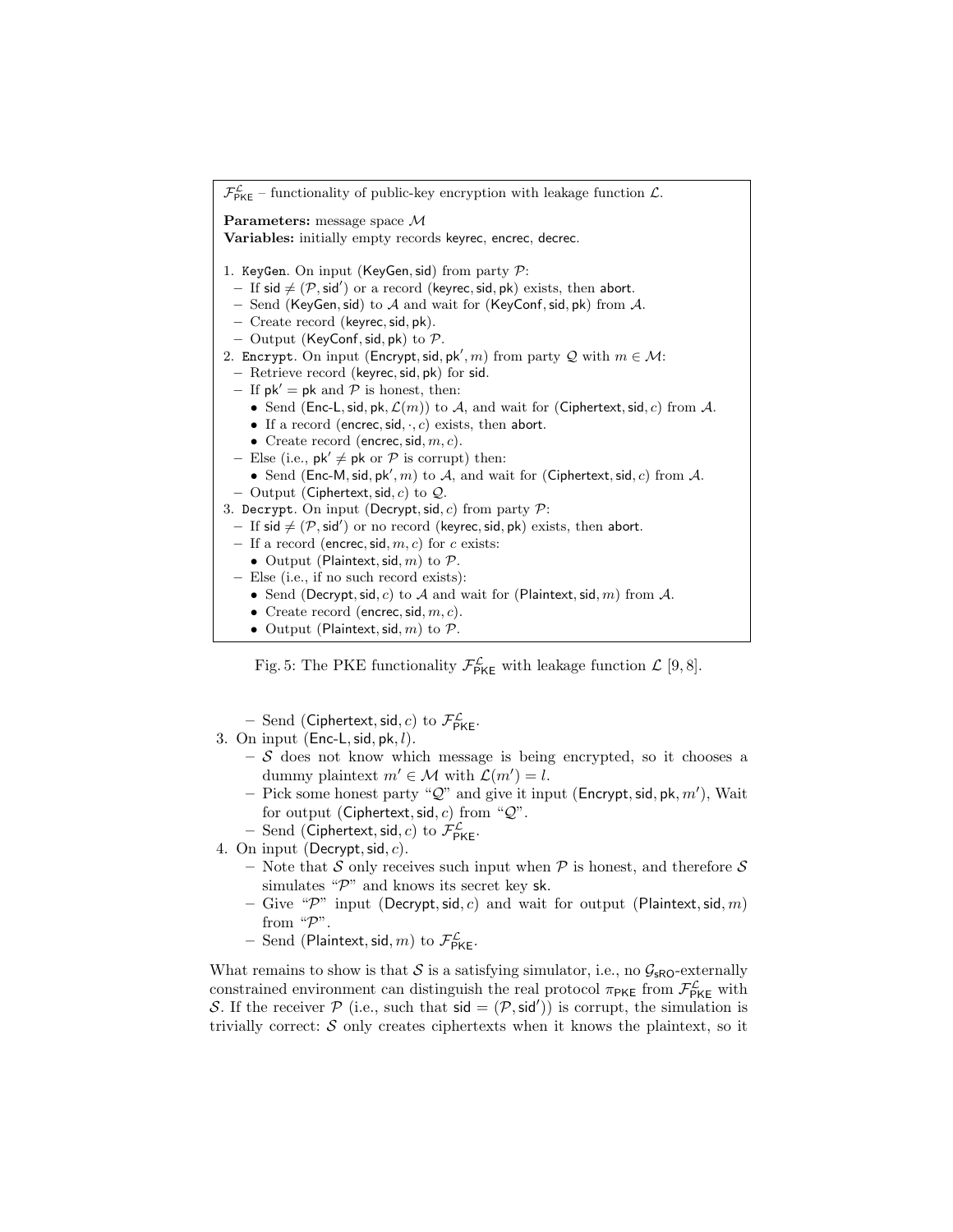$\mathcal{F}^{\mathcal{L}}_{\mathsf{PKE}}$ – functionality of public-key encryption with leakage function $\mathcal{L}$.

**Parameters:** message space $\mathcal{M}$
**Variables:** initially empty records keyrec, encrec, decrec.

1. KeyGen. On input $(\mathsf{KeyGen}, \mathsf{sid})$ from party $\mathcal{P}$:
   - If $\mathsf{sid} \neq (\mathcal{P}, \mathsf{sid}')$ or a record $(\mathsf{keyrec}, \mathsf{sid}, \mathsf{pk})$ exists, then abort.
   - Send $(\mathsf{KeyGen}, \mathsf{sid})$ to $\mathcal{A}$ and wait for $(\mathsf{KeyConf}, \mathsf{sid}, \mathsf{pk})$ from $\mathcal{A}$.
   - Create record $(\mathsf{keyrec}, \mathsf{sid}, \mathsf{pk})$.
   - Output $(\mathsf{KeyConf}, \mathsf{sid}, \mathsf{pk})$ to $\mathcal{P}$.
2. Encrypt. On input $(\mathsf{Encrypt}, \mathsf{sid}, \mathsf{pk}', m)$ from party $\mathcal{Q}$ with $m \in \mathcal{M}$:
   - Retrieve record $(\mathsf{keyrec}, \mathsf{sid}, \mathsf{pk})$ for sid.
   - If $\mathsf{pk}' = \mathsf{pk}$ and $\mathcal{P}$ is honest, then:
     - Send $(\mathsf{Enc\text{-}L}, \mathsf{sid}, \mathsf{pk}, \mathcal{L}(m))$ to $\mathcal{A}$, and wait for $(\mathsf{Ciphertext}, \mathsf{sid}, c)$ from $\mathcal{A}$.
     - If a record $(\mathsf{encrec}, \mathsf{sid}, \cdot, c)$ exists, then abort.
     - Create record $(\mathsf{encrec}, \mathsf{sid}, m, c)$.
   - Else (i.e., $\mathsf{pk}' \neq \mathsf{pk}$ or $\mathcal{P}$ is corrupt) then:
     - Send $(\mathsf{Enc\text{-}M}, \mathsf{sid}, \mathsf{pk}', m)$ to $\mathcal{A}$, and wait for $(\mathsf{Ciphertext}, \mathsf{sid}, c)$ from $\mathcal{A}$.
   - Output $(\mathsf{Ciphertext}, \mathsf{sid}, c)$ to $\mathcal{Q}$.
3. Decrypt. On input $(\mathsf{Decrypt}, \mathsf{sid}, c)$ from party $\mathcal{P}$:
   - If $\mathsf{sid} \neq (\mathcal{P}, \mathsf{sid}')$ or no record $(\mathsf{keyrec}, \mathsf{sid}, \mathsf{pk})$ exists, then abort.
   - If a record $(\mathsf{encrec}, \mathsf{sid}, m, c)$ for $c$ exists:
     - Output $(\mathsf{Plaintext}, \mathsf{sid}, m)$ to $\mathcal{P}$.
   - Else (i.e., if no such record exists):
     - Send $(\mathsf{Decrypt}, \mathsf{sid}, c)$ to $\mathcal{A}$ and wait for $(\mathsf{Plaintext}, \mathsf{sid}, m)$ from $\mathcal{A}$.
     - Create record $(\mathsf{encrec}, \mathsf{sid}, m, c)$.
     - Output $(\mathsf{Plaintext}, \mathsf{sid}, m)$ to $\mathcal{P}$.

Fig. 5: The PKE functionality $\mathcal{F}^{\mathcal{L}}_{\mathsf{PKE}}$ with leakage function $\mathcal{L}$ [9, 8].

   - Send $(\mathsf{Ciphertext}, \mathsf{sid}, c)$ to $\mathcal{F}^{\mathcal{L}}_{\mathsf{PKE}}$.
3. On input $(\mathsf{Enc\text{-}L}, \mathsf{sid}, \mathsf{pk}, l)$.
   - $\mathcal{S}$ does not know which message is being encrypted, so it chooses a dummy plaintext $m' \in \mathcal{M}$ with $\mathcal{L}(m') = l$.
   - Pick some honest party "$\mathcal{Q}$" and give it input $(\mathsf{Encrypt}, \mathsf{sid}, \mathsf{pk}, m')$, Wait for output $(\mathsf{Ciphertext}, \mathsf{sid}, c)$ from "$\mathcal{Q}$".
   - Send $(\mathsf{Ciphertext}, \mathsf{sid}, c)$ to $\mathcal{F}^{\mathcal{L}}_{\mathsf{PKE}}$.
4. On input $(\mathsf{Decrypt}, \mathsf{sid}, c)$.
   - Note that $\mathcal{S}$ only receives such input when $\mathcal{P}$ is honest, and therefore $\mathcal{S}$ simulates "$\mathcal{P}$" and knows its secret key sk.
   - Give "$\mathcal{P}$" input $(\mathsf{Decrypt}, \mathsf{sid}, c)$ and wait for output $(\mathsf{Plaintext}, \mathsf{sid}, m)$ from "$\mathcal{P}$".
   - Send $(\mathsf{Plaintext}, \mathsf{sid}, m)$ to $\mathcal{F}^{\mathcal{L}}_{\mathsf{PKE}}$.

What remains to show is that $\mathcal{S}$ is a satisfying simulator, i.e., no $\mathcal{G}_{\mathsf{sRO}}$-externally constrained environment can distinguish the real protocol $\pi_{\mathsf{PKE}}$ from $\mathcal{F}^{\mathcal{L}}_{\mathsf{PKE}}$ with $\mathcal{S}$. If the receiver $\mathcal{P}$ (i.e., such that $\mathsf{sid} = (\mathcal{P}, \mathsf{sid}')$) is corrupt, the simulation is trivially correct: $\mathcal{S}$ only creates ciphertexts when it knows the plaintext, so it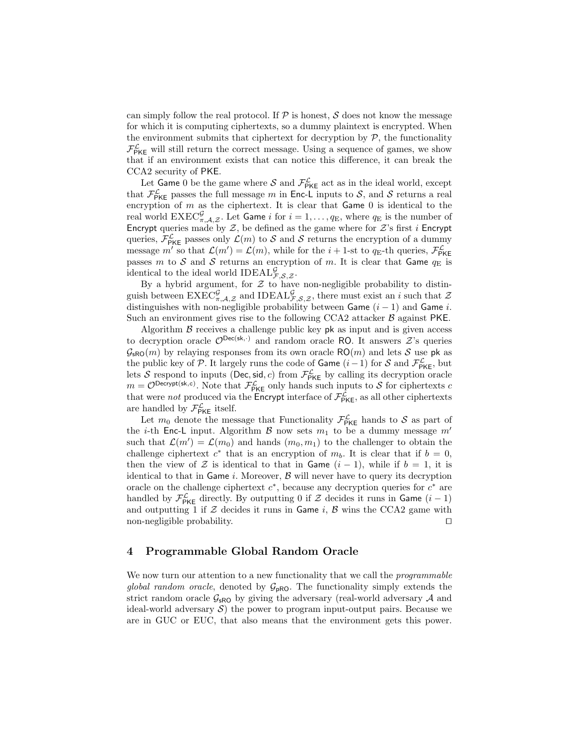can simply follow the real protocol. If $\mathcal{P}$ is honest, $\mathcal{S}$ does not know the message for which it is computing ciphertexts, so a dummy plaintext is encrypted. When the environment submits that ciphertext for decryption by $\mathcal{P}$, the functionality $\mathcal{F}_{\mathsf{PKE}}^{\mathcal{L}}$ will still return the correct message. Using a sequence of games, we show that if an environment exists that can notice this difference, it can break the CCA2 security of $\mathsf{PKE}$.

Let $\mathsf{Game}$ 0 be the game where $\mathcal{S}$ and $\mathcal{F}_{\mathsf{PKE}}^{\mathcal{L}}$ act as in the ideal world, except that $\mathcal{F}_{\mathsf{PKE}}^{\mathcal{L}}$ passes the full message $m$ in $\mathsf{Enc\text{-}L}$ inputs to $\mathcal{S}$, and $\mathcal{S}$ returns a real encryption of $m$ as the ciphertext. It is clear that $\mathsf{Game}$ 0 is identical to the real world $\mathrm{EXEC}_{\pi,\mathcal{A},\mathcal{Z}}^{\mathcal{G}}$. Let $\mathsf{Game}$ $i$ for $i = 1, \ldots, q_{\mathrm{E}}$, where $q_{\mathrm{E}}$ is the number of $\mathsf{Encrypt}$ queries made by $\mathcal{Z}$, be defined as the game where for $\mathcal{Z}$'s first $i$ $\mathsf{Encrypt}$ queries, $\mathcal{F}_{\mathsf{PKE}}^{\mathcal{L}}$ passes only $\mathcal{L}(m)$ to $\mathcal{S}$ and $\mathcal{S}$ returns the encryption of a dummy message $m'$ so that $\mathcal{L}(m') = \mathcal{L}(m)$, while for the $i+1$-st to $q_{\mathrm{E}}$-th queries, $\mathcal{F}_{\mathsf{PKE}}^{\mathcal{L}}$ passes $m$ to $\mathcal{S}$ and $\mathcal{S}$ returns an encryption of $m$. It is clear that $\mathsf{Game}$ $q_{\mathrm{E}}$ is identical to the ideal world $\mathrm{IDEAL}_{\mathcal{F},\mathcal{S},\mathcal{Z}}^{\mathcal{G}}$.

By a hybrid argument, for $\mathcal{Z}$ to have non-negligible probability to distinguish between $\mathrm{EXEC}_{\pi,\mathcal{A},\mathcal{Z}}^{\mathcal{G}}$ and $\mathrm{IDEAL}_{\mathcal{F},\mathcal{S},\mathcal{Z}}^{\mathcal{G}}$, there must exist an $i$ such that $\mathcal{Z}$ distinguishes with non-negligible probability between $\mathsf{Game}$ $(i-1)$ and $\mathsf{Game}$ $i$. Such an environment gives rise to the following CCA2 attacker $\mathcal{B}$ against $\mathsf{PKE}$.

Algorithm $\mathcal{B}$ receives a challenge public key $\mathsf{pk}$ as input and is given access to decryption oracle $\mathcal{O}^{\mathsf{Dec}(\mathsf{sk},\cdot)}$ and random oracle $\mathsf{RO}$. It answers $\mathcal{Z}$'s queries $\mathcal{G}_{\mathsf{sRO}}(m)$ by relaying responses from its own oracle $\mathsf{RO}(m)$ and lets $\mathcal{S}$ use $\mathsf{pk}$ as the public key of $\mathcal{P}$. It largely runs the code of $\mathsf{Game}$ $(i-1)$ for $\mathcal{S}$ and $\mathcal{F}_{\mathsf{PKE}}^{\mathcal{L}}$, but lets $\mathcal{S}$ respond to inputs $(\mathsf{Dec}, \mathsf{sid}, c)$ from $\mathcal{F}_{\mathsf{PKE}}^{\mathcal{L}}$ by calling its decryption oracle $m = \mathcal{O}^{\mathsf{Decrypt}(\mathsf{sk},\mathsf{c})}$. Note that $\mathcal{F}_{\mathsf{PKE}}^{\mathcal{L}}$ only hands such inputs to $\mathcal{S}$ for ciphertexts $c$ that were *not* produced via the $\mathsf{Encrypt}$ interface of $\mathcal{F}_{\mathsf{PKE}}^{\mathcal{L}}$, as all other ciphertexts are handled by $\mathcal{F}_{\mathsf{PKE}}^{\mathcal{L}}$ itself.

Let $m_0$ denote the message that Functionality $\mathcal{F}_{\mathsf{PKE}}^{\mathcal{L}}$ hands to $\mathcal{S}$ as part of the $i$-th $\mathsf{Enc\text{-}L}$ input. Algorithm $\mathcal{B}$ now sets $m_1$ to be a dummy message $m'$ such that $\mathcal{L}(m') = \mathcal{L}(m_0)$ and hands $(m_0, m_1)$ to the challenger to obtain the challenge ciphertext $c^*$ that is an encryption of $m_b$. It is clear that if $b = 0$, then the view of $\mathcal{Z}$ is identical to that in $\mathsf{Game}$ $(i-1)$, while if $b = 1$, it is identical to that in $\mathsf{Game}$ $i$. Moreover, $\mathcal{B}$ will never have to query its decryption oracle on the challenge ciphertext $c^*$, because any decryption queries for $c^*$ are handled by $\mathcal{F}_{\mathsf{PKE}}^{\mathcal{L}}$ directly. By outputting 0 if $\mathcal{Z}$ decides it runs in $\mathsf{Game}$ $(i-1)$ and outputting 1 if $\mathcal{Z}$ decides it runs in $\mathsf{Game}$ $i$, $\mathcal{B}$ wins the CCA2 game with non-negligible probability. $\square$

## 4 Programmable Global Random Oracle

We now turn our attention to a new functionality that we call the *programmable global random oracle*, denoted by $\mathcal{G}_{\mathsf{pRO}}$. The functionality simply extends the strict random oracle $\mathcal{G}_{\mathsf{sRO}}$ by giving the adversary (real-world adversary $\mathcal{A}$ and ideal-world adversary $\mathcal{S}$) the power to program input-output pairs. Because we are in GUC or EUC, that also means that the environment gets this power.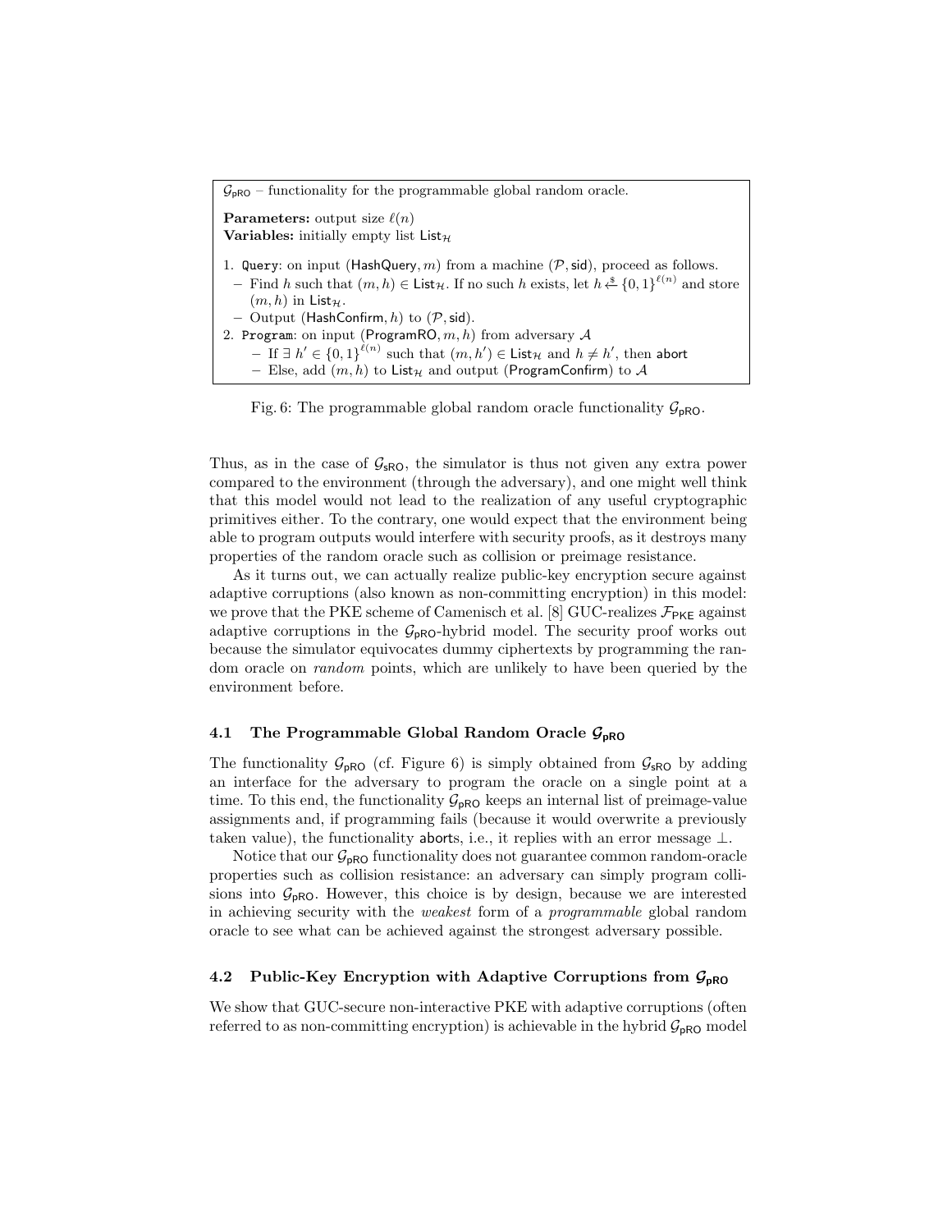$\mathcal{G}_{\mathsf{pRO}}$ – functionality for the programmable global random oracle.

**Parameters:** output size $\ell(n)$
**Variables:** initially empty list $\mathsf{List}_{\mathcal{H}}$

1. `Query`: on input $(\mathsf{HashQuery}, m)$ from a machine $(\mathcal{P}, \mathsf{sid})$, proceed as follows.
   - Find $h$ such that $(m, h) \in \mathsf{List}_{\mathcal{H}}$. If no such $h$ exists, let $h \xleftarrow{\$} \{0,1\}^{\ell(n)}$ and store $(m, h)$ in $\mathsf{List}_{\mathcal{H}}$.
   - Output $(\mathsf{HashConfirm}, h)$ to $(\mathcal{P}, \mathsf{sid})$.
2. `Program`: on input $(\mathsf{ProgramRO}, m, h)$ from adversary $\mathcal{A}$
   - If $\exists\, h' \in \{0,1\}^{\ell(n)}$ such that $(m, h') \in \mathsf{List}_{\mathcal{H}}$ and $h \neq h'$, then $\mathsf{abort}$
   - Else, add $(m, h)$ to $\mathsf{List}_{\mathcal{H}}$ and output $(\mathsf{ProgramConfirm})$ to $\mathcal{A}$

Fig. 6: The programmable global random oracle functionality $\mathcal{G}_{\mathsf{pRO}}$.

Thus, as in the case of $\mathcal{G}_{\mathsf{sRO}}$, the simulator is thus not given any extra power compared to the environment (through the adversary), and one might well think that this model would not lead to the realization of any useful cryptographic primitives either. To the contrary, one would expect that the environment being able to program outputs would interfere with security proofs, as it destroys many properties of the random oracle such as collision or preimage resistance.

As it turns out, we can actually realize public-key encryption secure against adaptive corruptions (also known as non-committing encryption) in this model: we prove that the PKE scheme of Camenisch et al. [8] GUC-realizes $\mathcal{F}_{\mathsf{PKE}}$ against adaptive corruptions in the $\mathcal{G}_{\mathsf{pRO}}$-hybrid model. The security proof works out because the simulator equivocates dummy ciphertexts by programming the random oracle on *random* points, which are unlikely to have been queried by the environment before.

### 4.1 The Programmable Global Random Oracle $\mathcal{G}_{\mathsf{pRO}}$

The functionality $\mathcal{G}_{\mathsf{pRO}}$ (cf. Figure 6) is simply obtained from $\mathcal{G}_{\mathsf{sRO}}$ by adding an interface for the adversary to program the oracle on a single point at a time. To this end, the functionality $\mathcal{G}_{\mathsf{pRO}}$ keeps an internal list of preimage-value assignments and, if programming fails (because it would overwrite a previously taken value), the functionality $\mathsf{abort}$s, i.e., it replies with an error message $\perp$.

Notice that our $\mathcal{G}_{\mathsf{pRO}}$ functionality does not guarantee common random-oracle properties such as collision resistance: an adversary can simply program collisions into $\mathcal{G}_{\mathsf{pRO}}$. However, this choice is by design, because we are interested in achieving security with the *weakest* form of a *programmable* global random oracle to see what can be achieved against the strongest adversary possible.

### 4.2 Public-Key Encryption with Adaptive Corruptions from $\mathcal{G}_{\mathsf{pRO}}$

We show that GUC-secure non-interactive PKE with adaptive corruptions (often referred to as non-committing encryption) is achievable in the hybrid $\mathcal{G}_{\mathsf{pRO}}$ model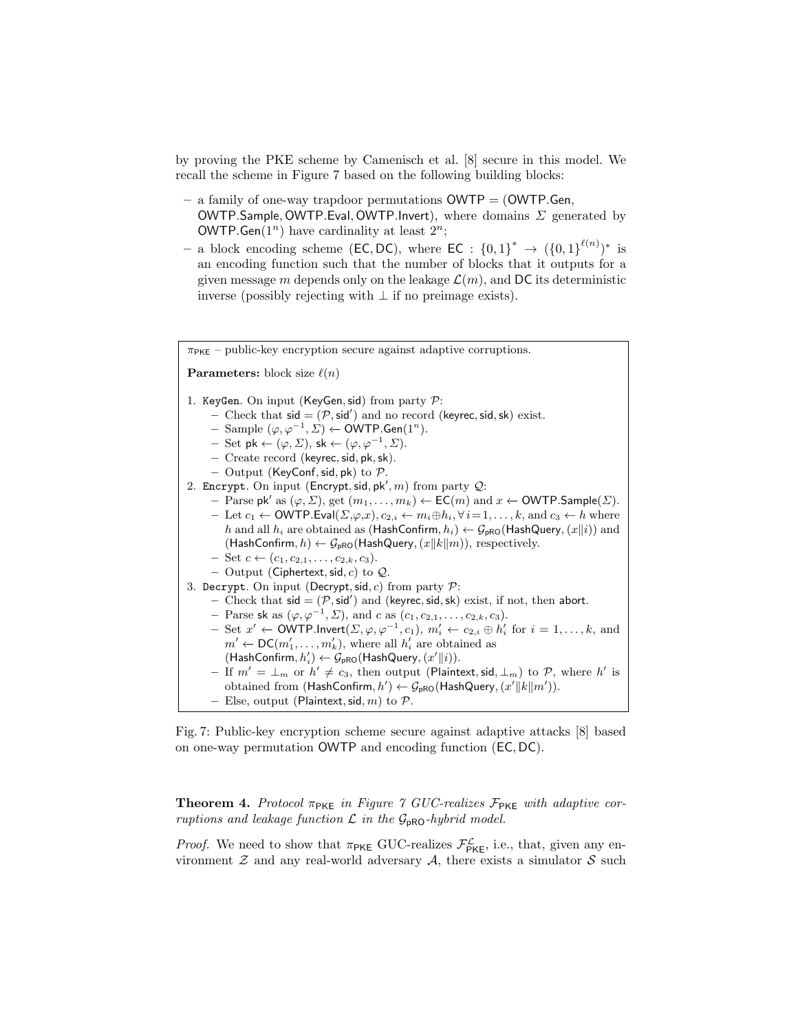by proving the PKE scheme by Camenisch et al. [8] secure in this model. We recall the scheme in Figure 7 based on the following building blocks:

- a family of one-way trapdoor permutations $\mathsf{OWTP} = (\mathsf{OWTP.Gen}, \mathsf{OWTP.Sample}, \mathsf{OWTP.Eval}, \mathsf{OWTP.Invert})$, where domains $\Sigma$ generated by $\mathsf{OWTP.Gen}(1^n)$ have cardinality at least $2^n$;
- a block encoding scheme $(\mathsf{EC}, \mathsf{DC})$, where $\mathsf{EC} : \{0,1\}^* \rightarrow (\{0,1\}^{\ell(n)})^*$ is an encoding function such that the number of blocks that it outputs for a given message $m$ depends only on the leakage $\mathcal{L}(m)$, and $\mathsf{DC}$ its deterministic inverse (possibly rejecting with $\bot$ if no preimage exists).

---

$\pi_{\mathsf{PKE}}$ – public-key encryption secure against adaptive corruptions.

**Parameters:** block size $\ell(n)$

1. KeyGen. On input $(\mathsf{KeyGen}, \mathsf{sid})$ from party $\mathcal{P}$:
   - Check that $\mathsf{sid} = (\mathcal{P}, \mathsf{sid}')$ and no record $(\mathsf{keyrec}, \mathsf{sid}, \mathsf{sk})$ exist.
   - Sample $(\varphi, \varphi^{-1}, \Sigma) \leftarrow \mathsf{OWTP.Gen}(1^n)$.
   - Set $\mathsf{pk} \leftarrow (\varphi, \Sigma)$, $\mathsf{sk} \leftarrow (\varphi, \varphi^{-1}, \Sigma)$.
   - Create record $(\mathsf{keyrec}, \mathsf{sid}, \mathsf{pk}, \mathsf{sk})$.
   - Output $(\mathsf{KeyConf}, \mathsf{sid}, \mathsf{pk})$ to $\mathcal{P}$.
2. Encrypt. On input $(\mathsf{Encrypt}, \mathsf{sid}, \mathsf{pk}', m)$ from party $\mathcal{Q}$:
   - Parse $\mathsf{pk}'$ as $(\varphi, \Sigma)$, get $(m_1, \ldots, m_k) \leftarrow \mathsf{EC}(m)$ and $x \leftarrow \mathsf{OWTP.Sample}(\Sigma)$.
   - Let $c_1 \leftarrow \mathsf{OWTP.Eval}(\Sigma, \varphi, x), c_{2,i} \leftarrow m_i \oplus h_i, \forall i = 1, \ldots, k$, and $c_3 \leftarrow h$ where $h$ and all $h_i$ are obtained as $(\mathsf{HashConfirm}, h_i) \leftarrow \mathcal{G}_{\mathsf{pRO}}(\mathsf{HashQuery}, (x\|i))$ and $(\mathsf{HashConfirm}, h) \leftarrow \mathcal{G}_{\mathsf{pRO}}(\mathsf{HashQuery}, (x\|k\|m))$, respectively.
   - Set $c \leftarrow (c_1, c_{2,1}, \ldots, c_{2,k}, c_3)$.
   - Output $(\mathsf{Ciphertext}, \mathsf{sid}, c)$ to $\mathcal{Q}$.
3. Decrypt. On input $(\mathsf{Decrypt}, \mathsf{sid}, c)$ from party $\mathcal{P}$:
   - Check that $\mathsf{sid} = (\mathcal{P}, \mathsf{sid}')$ and $(\mathsf{keyrec}, \mathsf{sid}, \mathsf{sk})$ exist, if not, then abort.
   - Parse $\mathsf{sk}$ as $(\varphi, \varphi^{-1}, \Sigma)$, and $c$ as $(c_1, c_{2,1}, \ldots, c_{2,k}, c_3)$.
   - Set $x' \leftarrow \mathsf{OWTP.Invert}(\Sigma, \varphi, \varphi^{-1}, c_1)$, $m'_i \leftarrow c_{2,i} \oplus h'_i$ for $i = 1, \ldots, k$, and $m' \leftarrow \mathsf{DC}(m'_1, \ldots, m'_k)$, where all $h'_i$ are obtained as $(\mathsf{HashConfirm}, h'_i) \leftarrow \mathcal{G}_{\mathsf{pRO}}(\mathsf{HashQuery}, (x'\|i))$.
   - If $m' = \bot_m$ or $h' \neq c_3$, then output $(\mathsf{Plaintext}, \mathsf{sid}, \bot_m)$ to $\mathcal{P}$, where $h'$ is obtained from $(\mathsf{HashConfirm}, h') \leftarrow \mathcal{G}_{\mathsf{pRO}}(\mathsf{HashQuery}, (x'\|k\|m'))$.
   - Else, output $(\mathsf{Plaintext}, \mathsf{sid}, m)$ to $\mathcal{P}$.

---

Fig. 7: Public-key encryption scheme secure against adaptive attacks [8] based on one-way permutation $\mathsf{OWTP}$ and encoding function $(\mathsf{EC}, \mathsf{DC})$.

**Theorem 4.** *Protocol $\pi_{\mathsf{PKE}}$ in Figure 7 GUC-realizes $\mathcal{F}_{\mathsf{PKE}}$ with adaptive corruptions and leakage function $\mathcal{L}$ in the $\mathcal{G}_{\mathsf{pRO}}$-hybrid model.*

*Proof.* We need to show that $\pi_{\mathsf{PKE}}$ GUC-realizes $\mathcal{F}^{\mathcal{L}}_{\mathsf{PKE}}$, i.e., that, given any environment $\mathcal{Z}$ and any real-world adversary $\mathcal{A}$, there exists a simulator $\mathcal{S}$ such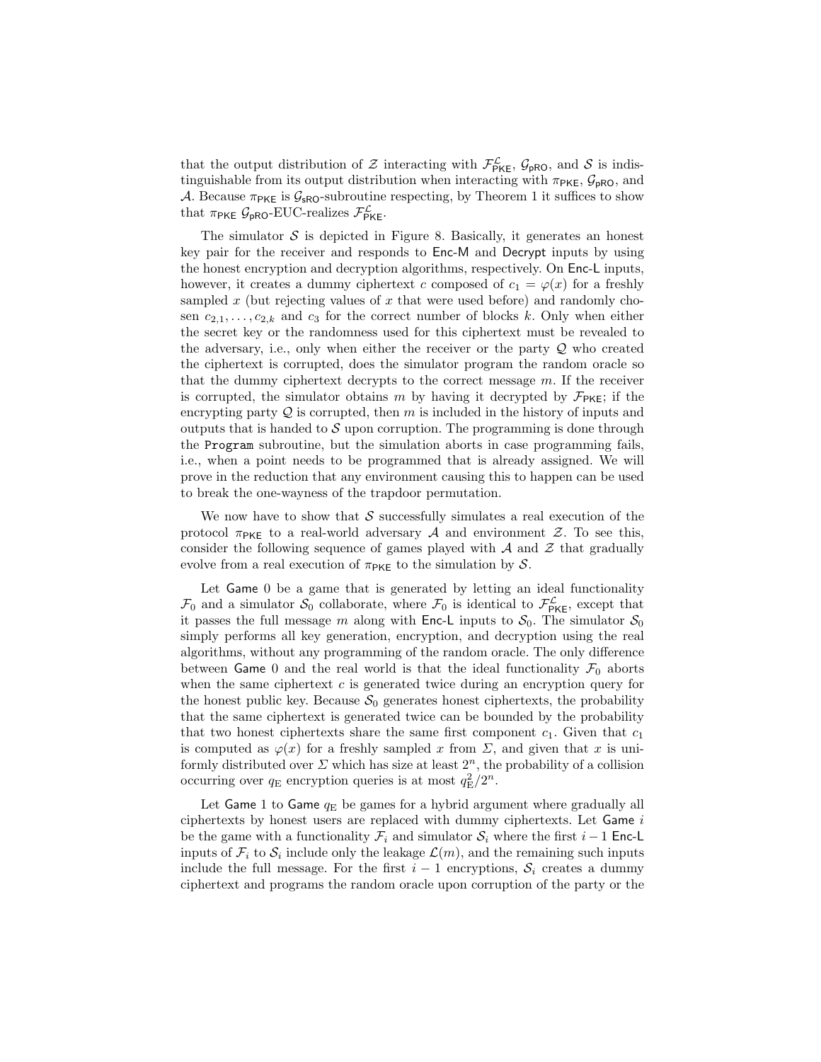that the output distribution of $\mathcal{Z}$ interacting with $\mathcal{F}_{\mathsf{PKE}}^{\mathcal{L}}$, $\mathcal{G}_{\mathsf{pRO}}$, and $\mathcal{S}$ is indistinguishable from its output distribution when interacting with $\pi_{\mathsf{PKE}}$, $\mathcal{G}_{\mathsf{pRO}}$, and $\mathcal{A}$. Because $\pi_{\mathsf{PKE}}$ is $\mathcal{G}_{\mathsf{sRO}}$-subroutine respecting, by Theorem 1 it suffices to show that $\pi_{\mathsf{PKE}}$ $\mathcal{G}_{\mathsf{pRO}}$-EUC-realizes $\mathcal{F}_{\mathsf{PKE}}^{\mathcal{L}}$.

The simulator $\mathcal{S}$ is depicted in Figure 8. Basically, it generates an honest key pair for the receiver and responds to Enc-M and Decrypt inputs by using the honest encryption and decryption algorithms, respectively. On Enc-L inputs, however, it creates a dummy ciphertext $c$ composed of $c_1 = \varphi(x)$ for a freshly sampled $x$ (but rejecting values of $x$ that were used before) and randomly chosen $c_{2,1}, \ldots, c_{2,k}$ and $c_3$ for the correct number of blocks $k$. Only when either the secret key or the randomness used for this ciphertext must be revealed to the adversary, i.e., only when either the receiver or the party $\mathcal{Q}$ who created the ciphertext is corrupted, does the simulator program the random oracle so that the dummy ciphertext decrypts to the correct message $m$. If the receiver is corrupted, the simulator obtains $m$ by having it decrypted by $\mathcal{F}_{\mathsf{PKE}}$; if the encrypting party $\mathcal{Q}$ is corrupted, then $m$ is included in the history of inputs and outputs that is handed to $\mathcal{S}$ upon corruption. The programming is done through the `Program` subroutine, but the simulation aborts in case programming fails, i.e., when a point needs to be programmed that is already assigned. We will prove in the reduction that any environment causing this to happen can be used to break the one-wayness of the trapdoor permutation.

We now have to show that $\mathcal{S}$ successfully simulates a real execution of the protocol $\pi_{\mathsf{PKE}}$ to a real-world adversary $\mathcal{A}$ and environment $\mathcal{Z}$. To see this, consider the following sequence of games played with $\mathcal{A}$ and $\mathcal{Z}$ that gradually evolve from a real execution of $\pi_{\mathsf{PKE}}$ to the simulation by $\mathcal{S}$.

Let Game 0 be a game that is generated by letting an ideal functionality $\mathcal{F}_0$ and a simulator $\mathcal{S}_0$ collaborate, where $\mathcal{F}_0$ is identical to $\mathcal{F}_{\mathsf{PKE}}^{\mathcal{L}}$, except that it passes the full message $m$ along with Enc-L inputs to $\mathcal{S}_0$. The simulator $\mathcal{S}_0$ simply performs all key generation, encryption, and decryption using the real algorithms, without any programming of the random oracle. The only difference between Game 0 and the real world is that the ideal functionality $\mathcal{F}_0$ aborts when the same ciphertext $c$ is generated twice during an encryption query for the honest public key. Because $\mathcal{S}_0$ generates honest ciphertexts, the probability that the same ciphertext is generated twice can be bounded by the probability that two honest ciphertexts share the same first component $c_1$. Given that $c_1$ is computed as $\varphi(x)$ for a freshly sampled $x$ from $\Sigma$, and given that $x$ is uniformly distributed over $\Sigma$ which has size at least $2^n$, the probability of a collision occurring over $q_{\mathrm{E}}$ encryption queries is at most $q_{\mathrm{E}}^2/2^n$.

Let Game 1 to Game $q_{\mathrm{E}}$ be games for a hybrid argument where gradually all ciphertexts by honest users are replaced with dummy ciphertexts. Let Game $i$ be the game with a functionality $\mathcal{F}_i$ and simulator $\mathcal{S}_i$ where the first $i-1$ Enc-L inputs of $\mathcal{F}_i$ to $\mathcal{S}_i$ include only the leakage $\mathcal{L}(m)$, and the remaining such inputs include the full message. For the first $i-1$ encryptions, $\mathcal{S}_i$ creates a dummy ciphertext and programs the random oracle upon corruption of the party or the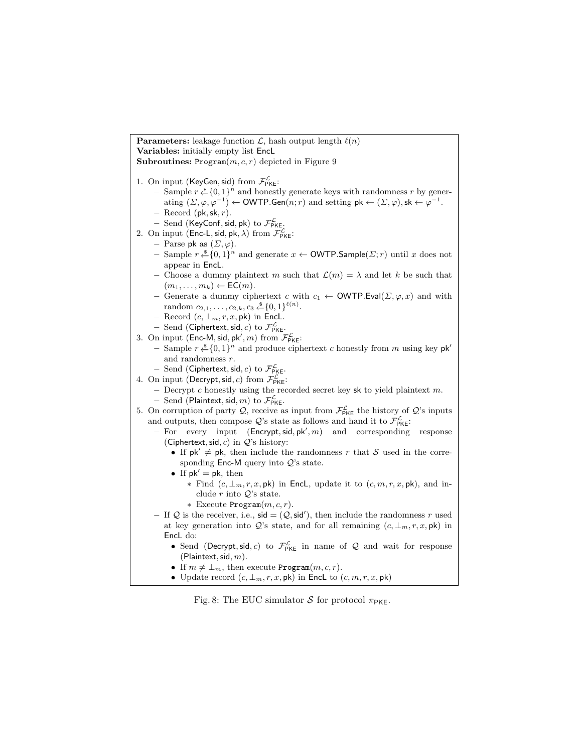**Parameters:** leakage function $\mathcal{L}$, hash output length $\ell(n)$
**Variables:** initially empty list $\mathsf{EncL}$
**Subroutines:** $\mathtt{Program}(m, c, r)$ depicted in Figure 9

1. On input $(\mathsf{KeyGen}, \mathsf{sid})$ from $\mathcal{F}^{\mathcal{L}}_{\mathsf{PKE}}$:
   - Sample $r \xleftarrow{\$} \{0,1\}^n$ and honestly generate keys with randomness $r$ by generating $(\Sigma, \varphi, \varphi^{-1}) \leftarrow \mathsf{OWTP.Gen}(n; r)$ and setting $\mathsf{pk} \leftarrow (\Sigma, \varphi), \mathsf{sk} \leftarrow \varphi^{-1}$.
   - Record $(\mathsf{pk}, \mathsf{sk}, r)$.
   - Send $(\mathsf{KeyConf}, \mathsf{sid}, \mathsf{pk})$ to $\mathcal{F}^{\mathcal{L}}_{\mathsf{PKE}}$.
2. On input $(\mathsf{Enc\text{-}L}, \mathsf{sid}, \mathsf{pk}, \lambda)$ from $\mathcal{F}^{\mathcal{L}}_{\mathsf{PKE}}$:
   - Parse $\mathsf{pk}$ as $(\Sigma, \varphi)$.
   - Sample $r \xleftarrow{\$} \{0,1\}^n$ and generate $x \leftarrow \mathsf{OWTP.Sample}(\Sigma; r)$ until $x$ does not appear in $\mathsf{EncL}$.
   - Choose a dummy plaintext $m$ such that $\mathcal{L}(m) = \lambda$ and let $k$ be such that $(m_1, \ldots, m_k) \leftarrow \mathsf{EC}(m)$.
   - Generate a dummy ciphertext $c$ with $c_1 \leftarrow \mathsf{OWTP.Eval}(\Sigma, \varphi, x)$ and with random $c_{2,1}, \ldots, c_{2,k}, c_3 \xleftarrow{\$} \{0,1\}^{\ell(n)}$.
   - Record $(c, \perp_m, r, x, \mathsf{pk})$ in $\mathsf{EncL}$.
   - Send $(\mathsf{Ciphertext}, \mathsf{sid}, c)$ to $\mathcal{F}^{\mathcal{L}}_{\mathsf{PKE}}$.
3. On input $(\mathsf{Enc\text{-}M}, \mathsf{sid}, \mathsf{pk}', m)$ from $\mathcal{F}^{\mathcal{L}}_{\mathsf{PKE}}$:
   - Sample $r \xleftarrow{\$} \{0,1\}^n$ and produce ciphertext $c$ honestly from $m$ using key $\mathsf{pk}'$ and randomness $r$.
   - Send $(\mathsf{Ciphertext}, \mathsf{sid}, c)$ to $\mathcal{F}^{\mathcal{L}}_{\mathsf{PKE}}$.
4. On input $(\mathsf{Decrypt}, \mathsf{sid}, c)$ from $\mathcal{F}^{\mathcal{L}}_{\mathsf{PKE}}$:
   - Decrypt $c$ honestly using the recorded secret key $\mathsf{sk}$ to yield plaintext $m$.
   - Send $(\mathsf{Plaintext}, \mathsf{sid}, m)$ to $\mathcal{F}^{\mathcal{L}}_{\mathsf{PKE}}$.
5. On corruption of party $\mathcal{Q}$, receive as input from $\mathcal{F}^{\mathcal{L}}_{\mathsf{PKE}}$ the history of $\mathcal{Q}$'s inputs and outputs, then compose $\mathcal{Q}$'s state as follows and hand it to $\mathcal{F}^{\mathcal{L}}_{\mathsf{PKE}}$:
   - For every input $(\mathsf{Encrypt}, \mathsf{sid}, \mathsf{pk}', m)$ and corresponding response $(\mathsf{Ciphertext}, \mathsf{sid}, c)$ in $\mathcal{Q}$'s history:
     - If $\mathsf{pk}' \neq \mathsf{pk}$, then include the randomness $r$ that $\mathcal{S}$ used in the corresponding $\mathsf{Enc\text{-}M}$ query into $\mathcal{Q}$'s state.
     - If $\mathsf{pk}' = \mathsf{pk}$, then
       - Find $(c, \perp_m, r, x, \mathsf{pk})$ in $\mathsf{EncL}$, update it to $(c, m, r, x, \mathsf{pk})$, and include $r$ into $\mathcal{Q}$'s state.
       - Execute $\mathtt{Program}(m, c, r)$.
   - If $\mathcal{Q}$ is the receiver, i.e., $\mathsf{sid} = (\mathcal{Q}, \mathsf{sid}')$, then include the randomness $r$ used at key generation into $\mathcal{Q}$'s state, and for all remaining $(c, \perp_m, r, x, \mathsf{pk})$ in $\mathsf{EncL}$ do:
     - Send $(\mathsf{Decrypt}, \mathsf{sid}, c)$ to $\mathcal{F}^{\mathcal{L}}_{\mathsf{PKE}}$ in name of $\mathcal{Q}$ and wait for response $(\mathsf{Plaintext}, \mathsf{sid}, m)$.
     - If $m \neq \perp_m$, then execute $\mathtt{Program}(m, c, r)$.
     - Update record $(c, \perp_m, r, x, \mathsf{pk})$ in $\mathsf{EncL}$ to $(c, m, r, x, \mathsf{pk})$

Fig. 8: The EUC simulator $\mathcal{S}$ for protocol $\pi_{\mathsf{PKE}}$.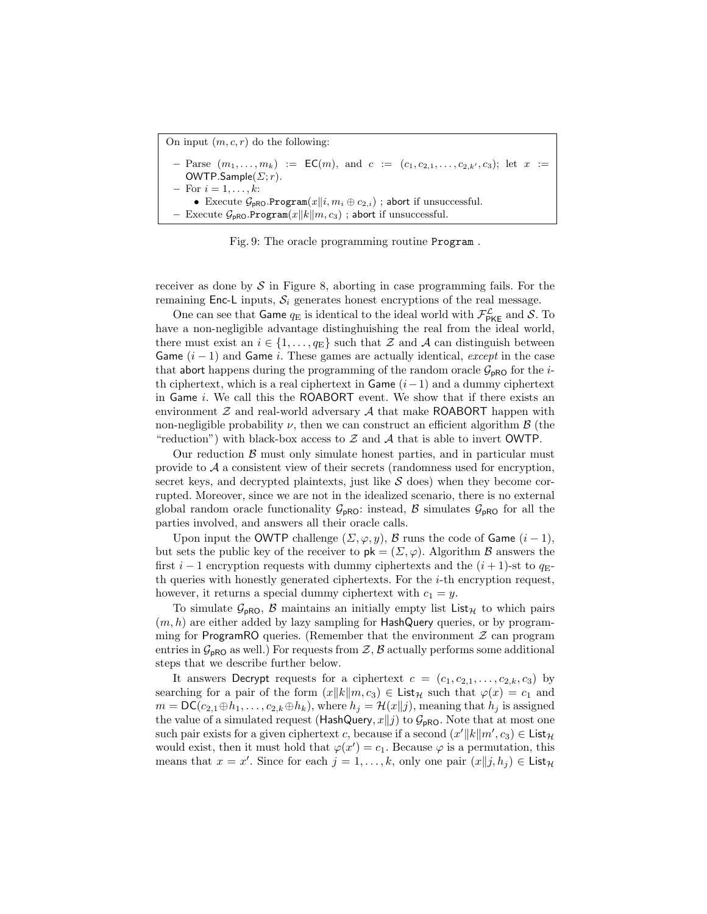On input $(m, c, r)$ do the following:

- Parse $(m_1, \ldots, m_k) := \mathsf{EC}(m)$, and $c := (c_1, c_{2,1}, \ldots, c_{2,k'}, c_3)$; let $x := \mathsf{OWTP.Sample}(\Sigma; r)$.
- For $i = 1, \ldots, k$:
  - Execute $\mathcal{G}_{\mathsf{pRO}}.\mathtt{Program}(x\|i, m_i \oplus c_{2,i})$ ; $\mathsf{abort}$ if unsuccessful.
- Execute $\mathcal{G}_{\mathsf{pRO}}.\mathtt{Program}(x\|k\|m, c_3)$ ; $\mathsf{abort}$ if unsuccessful.

Fig. 9: The oracle programming routine Program .

receiver as done by $\mathcal{S}$ in Figure 8, aborting in case programming fails. For the remaining Enc-L inputs, $\mathcal{S}_i$ generates honest encryptions of the real message.

One can see that Game $q_{\mathrm{E}}$ is identical to the ideal world with $\mathcal{F}^{\mathcal{L}}_{\mathsf{PKE}}$ and $\mathcal{S}$. To have a non-negligible advantage distinguishing the real from the ideal world, there must exist an $i \in \{1, \ldots, q_{\mathrm{E}}\}$ such that $\mathcal{Z}$ and $\mathcal{A}$ can distinguish between Game $(i-1)$ and Game $i$. These games are actually identical, *except* in the case that abort happens during the programming of the random oracle $\mathcal{G}_{\mathsf{pRO}}$ for the $i$-th ciphertext, which is a real ciphertext in Game $(i-1)$ and a dummy ciphertext in Game $i$. We call this the ROABORT event. We show that if there exists an environment $\mathcal{Z}$ and real-world adversary $\mathcal{A}$ that make ROABORT happen with non-negligible probability $\nu$, then we can construct an efficient algorithm $\mathcal{B}$ (the "reduction") with black-box access to $\mathcal{Z}$ and $\mathcal{A}$ that is able to invert OWTP.

Our reduction $\mathcal{B}$ must only simulate honest parties, and in particular must provide to $\mathcal{A}$ a consistent view of their secrets (randomness used for encryption, secret keys, and decrypted plaintexts, just like $\mathcal{S}$ does) when they become corrupted. Moreover, since we are not in the idealized scenario, there is no external global random oracle functionality $\mathcal{G}_{\mathsf{pRO}}$: instead, $\mathcal{B}$ simulates $\mathcal{G}_{\mathsf{pRO}}$ for all the parties involved, and answers all their oracle calls.

Upon input the OWTP challenge $(\Sigma, \varphi, y)$, $\mathcal{B}$ runs the code of Game $(i-1)$, but sets the public key of the receiver to $\mathsf{pk} = (\Sigma, \varphi)$. Algorithm $\mathcal{B}$ answers the first $i-1$ encryption requests with dummy ciphertexts and the $(i+1)$-st to $q_{\mathrm{E}}$-th queries with honestly generated ciphertexts. For the $i$-th encryption request, however, it returns a special dummy ciphertext with $c_1 = y$.

To simulate $\mathcal{G}_{\mathsf{pRO}}$, $\mathcal{B}$ maintains an initially empty list $\mathsf{List}_{\mathcal{H}}$ to which pairs $(m, h)$ are either added by lazy sampling for HashQuery queries, or by programming for ProgramRO queries. (Remember that the environment $\mathcal{Z}$ can program entries in $\mathcal{G}_{\mathsf{pRO}}$ as well.) For requests from $\mathcal{Z}$, $\mathcal{B}$ actually performs some additional steps that we describe further below.

It answers Decrypt requests for a ciphertext $c = (c_1, c_{2,1}, \ldots, c_{2,k}, c_3)$ by searching for a pair of the form $(x\|k\|m, c_3) \in \mathsf{List}_{\mathcal{H}}$ such that $\varphi(x) = c_1$ and $m = \mathsf{DC}(c_{2,1} \oplus h_1, \ldots, c_{2,k} \oplus h_k)$, where $h_j = \mathcal{H}(x\|j)$, meaning that $h_j$ is assigned the value of a simulated request $(\mathsf{HashQuery}, x\|j)$ to $\mathcal{G}_{\mathsf{pRO}}$. Note that at most one such pair exists for a given ciphertext $c$, because if a second $(x'\|k\|m', c_3) \in \mathsf{List}_{\mathcal{H}}$ would exist, then it must hold that $\varphi(x') = c_1$. Because $\varphi$ is a permutation, this means that $x = x'$. Since for each $j = 1, \ldots, k$, only one pair $(x\|j, h_j) \in \mathsf{List}_{\mathcal{H}}$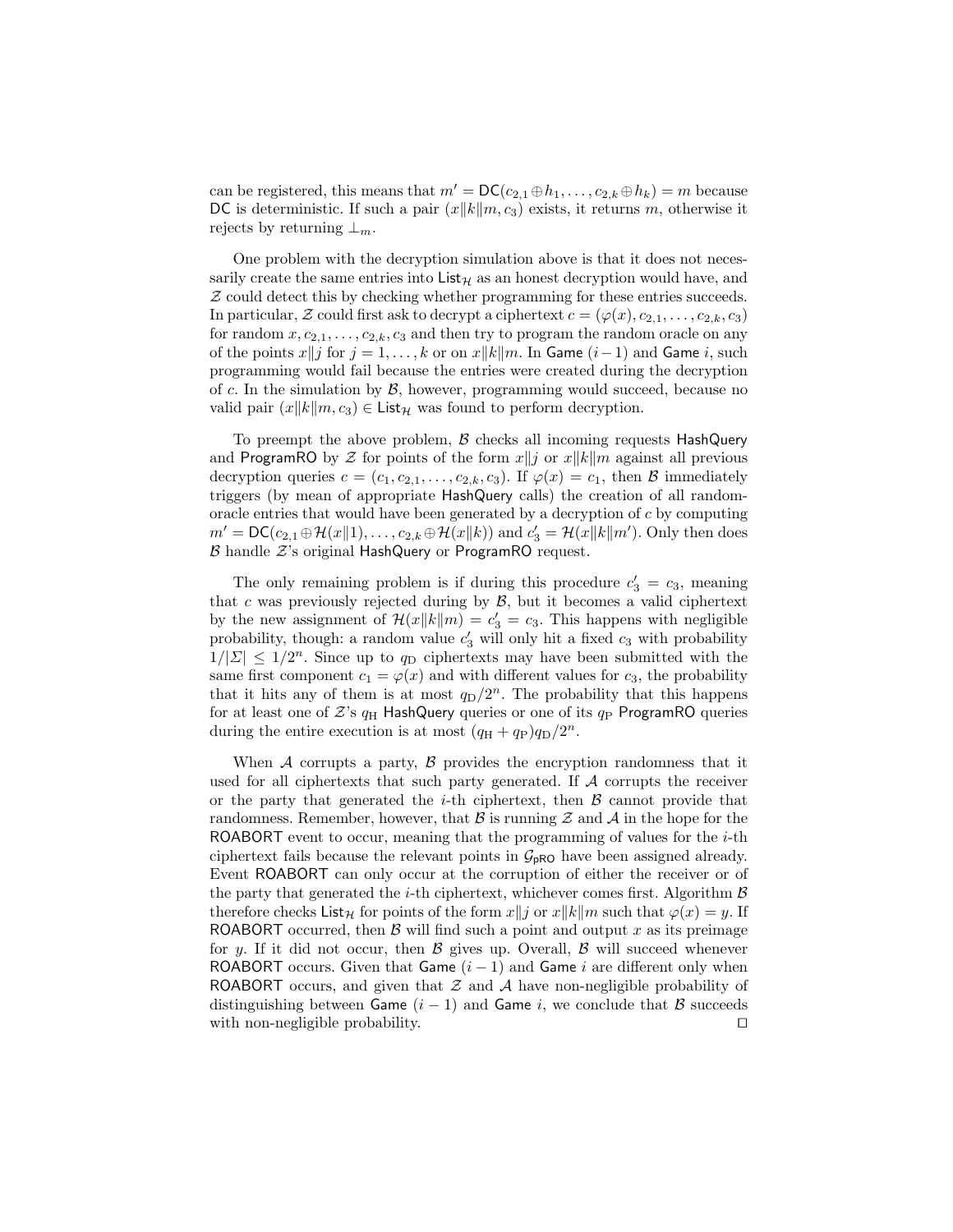can be registered, this means that $m' = \mathsf{DC}(c_{2,1} \oplus h_1, \ldots, c_{2,k} \oplus h_k) = m$ because $\mathsf{DC}$ is deterministic. If such a pair $(x\|k\|m, c_3)$ exists, it returns $m$, otherwise it rejects by returning $\perp_m$.

One problem with the decryption simulation above is that it does not necessarily create the same entries into $\mathsf{List}_{\mathcal{H}}$ as an honest decryption would have, and $\mathcal{Z}$ could detect this by checking whether programming for these entries succeeds. In particular, $\mathcal{Z}$ could first ask to decrypt a ciphertext $c = (\varphi(x), c_{2,1}, \ldots, c_{2,k}, c_3)$ for random $x, c_{2,1}, \ldots, c_{2,k}, c_3$ and then try to program the random oracle on any of the points $x\|j$ for $j = 1, \ldots, k$ or on $x\|k\|m$. In Game $(i-1)$ and Game $i$, such programming would fail because the entries were created during the decryption of $c$. In the simulation by $\mathcal{B}$, however, programming would succeed, because no valid pair $(x\|k\|m, c_3) \in \mathsf{List}_{\mathcal{H}}$ was found to perform decryption.

To preempt the above problem, $\mathcal{B}$ checks all incoming requests HashQuery and ProgramRO by $\mathcal{Z}$ for points of the form $x\|j$ or $x\|k\|m$ against all previous decryption queries $c = (c_1, c_{2,1}, \ldots, c_{2,k}, c_3)$. If $\varphi(x) = c_1$, then $\mathcal{B}$ immediately triggers (by mean of appropriate HashQuery calls) the creation of all random-oracle entries that would have been generated by a decryption of $c$ by computing $m' = \mathsf{DC}(c_{2,1} \oplus \mathcal{H}(x\|1), \ldots, c_{2,k} \oplus \mathcal{H}(x\|k))$ and $c_3' = \mathcal{H}(x\|k\|m')$. Only then does $\mathcal{B}$ handle $\mathcal{Z}$'s original HashQuery or ProgramRO request.

The only remaining problem is if during this procedure $c_3' = c_3$, meaning that $c$ was previously rejected during by $\mathcal{B}$, but it becomes a valid ciphertext by the new assignment of $\mathcal{H}(x\|k\|m) = c_3' = c_3$. This happens with negligible probability, though: a random value $c_3'$ will only hit a fixed $c_3$ with probability $1/|\Sigma| \leq 1/2^n$. Since up to $q_{\mathrm{D}}$ ciphertexts may have been submitted with the same first component $c_1 = \varphi(x)$ and with different values for $c_3$, the probability that it hits any of them is at most $q_{\mathrm{D}}/2^n$. The probability that this happens for at least one of $\mathcal{Z}$'s $q_{\mathrm{H}}$ HashQuery queries or one of its $q_{\mathrm{P}}$ ProgramRO queries during the entire execution is at most $(q_{\mathrm{H}} + q_{\mathrm{P}})q_{\mathrm{D}}/2^n$.

When $\mathcal{A}$ corrupts a party, $\mathcal{B}$ provides the encryption randomness that it used for all ciphertexts that such party generated. If $\mathcal{A}$ corrupts the receiver or the party that generated the $i$-th ciphertext, then $\mathcal{B}$ cannot provide that randomness. Remember, however, that $\mathcal{B}$ is running $\mathcal{Z}$ and $\mathcal{A}$ in the hope for the ROABORT event to occur, meaning that the programming of values for the $i$-th ciphertext fails because the relevant points in $\mathcal{G}_{\mathsf{pRO}}$ have been assigned already. Event ROABORT can only occur at the corruption of either the receiver or of the party that generated the $i$-th ciphertext, whichever comes first. Algorithm $\mathcal{B}$ therefore checks $\mathsf{List}_{\mathcal{H}}$ for points of the form $x\|j$ or $x\|k\|m$ such that $\varphi(x) = y$. If ROABORT occurred, then $\mathcal{B}$ will find such a point and output $x$ as its preimage for $y$. If it did not occur, then $\mathcal{B}$ gives up. Overall, $\mathcal{B}$ will succeed whenever ROABORT occurs. Given that Game $(i-1)$ and Game $i$ are different only when ROABORT occurs, and given that $\mathcal{Z}$ and $\mathcal{A}$ have non-negligible probability of distinguishing between Game $(i-1)$ and Game $i$, we conclude that $\mathcal{B}$ succeeds with non-negligible probability. $\square$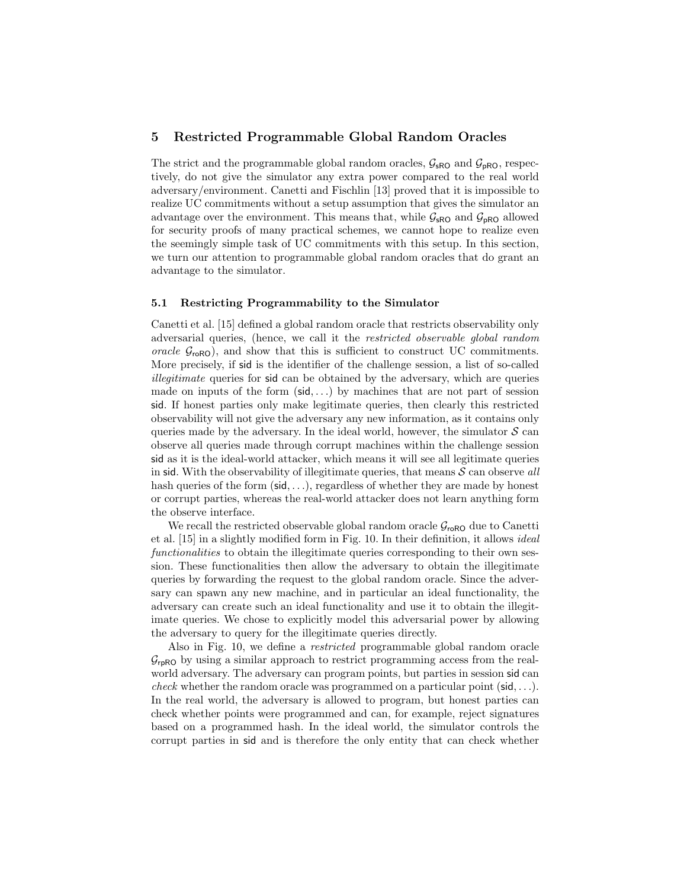## 5 Restricted Programmable Global Random Oracles

The strict and the programmable global random oracles, $\mathcal{G}_{\mathsf{sRO}}$ and $\mathcal{G}_{\mathsf{pRO}}$, respectively, do not give the simulator any extra power compared to the real world adversary/environment. Canetti and Fischlin [13] proved that it is impossible to realize UC commitments without a setup assumption that gives the simulator an advantage over the environment. This means that, while $\mathcal{G}_{\mathsf{sRO}}$ and $\mathcal{G}_{\mathsf{pRO}}$ allowed for security proofs of many practical schemes, we cannot hope to realize even the seemingly simple task of UC commitments with this setup. In this section, we turn our attention to programmable global random oracles that do grant an advantage to the simulator.

### 5.1 Restricting Programmability to the Simulator

Canetti et al. [15] defined a global random oracle that restricts observability only adversarial queries, (hence, we call it the *restricted observable global random oracle* $\mathcal{G}_{\mathsf{roRO}}$), and show that this is sufficient to construct UC commitments. More precisely, if $\mathsf{sid}$ is the identifier of the challenge session, a list of so-called *illegitimate* queries for $\mathsf{sid}$ can be obtained by the adversary, which are queries made on inputs of the form $(\mathsf{sid}, \ldots)$ by machines that are not part of session $\mathsf{sid}$. If honest parties only make legitimate queries, then clearly this restricted observability will not give the adversary any new information, as it contains only queries made by the adversary. In the ideal world, however, the simulator $\mathcal{S}$ can observe all queries made through corrupt machines within the challenge session $\mathsf{sid}$ as it is the ideal-world attacker, which means it will see all legitimate queries in $\mathsf{sid}$. With the observability of illegitimate queries, that means $\mathcal{S}$ can observe *all* hash queries of the form $(\mathsf{sid}, \ldots)$, regardless of whether they are made by honest or corrupt parties, whereas the real-world attacker does not learn anything form the observe interface.

We recall the restricted observable global random oracle $\mathcal{G}_{\mathsf{roRO}}$ due to Canetti et al. [15] in a slightly modified form in Fig. 10. In their definition, it allows *ideal functionalities* to obtain the illegitimate queries corresponding to their own session. These functionalities then allow the adversary to obtain the illegitimate queries by forwarding the request to the global random oracle. Since the adversary can spawn any new machine, and in particular an ideal functionality, the adversary can create such an ideal functionality and use it to obtain the illegitimate queries. We chose to explicitly model this adversarial power by allowing the adversary to query for the illegitimate queries directly.

Also in Fig. 10, we define a *restricted* programmable global random oracle $\mathcal{G}_{\mathsf{rpRO}}$ by using a similar approach to restrict programming access from the real-world adversary. The adversary can program points, but parties in session $\mathsf{sid}$ can *check* whether the random oracle was programmed on a particular point $(\mathsf{sid}, \ldots)$. In the real world, the adversary is allowed to program, but honest parties can check whether points were programmed and can, for example, reject signatures based on a programmed hash. In the ideal world, the simulator controls the corrupt parties in $\mathsf{sid}$ and is therefore the only entity that can check whether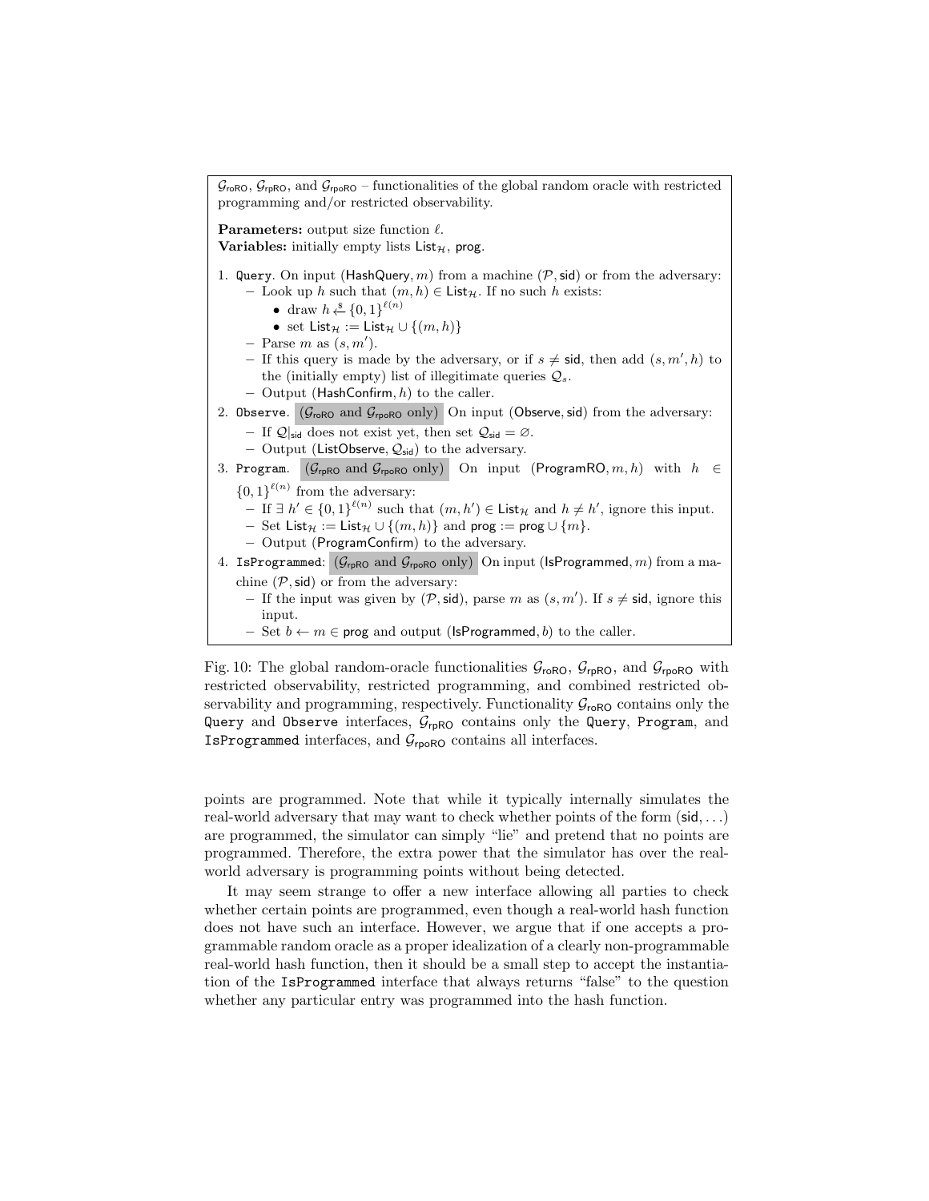$\mathcal{G}_{\mathsf{roRO}}$, $\mathcal{G}_{\mathsf{rpRO}}$, and $\mathcal{G}_{\mathsf{rpoRO}}$ – functionalities of the global random oracle with restricted programming and/or restricted observability.

**Parameters:** output size function $\ell$.
**Variables:** initially empty lists $\mathsf{List}_{\mathcal{H}}$, $\mathsf{prog}$.

1. `Query`. On input ($\mathsf{HashQuery}, m$) from a machine ($\mathcal{P}, \mathsf{sid}$) or from the adversary:
   - Look up $h$ such that $(m, h) \in \mathsf{List}_{\mathcal{H}}$. If no such $h$ exists:
     - draw $h \xleftarrow{\$} \{0,1\}^{\ell(n)}$
     - set $\mathsf{List}_{\mathcal{H}} := \mathsf{List}_{\mathcal{H}} \cup \{(m, h)\}$
   - Parse $m$ as $(s, m')$.
   - If this query is made by the adversary, or if $s \neq \mathsf{sid}$, then add $(s, m', h)$ to the (initially empty) list of illegitimate queries $\mathcal{Q}_s$.
   - Output ($\mathsf{HashConfirm}, h$) to the caller.
2. `Observe`. ($\mathcal{G}_{\mathsf{roRO}}$ and $\mathcal{G}_{\mathsf{rpoRO}}$ only) On input ($\mathsf{Observe}, \mathsf{sid}$) from the adversary:
   - If $\mathcal{Q}|_{\mathsf{sid}}$ does not exist yet, then set $\mathcal{Q}_{\mathsf{sid}} = \varnothing$.
   - Output ($\mathsf{ListObserve}, \mathcal{Q}_{\mathsf{sid}}$) to the adversary.
3. `Program`. ($\mathcal{G}_{\mathsf{rpRO}}$ and $\mathcal{G}_{\mathsf{rpoRO}}$ only) On input ($\mathsf{ProgramRO}, m, h$) with $h \in \{0,1\}^{\ell(n)}$ from the adversary:
   - If $\exists\, h' \in \{0,1\}^{\ell(n)}$ such that $(m, h') \in \mathsf{List}_{\mathcal{H}}$ and $h \neq h'$, ignore this input.
   - Set $\mathsf{List}_{\mathcal{H}} := \mathsf{List}_{\mathcal{H}} \cup \{(m, h)\}$ and $\mathsf{prog} := \mathsf{prog} \cup \{m\}$.
   - Output ($\mathsf{ProgramConfirm}$) to the adversary.
4. `IsProgrammed`: ($\mathcal{G}_{\mathsf{rpRO}}$ and $\mathcal{G}_{\mathsf{rpoRO}}$ only) On input ($\mathsf{IsProgrammed}, m$) from a machine ($\mathcal{P}, \mathsf{sid}$) or from the adversary:
   - If the input was given by ($\mathcal{P}, \mathsf{sid}$), parse $m$ as $(s, m')$. If $s \neq \mathsf{sid}$, ignore this input.
   - Set $b \leftarrow m \in \mathsf{prog}$ and output ($\mathsf{IsProgrammed}, b$) to the caller.

Fig. 10: The global random-oracle functionalities $\mathcal{G}_{\mathsf{roRO}}$, $\mathcal{G}_{\mathsf{rpRO}}$, and $\mathcal{G}_{\mathsf{rpoRO}}$ with restricted observability, restricted programming, and combined restricted observability and programming, respectively. Functionality $\mathcal{G}_{\mathsf{roRO}}$ contains only the `Query` and `Observe` interfaces, $\mathcal{G}_{\mathsf{rpRO}}$ contains only the `Query`, `Program`, and `IsProgrammed` interfaces, and $\mathcal{G}_{\mathsf{rpoRO}}$ contains all interfaces.

points are programmed. Note that while it typically internally simulates the real-world adversary that may want to check whether points of the form $(\mathsf{sid}, \ldots)$ are programmed, the simulator can simply "lie" and pretend that no points are programmed. Therefore, the extra power that the simulator has over the real-world adversary is programming points without being detected.

It may seem strange to offer a new interface allowing all parties to check whether certain points are programmed, even though a real-world hash function does not have such an interface. However, we argue that if one accepts a programmable random oracle as a proper idealization of a clearly non-programmable real-world hash function, then it should be a small step to accept the instantiation of the `IsProgrammed` interface that always returns "false" to the question whether any particular entry was programmed into the hash function.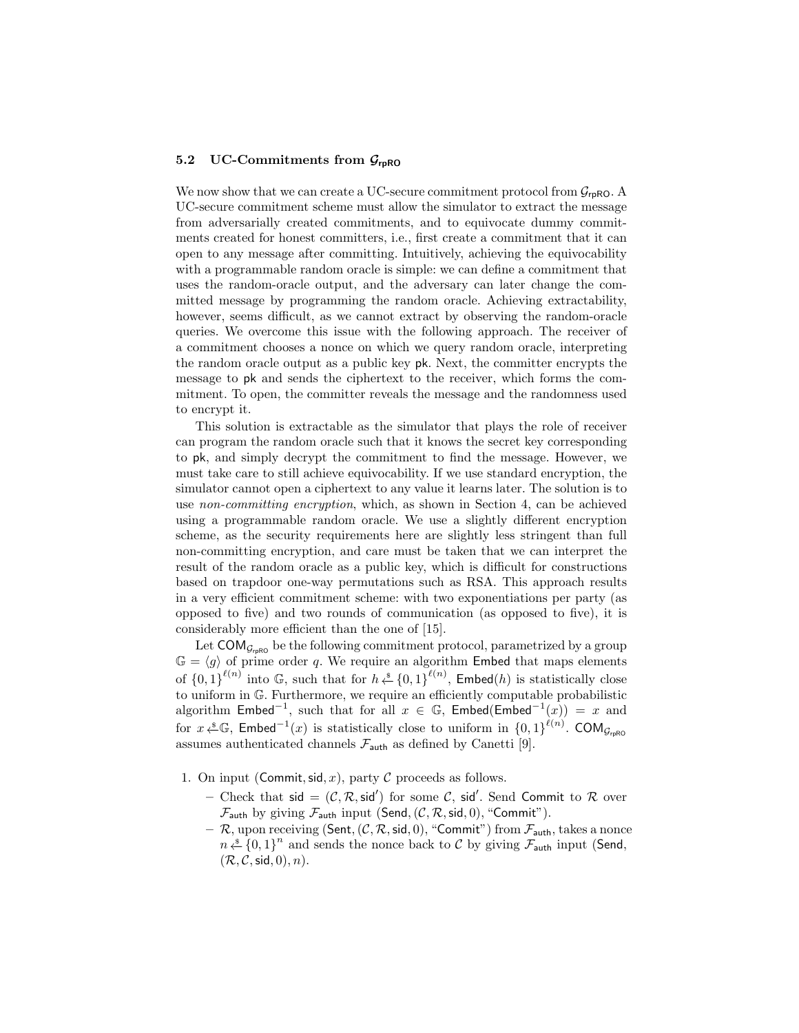### 5.2 UC-Commitments from $\mathcal{G}_{\mathsf{rpRO}}$

We now show that we can create a UC-secure commitment protocol from $\mathcal{G}_{\mathsf{rpRO}}$. A UC-secure commitment scheme must allow the simulator to extract the message from adversarially created commitments, and to equivocate dummy commitments created for honest committers, i.e., first create a commitment that it can open to any message after committing. Intuitively, achieving the equivocability with a programmable random oracle is simple: we can define a commitment that uses the random-oracle output, and the adversary can later change the committed message by programming the random oracle. Achieving extractability, however, seems difficult, as we cannot extract by observing the random-oracle queries. We overcome this issue with the following approach. The receiver of a commitment chooses a nonce on which we query random oracle, interpreting the random oracle output as a public key $\mathsf{pk}$. Next, the committer encrypts the message to $\mathsf{pk}$ and sends the ciphertext to the receiver, which forms the commitment. To open, the committer reveals the message and the randomness used to encrypt it.

This solution is extractable as the simulator that plays the role of receiver can program the random oracle such that it knows the secret key corresponding to $\mathsf{pk}$, and simply decrypt the commitment to find the message. However, we must take care to still achieve equivocability. If we use standard encryption, the simulator cannot open a ciphertext to any value it learns later. The solution is to use *non-committing encryption*, which, as shown in Section 4, can be achieved using a programmable random oracle. We use a slightly different encryption scheme, as the security requirements here are slightly less stringent than full non-committing encryption, and care must be taken that we can interpret the result of the random oracle as a public key, which is difficult for constructions based on trapdoor one-way permutations such as RSA. This approach results in a very efficient commitment scheme: with two exponentiations per party (as opposed to five) and two rounds of communication (as opposed to five), it is considerably more efficient than the one of [15].

Let $\mathsf{COM}_{\mathcal{G}_{\mathsf{rpRO}}}$ be the following commitment protocol, parametrized by a group $\mathbb{G} = \langle g \rangle$ of prime order $q$. We require an algorithm $\mathsf{Embed}$ that maps elements of $\{0,1\}^{\ell(n)}$ into $\mathbb{G}$, such that for $h \xleftarrow{\$} \{0,1\}^{\ell(n)}$, $\mathsf{Embed}(h)$ is statistically close to uniform in $\mathbb{G}$. Furthermore, we require an efficiently computable probabilistic algorithm $\mathsf{Embed}^{-1}$, such that for all $x \in \mathbb{G}$, $\mathsf{Embed}(\mathsf{Embed}^{-1}(x)) = x$ and for $x \xleftarrow{\$} \mathbb{G}$, $\mathsf{Embed}^{-1}(x)$ is statistically close to uniform in $\{0,1\}^{\ell(n)}$. $\mathsf{COM}_{\mathcal{G}_{\mathsf{rpRO}}}$ assumes authenticated channels $\mathcal{F}_{\mathsf{auth}}$ as defined by Canetti [9].

1. On input $(\mathsf{Commit}, \mathsf{sid}, x)$, party $\mathcal{C}$ proceeds as follows.
   - Check that $\mathsf{sid} = (\mathcal{C}, \mathcal{R}, \mathsf{sid}')$ for some $\mathcal{C}$, $\mathsf{sid}'$. Send $\mathsf{Commit}$ to $\mathcal{R}$ over $\mathcal{F}_{\mathsf{auth}}$ by giving $\mathcal{F}_{\mathsf{auth}}$ input $(\mathsf{Send}, (\mathcal{C}, \mathcal{R}, \mathsf{sid}, 0), \text{“}\mathsf{Commit}\text{”})$.
   - $\mathcal{R}$, upon receiving $(\mathsf{Sent}, (\mathcal{C}, \mathcal{R}, \mathsf{sid}, 0), \text{“}\mathsf{Commit}\text{”})$ from $\mathcal{F}_{\mathsf{auth}}$, takes a nonce $n \xleftarrow{\$} \{0,1\}^n$ and sends the nonce back to $\mathcal{C}$ by giving $\mathcal{F}_{\mathsf{auth}}$ input $(\mathsf{Send}, (\mathcal{R}, \mathcal{C}, \mathsf{sid}, 0), n)$.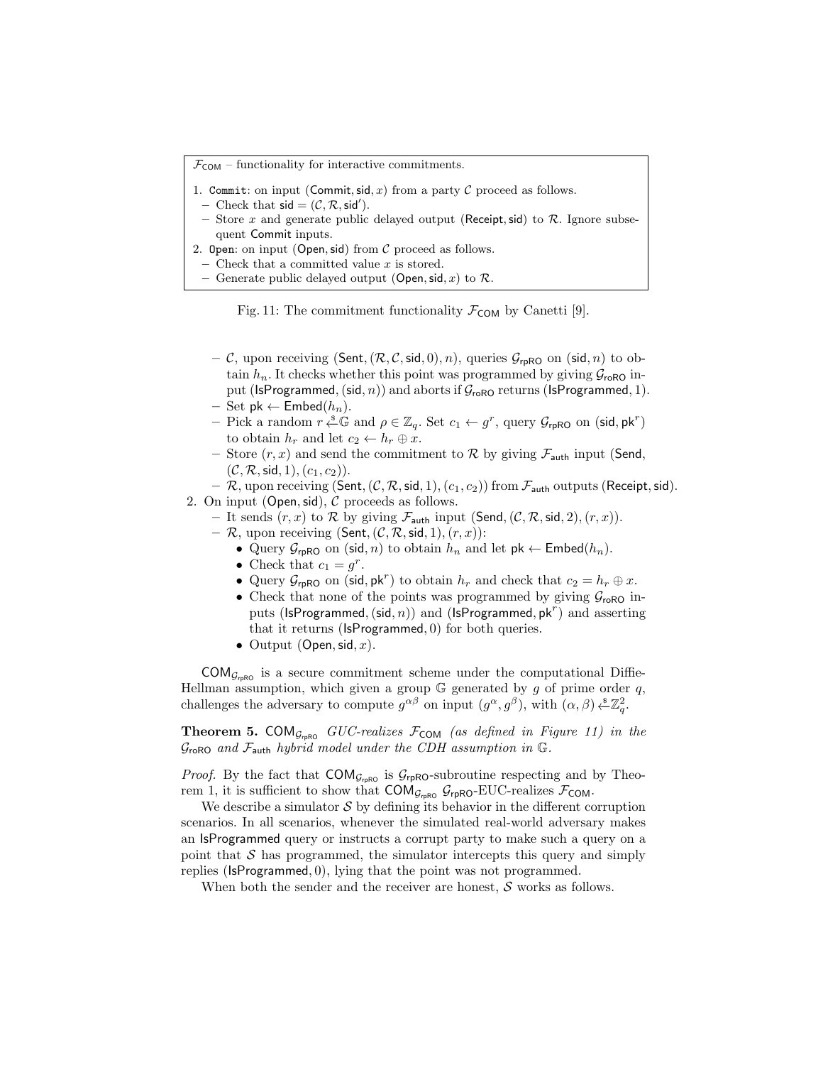$\mathcal{F}_{\mathsf{COM}}$ – functionality for interactive commitments.

1. Commit: on input $(\mathsf{Commit}, \mathsf{sid}, x)$ from a party $\mathcal{C}$ proceed as follows.
   - Check that $\mathsf{sid} = (\mathcal{C}, \mathcal{R}, \mathsf{sid}')$.
   - Store $x$ and generate public delayed output $(\mathsf{Receipt}, \mathsf{sid})$ to $\mathcal{R}$. Ignore subsequent Commit inputs.
2. Open: on input $(\mathsf{Open}, \mathsf{sid})$ from $\mathcal{C}$ proceed as follows.
   - Check that a committed value $x$ is stored.
   - Generate public delayed output $(\mathsf{Open}, \mathsf{sid}, x)$ to $\mathcal{R}$.

Fig. 11: The commitment functionality $\mathcal{F}_{\mathsf{COM}}$ by Canetti [9].

- $\mathcal{C}$, upon receiving $(\mathsf{Sent}, (\mathcal{R}, \mathcal{C}, \mathsf{sid}, 0), n)$, queries $\mathcal{G}_{\mathsf{rpRO}}$ on $(\mathsf{sid}, n)$ to obtain $h_n$. It checks whether this point was programmed by giving $\mathcal{G}_{\mathsf{roRO}}$ input $(\mathsf{IsProgrammed}, (\mathsf{sid}, n))$ and aborts if $\mathcal{G}_{\mathsf{roRO}}$ returns $(\mathsf{IsProgrammed}, 1)$.
- Set $\mathsf{pk} \leftarrow \mathsf{Embed}(h_n)$.
- Pick a random $r \stackrel{\$}{\leftarrow} \mathbb{G}$ and $\rho \in \mathbb{Z}_q$. Set $c_1 \leftarrow g^r$, query $\mathcal{G}_{\mathsf{rpRO}}$ on $(\mathsf{sid}, \mathsf{pk}^r)$ to obtain $h_r$ and let $c_2 \leftarrow h_r \oplus x$.
- Store $(r, x)$ and send the commitment to $\mathcal{R}$ by giving $\mathcal{F}_{\mathsf{auth}}$ input $(\mathsf{Send}, (\mathcal{C}, \mathcal{R}, \mathsf{sid}, 1), (c_1, c_2))$.
- $\mathcal{R}$, upon receiving $(\mathsf{Sent}, (\mathcal{C}, \mathcal{R}, \mathsf{sid}, 1), (c_1, c_2))$ from $\mathcal{F}_{\mathsf{auth}}$ outputs $(\mathsf{Receipt}, \mathsf{sid})$.

2. On input $(\mathsf{Open}, \mathsf{sid})$, $\mathcal{C}$ proceeds as follows.
   - It sends $(r, x)$ to $\mathcal{R}$ by giving $\mathcal{F}_{\mathsf{auth}}$ input $(\mathsf{Send}, (\mathcal{C}, \mathcal{R}, \mathsf{sid}, 2), (r, x))$.
   - $\mathcal{R}$, upon receiving $(\mathsf{Sent}, (\mathcal{C}, \mathcal{R}, \mathsf{sid}, 1), (r, x))$:
     - Query $\mathcal{G}_{\mathsf{rpRO}}$ on $(\mathsf{sid}, n)$ to obtain $h_n$ and let $\mathsf{pk} \leftarrow \mathsf{Embed}(h_n)$.
     - Check that $c_1 = g^r$.
     - Query $\mathcal{G}_{\mathsf{rpRO}}$ on $(\mathsf{sid}, \mathsf{pk}^r)$ to obtain $h_r$ and check that $c_2 = h_r \oplus x$.
     - Check that none of the points was programmed by giving $\mathcal{G}_{\mathsf{roRO}}$ inputs $(\mathsf{IsProgrammed}, (\mathsf{sid}, n))$ and $(\mathsf{IsProgrammed}, \mathsf{pk}^r)$ and asserting that it returns $(\mathsf{IsProgrammed}, 0)$ for both queries.
     - Output $(\mathsf{Open}, \mathsf{sid}, x)$.

$\mathsf{COM}_{\mathcal{G}_{\mathsf{rpRO}}}$ is a secure commitment scheme under the computational Diffie-Hellman assumption, which given a group $\mathbb{G}$ generated by $g$ of prime order $q$, challenges the adversary to compute $g^{\alpha\beta}$ on input $(g^\alpha, g^\beta)$, with $(\alpha, \beta) \stackrel{\$}{\leftarrow} \mathbb{Z}_q^2$.

**Theorem 5.** *$\mathsf{COM}_{\mathcal{G}_{\mathsf{rpRO}}}$ GUC-realizes $\mathcal{F}_{\mathsf{COM}}$ (as defined in Figure 11) in the $\mathcal{G}_{\mathsf{roRO}}$ and $\mathcal{F}_{\mathsf{auth}}$ hybrid model under the CDH assumption in $\mathbb{G}$.*

*Proof.* By the fact that $\mathsf{COM}_{\mathcal{G}_{\mathsf{rpRO}}}$ is $\mathcal{G}_{\mathsf{rpRO}}$-subroutine respecting and by Theorem 1, it is sufficient to show that $\mathsf{COM}_{\mathcal{G}_{\mathsf{rpRO}}}$ $\mathcal{G}_{\mathsf{rpRO}}$-EUC-realizes $\mathcal{F}_{\mathsf{COM}}$.

We describe a simulator $\mathcal{S}$ by defining its behavior in the different corruption scenarios. In all scenarios, whenever the simulated real-world adversary makes an IsProgrammed query or instructs a corrupt party to make such a query on a point that $\mathcal{S}$ has programmed, the simulator intercepts this query and simply replies $(\mathsf{IsProgrammed}, 0)$, lying that the point was not programmed.

When both the sender and the receiver are honest, $\mathcal{S}$ works as follows.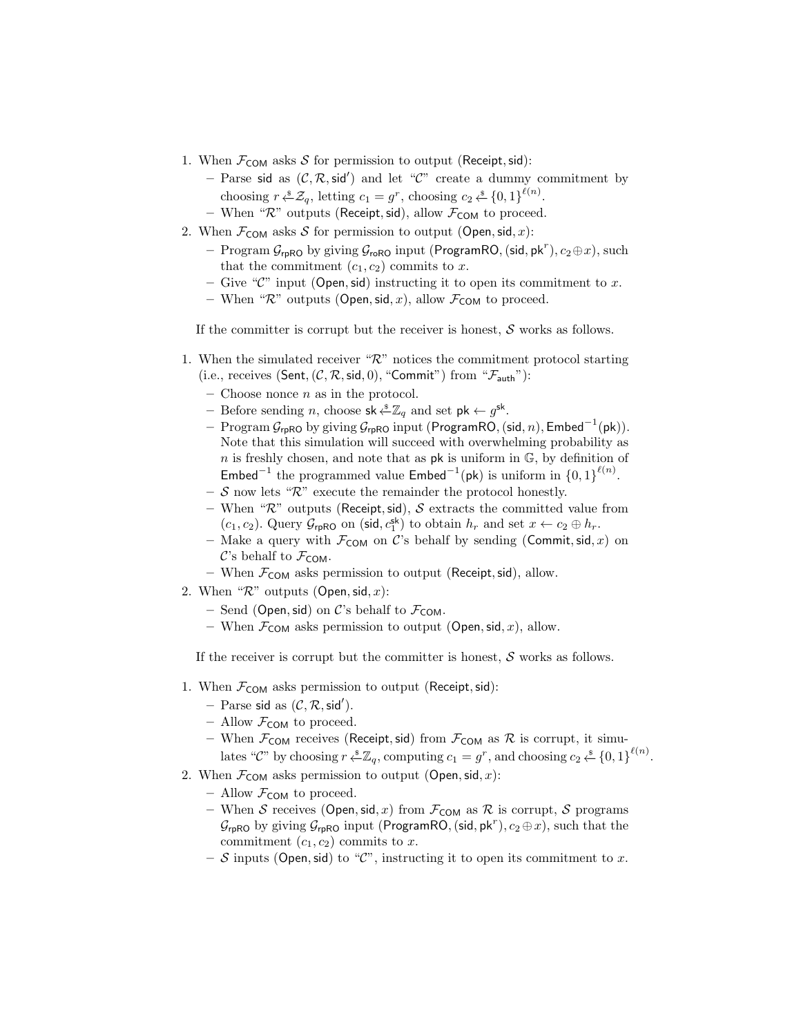1. When $\mathcal{F}_{\mathsf{COM}}$ asks $\mathcal{S}$ for permission to output $(\mathsf{Receipt}, \mathsf{sid})$:
   - Parse $\mathsf{sid}$ as $(\mathcal{C}, \mathcal{R}, \mathsf{sid}')$ and let "$\mathcal{C}$" create a dummy commitment by choosing $r \xleftarrow{\$} \mathcal{Z}_q$, letting $c_1 = g^r$, choosing $c_2 \xleftarrow{\$} \{0,1\}^{\ell(n)}$.
   - When "$\mathcal{R}$" outputs $(\mathsf{Receipt}, \mathsf{sid})$, allow $\mathcal{F}_{\mathsf{COM}}$ to proceed.
2. When $\mathcal{F}_{\mathsf{COM}}$ asks $\mathcal{S}$ for permission to output $(\mathsf{Open}, \mathsf{sid}, x)$:
   - Program $\mathcal{G}_{\mathsf{rpRO}}$ by giving $\mathcal{G}_{\mathsf{roRO}}$ input $(\mathsf{ProgramRO}, (\mathsf{sid}, \mathsf{pk}^r), c_2 \oplus x)$, such that the commitment $(c_1, c_2)$ commits to $x$.
   - Give "$\mathcal{C}$" input $(\mathsf{Open}, \mathsf{sid})$ instructing it to open its commitment to $x$.
   - When "$\mathcal{R}$" outputs $(\mathsf{Open}, \mathsf{sid}, x)$, allow $\mathcal{F}_{\mathsf{COM}}$ to proceed.

If the committer is corrupt but the receiver is honest, $\mathcal{S}$ works as follows.

1. When the simulated receiver "$\mathcal{R}$" notices the commitment protocol starting (i.e., receives $(\mathsf{Sent}, (\mathcal{C}, \mathcal{R}, \mathsf{sid}, 0), \text{"Commit"})$ from "$\mathcal{F}_{\mathsf{auth}}$"):
   - Choose nonce $n$ as in the protocol.
   - Before sending $n$, choose $\mathsf{sk} \xleftarrow{\$} \mathbb{Z}_q$ and set $\mathsf{pk} \leftarrow g^{\mathsf{sk}}$.
   - Program $\mathcal{G}_{\mathsf{rpRO}}$ by giving $\mathcal{G}_{\mathsf{rpRO}}$ input $(\mathsf{ProgramRO}, (\mathsf{sid}, n), \mathsf{Embed}^{-1}(\mathsf{pk}))$. Note that this simulation will succeed with overwhelming probability as $n$ is freshly chosen, and note that as $\mathsf{pk}$ is uniform in $\mathbb{G}$, by definition of $\mathsf{Embed}^{-1}$ the programmed value $\mathsf{Embed}^{-1}(\mathsf{pk})$ is uniform in $\{0,1\}^{\ell(n)}$.
   - $\mathcal{S}$ now lets "$\mathcal{R}$" execute the remainder the protocol honestly.
   - When "$\mathcal{R}$" outputs $(\mathsf{Receipt}, \mathsf{sid})$, $\mathcal{S}$ extracts the committed value from $(c_1, c_2)$. Query $\mathcal{G}_{\mathsf{rpRO}}$ on $(\mathsf{sid}, c_1^{\mathsf{sk}})$ to obtain $h_r$ and set $x \leftarrow c_2 \oplus h_r$.
   - Make a query with $\mathcal{F}_{\mathsf{COM}}$ on $\mathcal{C}$'s behalf by sending $(\mathsf{Commit}, \mathsf{sid}, x)$ on $\mathcal{C}$'s behalf to $\mathcal{F}_{\mathsf{COM}}$.
   - When $\mathcal{F}_{\mathsf{COM}}$ asks permission to output $(\mathsf{Receipt}, \mathsf{sid})$, allow.
2. When "$\mathcal{R}$" outputs $(\mathsf{Open}, \mathsf{sid}, x)$:
   - Send $(\mathsf{Open}, \mathsf{sid})$ on $\mathcal{C}$'s behalf to $\mathcal{F}_{\mathsf{COM}}$.
   - When $\mathcal{F}_{\mathsf{COM}}$ asks permission to output $(\mathsf{Open}, \mathsf{sid}, x)$, allow.

If the receiver is corrupt but the committer is honest, $\mathcal{S}$ works as follows.

1. When $\mathcal{F}_{\mathsf{COM}}$ asks permission to output $(\mathsf{Receipt}, \mathsf{sid})$:
   - Parse $\mathsf{sid}$ as $(\mathcal{C}, \mathcal{R}, \mathsf{sid}')$.
   - Allow $\mathcal{F}_{\mathsf{COM}}$ to proceed.
   - When $\mathcal{F}_{\mathsf{COM}}$ receives $(\mathsf{Receipt}, \mathsf{sid})$ from $\mathcal{F}_{\mathsf{COM}}$ as $\mathcal{R}$ is corrupt, it simulates "$\mathcal{C}$" by choosing $r \xleftarrow{\$} \mathbb{Z}_q$, computing $c_1 = g^r$, and choosing $c_2 \xleftarrow{\$} \{0,1\}^{\ell(n)}$.
2. When $\mathcal{F}_{\mathsf{COM}}$ asks permission to output $(\mathsf{Open}, \mathsf{sid}, x)$:
   - Allow $\mathcal{F}_{\mathsf{COM}}$ to proceed.
   - When $\mathcal{S}$ receives $(\mathsf{Open}, \mathsf{sid}, x)$ from $\mathcal{F}_{\mathsf{COM}}$ as $\mathcal{R}$ is corrupt, $\mathcal{S}$ programs $\mathcal{G}_{\mathsf{rpRO}}$ by giving $\mathcal{G}_{\mathsf{rpRO}}$ input $(\mathsf{ProgramRO}, (\mathsf{sid}, \mathsf{pk}^r), c_2 \oplus x)$, such that the commitment $(c_1, c_2)$ commits to $x$.
   - $\mathcal{S}$ inputs $(\mathsf{Open}, \mathsf{sid})$ to "$\mathcal{C}$", instructing it to open its commitment to $x$.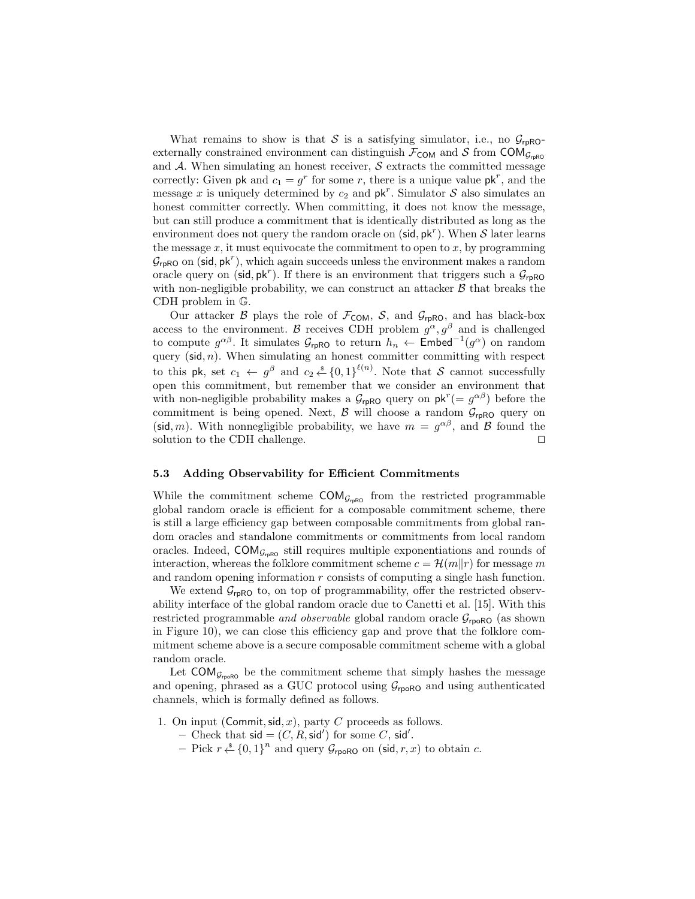What remains to show is that $\mathcal{S}$ is a satisfying simulator, i.e., no $\mathcal{G}_{\mathsf{rpRO}}$-externally constrained environment can distinguish $\mathcal{F}_{\mathsf{COM}}$ and $\mathcal{S}$ from $\mathsf{COM}_{\mathcal{G}_{\mathsf{rpRO}}}$ and $\mathcal{A}$. When simulating an honest receiver, $\mathcal{S}$ extracts the committed message correctly: Given $\mathsf{pk}$ and $c_1 = g^r$ for some $r$, there is a unique value $\mathsf{pk}^r$, and the message $x$ is uniquely determined by $c_2$ and $\mathsf{pk}^r$. Simulator $\mathcal{S}$ also simulates an honest committer correctly. When committing, it does not know the message, but can still produce a commitment that is identically distributed as long as the environment does not query the random oracle on $(\mathsf{sid}, \mathsf{pk}^r)$. When $\mathcal{S}$ later learns the message $x$, it must equivocate the commitment to open to $x$, by programming $\mathcal{G}_{\mathsf{rpRO}}$ on $(\mathsf{sid}, \mathsf{pk}^r)$, which again succeeds unless the environment makes a random oracle query on $(\mathsf{sid}, \mathsf{pk}^r)$. If there is an environment that triggers such a $\mathcal{G}_{\mathsf{rpRO}}$ with non-negligible probability, we can construct an attacker $\mathcal{B}$ that breaks the CDH problem in $\mathbb{G}$.

Our attacker $\mathcal{B}$ plays the role of $\mathcal{F}_{\mathsf{COM}}$, $\mathcal{S}$, and $\mathcal{G}_{\mathsf{rpRO}}$, and has black-box access to the environment. $\mathcal{B}$ receives CDH problem $g^\alpha, g^\beta$ and is challenged to compute $g^{\alpha\beta}$. It simulates $\mathcal{G}_{\mathsf{rpRO}}$ to return $h_n \leftarrow \mathsf{Embed}^{-1}(g^\alpha)$ on random query $(\mathsf{sid}, n)$. When simulating an honest committer committing with respect to this $\mathsf{pk}$, set $c_1 \leftarrow g^\beta$ and $c_2 \xleftarrow{\$} \{0,1\}^{\ell(n)}$. Note that $\mathcal{S}$ cannot successfully open this commitment, but remember that we consider an environment that with non-negligible probability makes a $\mathcal{G}_{\mathsf{rpRO}}$ query on $\mathsf{pk}^r (= g^{\alpha\beta})$ before the commitment is being opened. Next, $\mathcal{B}$ will choose a random $\mathcal{G}_{\mathsf{rpRO}}$ query on $(\mathsf{sid}, m)$. With nonnegligible probability, we have $m = g^{\alpha\beta}$, and $\mathcal{B}$ found the solution to the CDH challenge. $\square$

### 5.3 Adding Observability for Efficient Commitments

While the commitment scheme $\mathsf{COM}_{\mathcal{G}_{\mathsf{rpRO}}}$ from the restricted programmable global random oracle is efficient for a composable commitment scheme, there is still a large efficiency gap between composable commitments from global random oracles and standalone commitments or commitments from local random oracles. Indeed, $\mathsf{COM}_{\mathcal{G}_{\mathsf{rpRO}}}$ still requires multiple exponentiations and rounds of interaction, whereas the folklore commitment scheme $c = \mathcal{H}(m\|r)$ for message $m$ and random opening information $r$ consists of computing a single hash function.

We extend $\mathcal{G}_{\mathsf{rpRO}}$ to, on top of programmability, offer the restricted observability interface of the global random oracle due to Canetti et al. [15]. With this restricted programmable *and observable* global random oracle $\mathcal{G}_{\mathsf{rpoRO}}$ (as shown in Figure 10), we can close this efficiency gap and prove that the folklore commitment scheme above is a secure composable commitment scheme with a global random oracle.

Let $\mathsf{COM}_{\mathcal{G}_{\mathsf{rpoRO}}}$ be the commitment scheme that simply hashes the message and opening, phrased as a GUC protocol using $\mathcal{G}_{\mathsf{rpoRO}}$ and using authenticated channels, which is formally defined as follows.

1. On input $(\mathsf{Commit}, \mathsf{sid}, x)$, party $C$ proceeds as follows.
   - Check that $\mathsf{sid} = (C, R, \mathsf{sid}')$ for some $C$, $\mathsf{sid}'$.
   - Pick $r \xleftarrow{\$} \{0,1\}^n$ and query $\mathcal{G}_{\mathsf{rpoRO}}$ on $(\mathsf{sid}, r, x)$ to obtain $c$.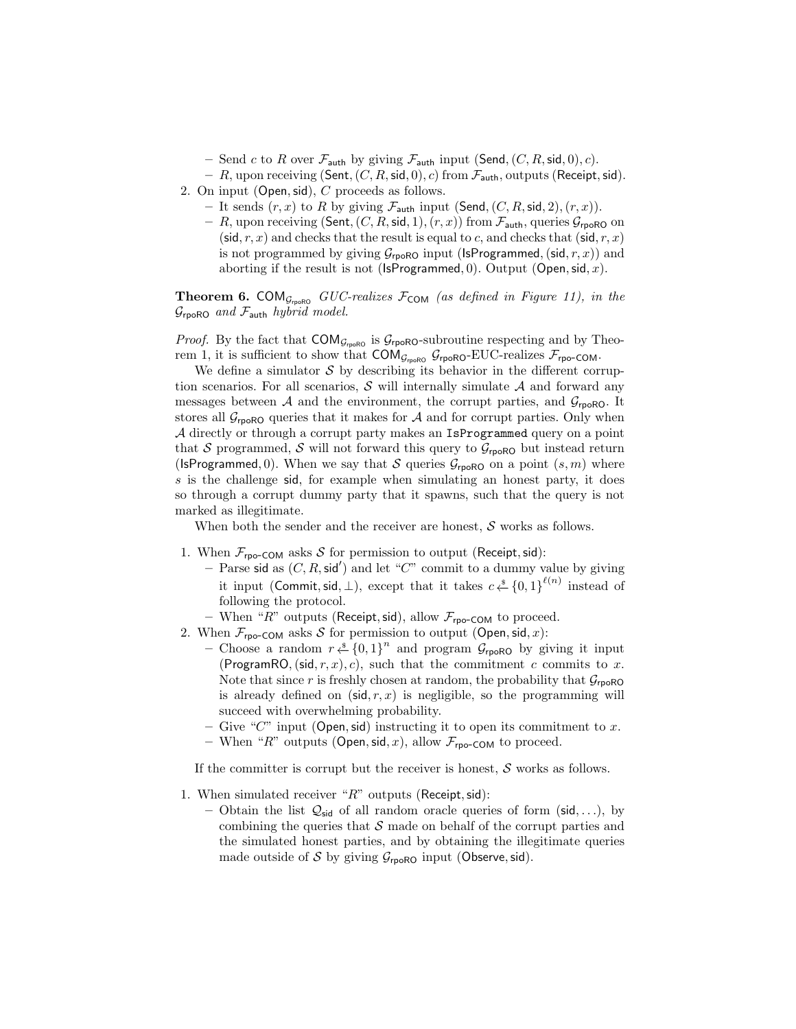- Send $c$ to $R$ over $\mathcal{F}_{\mathsf{auth}}$ by giving $\mathcal{F}_{\mathsf{auth}}$ input $(\mathsf{Send}, (C, R, \mathsf{sid}, 0), c)$.
   - $R$, upon receiving $(\mathsf{Sent}, (C, R, \mathsf{sid}, 0), c)$ from $\mathcal{F}_{\mathsf{auth}}$, outputs $(\mathsf{Receipt}, \mathsf{sid})$.
2. On input $(\mathsf{Open}, \mathsf{sid})$, $C$ proceeds as follows.
   - It sends $(r, x)$ to $R$ by giving $\mathcal{F}_{\mathsf{auth}}$ input $(\mathsf{Send}, (C, R, \mathsf{sid}, 2), (r, x))$.
   - $R$, upon receiving $(\mathsf{Sent}, (C, R, \mathsf{sid}, 1), (r, x))$ from $\mathcal{F}_{\mathsf{auth}}$, queries $\mathcal{G}_{\mathsf{rpoRO}}$ on $(\mathsf{sid}, r, x)$ and checks that the result is equal to $c$, and checks that $(\mathsf{sid}, r, x)$ is not programmed by giving $\mathcal{G}_{\mathsf{rpoRO}}$ input $(\mathsf{IsProgrammed}, (\mathsf{sid}, r, x))$ and aborting if the result is not $(\mathsf{IsProgrammed}, 0)$. Output $(\mathsf{Open}, \mathsf{sid}, x)$.

**Theorem 6.** *$\mathsf{COM}_{\mathcal{G}_{\mathsf{rpoRO}}}$ GUC-realizes $\mathcal{F}_{\mathsf{COM}}$ (as defined in Figure 11), in the $\mathcal{G}_{\mathsf{rpoRO}}$ and $\mathcal{F}_{\mathsf{auth}}$ hybrid model.*

*Proof.* By the fact that $\mathsf{COM}_{\mathcal{G}_{\mathsf{rpoRO}}}$ is $\mathcal{G}_{\mathsf{rpoRO}}$-subroutine respecting and by Theorem 1, it is sufficient to show that $\mathsf{COM}_{\mathcal{G}_{\mathsf{rpoRO}}}$ $\mathcal{G}_{\mathsf{rpoRO}}$-EUC-realizes $\mathcal{F}_{\mathsf{rpo\text{-}COM}}$.

We define a simulator $\mathcal{S}$ by describing its behavior in the different corruption scenarios. For all scenarios, $\mathcal{S}$ will internally simulate $\mathcal{A}$ and forward any messages between $\mathcal{A}$ and the environment, the corrupt parties, and $\mathcal{G}_{\mathsf{rpoRO}}$. It stores all $\mathcal{G}_{\mathsf{rpoRO}}$ queries that it makes for $\mathcal{A}$ and for corrupt parties. Only when $\mathcal{A}$ directly or through a corrupt party makes an `IsProgrammed` query on a point that $\mathcal{S}$ programmed, $\mathcal{S}$ will not forward this query to $\mathcal{G}_{\mathsf{rpoRO}}$ but instead return $(\mathsf{IsProgrammed}, 0)$. When we say that $\mathcal{S}$ queries $\mathcal{G}_{\mathsf{rpoRO}}$ on a point $(s, m)$ where $s$ is the challenge $\mathsf{sid}$, for example when simulating an honest party, it does so through a corrupt dummy party that it spawns, such that the query is not marked as illegitimate.

When both the sender and the receiver are honest, $\mathcal{S}$ works as follows.

1. When $\mathcal{F}_{\mathsf{rpo\text{-}COM}}$ asks $\mathcal{S}$ for permission to output $(\mathsf{Receipt}, \mathsf{sid})$:
   - Parse $\mathsf{sid}$ as $(C, R, \mathsf{sid}')$ and let "$C$" commit to a dummy value by giving it input $(\mathsf{Commit}, \mathsf{sid}, \bot)$, except that it takes $c \xleftarrow{\$} \{0,1\}^{\ell(n)}$ instead of following the protocol.
   - When "$R$" outputs $(\mathsf{Receipt}, \mathsf{sid})$, allow $\mathcal{F}_{\mathsf{rpo\text{-}COM}}$ to proceed.
2. When $\mathcal{F}_{\mathsf{rpo\text{-}COM}}$ asks $\mathcal{S}$ for permission to output $(\mathsf{Open}, \mathsf{sid}, x)$:
   - Choose a random $r \xleftarrow{\$} \{0,1\}^n$ and program $\mathcal{G}_{\mathsf{rpoRO}}$ by giving it input $(\mathsf{ProgramRO}, (\mathsf{sid}, r, x), c)$, such that the commitment $c$ commits to $x$. Note that since $r$ is freshly chosen at random, the probability that $\mathcal{G}_{\mathsf{rpoRO}}$ is already defined on $(\mathsf{sid}, r, x)$ is negligible, so the programming will succeed with overwhelming probability.
   - Give "$C$" input $(\mathsf{Open}, \mathsf{sid})$ instructing it to open its commitment to $x$.
   - When "$R$" outputs $(\mathsf{Open}, \mathsf{sid}, x)$, allow $\mathcal{F}_{\mathsf{rpo\text{-}COM}}$ to proceed.

If the committer is corrupt but the receiver is honest, $\mathcal{S}$ works as follows.

1. When simulated receiver "$R$" outputs $(\mathsf{Receipt}, \mathsf{sid})$:
   - Obtain the list $\mathcal{Q}_{\mathsf{sid}}$ of all random oracle queries of form $(\mathsf{sid}, \ldots)$, by combining the queries that $\mathcal{S}$ made on behalf of the corrupt parties and the simulated honest parties, and by obtaining the illegitimate queries made outside of $\mathcal{S}$ by giving $\mathcal{G}_{\mathsf{rpoRO}}$ input $(\mathsf{Observe}, \mathsf{sid})$.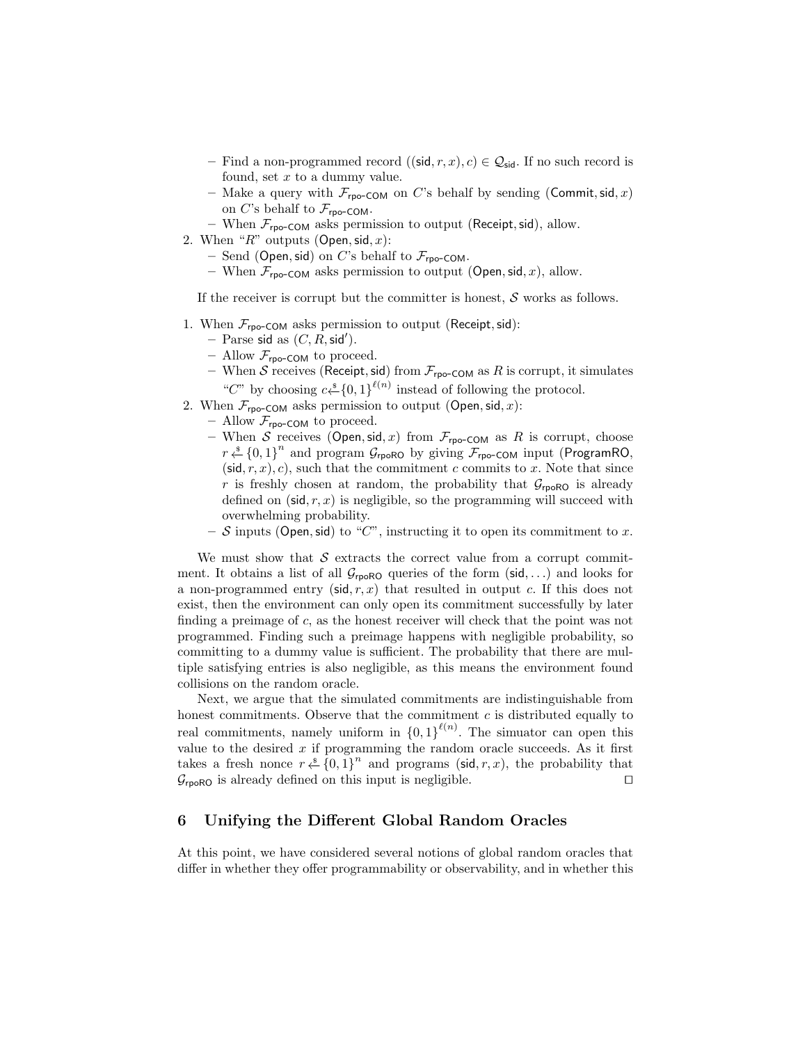- Find a non-programmed record $((\mathsf{sid}, r, x), c) \in \mathcal{Q}_{\mathsf{sid}}$. If no such record is found, set $x$ to a dummy value.
  - Make a query with $\mathcal{F}_{\mathsf{rpo\text{-}COM}}$ on $C$'s behalf by sending $(\mathsf{Commit}, \mathsf{sid}, x)$ on $C$'s behalf to $\mathcal{F}_{\mathsf{rpo\text{-}COM}}$.
  - When $\mathcal{F}_{\mathsf{rpo\text{-}COM}}$ asks permission to output $(\mathsf{Receipt}, \mathsf{sid})$, allow.
2. When "$R$" outputs $(\mathsf{Open}, \mathsf{sid}, x)$:
  - Send $(\mathsf{Open}, \mathsf{sid})$ on $C$'s behalf to $\mathcal{F}_{\mathsf{rpo\text{-}COM}}$.
  - When $\mathcal{F}_{\mathsf{rpo\text{-}COM}}$ asks permission to output $(\mathsf{Open}, \mathsf{sid}, x)$, allow.

If the receiver is corrupt but the committer is honest, $\mathcal{S}$ works as follows.

1. When $\mathcal{F}_{\mathsf{rpo\text{-}COM}}$ asks permission to output $(\mathsf{Receipt}, \mathsf{sid})$:
   - Parse $\mathsf{sid}$ as $(C, R, \mathsf{sid}')$.
   - Allow $\mathcal{F}_{\mathsf{rpo\text{-}COM}}$ to proceed.
   - When $\mathcal{S}$ receives $(\mathsf{Receipt}, \mathsf{sid})$ from $\mathcal{F}_{\mathsf{rpo\text{-}COM}}$ as $R$ is corrupt, it simulates "$C$" by choosing $c \xleftarrow{\$} \{0,1\}^{\ell(n)}$ instead of following the protocol.
2. When $\mathcal{F}_{\mathsf{rpo\text{-}COM}}$ asks permission to output $(\mathsf{Open}, \mathsf{sid}, x)$:
   - Allow $\mathcal{F}_{\mathsf{rpo\text{-}COM}}$ to proceed.
   - When $\mathcal{S}$ receives $(\mathsf{Open}, \mathsf{sid}, x)$ from $\mathcal{F}_{\mathsf{rpo\text{-}COM}}$ as $R$ is corrupt, choose $r \xleftarrow{\$} \{0,1\}^n$ and program $\mathcal{G}_{\mathsf{rpoRO}}$ by giving $\mathcal{F}_{\mathsf{rpo\text{-}COM}}$ input $(\mathsf{ProgramRO}, (\mathsf{sid}, r, x), c)$, such that the commitment $c$ commits to $x$. Note that since $r$ is freshly chosen at random, the probability that $\mathcal{G}_{\mathsf{rpoRO}}$ is already defined on $(\mathsf{sid}, r, x)$ is negligible, so the programming will succeed with overwhelming probability.
   - $\mathcal{S}$ inputs $(\mathsf{Open}, \mathsf{sid})$ to "$C$", instructing it to open its commitment to $x$.

We must show that $\mathcal{S}$ extracts the correct value from a corrupt commitment. It obtains a list of all $\mathcal{G}_{\mathsf{rpoRO}}$ queries of the form $(\mathsf{sid}, \ldots)$ and looks for a non-programmed entry $(\mathsf{sid}, r, x)$ that resulted in output $c$. If this does not exist, then the environment can only open its commitment successfully by later finding a preimage of $c$, as the honest receiver will check that the point was not programmed. Finding such a preimage happens with negligible probability, so committing to a dummy value is sufficient. The probability that there are multiple satisfying entries is also negligible, as this means the environment found collisions on the random oracle.

Next, we argue that the simulated commitments are indistinguishable from honest commitments. Observe that the commitment $c$ is distributed equally to real commitments, namely uniform in $\{0,1\}^{\ell(n)}$. The simuator can open this value to the desired $x$ if programming the random oracle succeeds. As it first takes a fresh nonce $r \xleftarrow{\$} \{0,1\}^n$ and programs $(\mathsf{sid}, r, x)$, the probability that $\mathcal{G}_{\mathsf{rpoRO}}$ is already defined on this input is negligible. $\square$

## 6 Unifying the Different Global Random Oracles

At this point, we have considered several notions of global random oracles that differ in whether they offer programmability or observability, and in whether this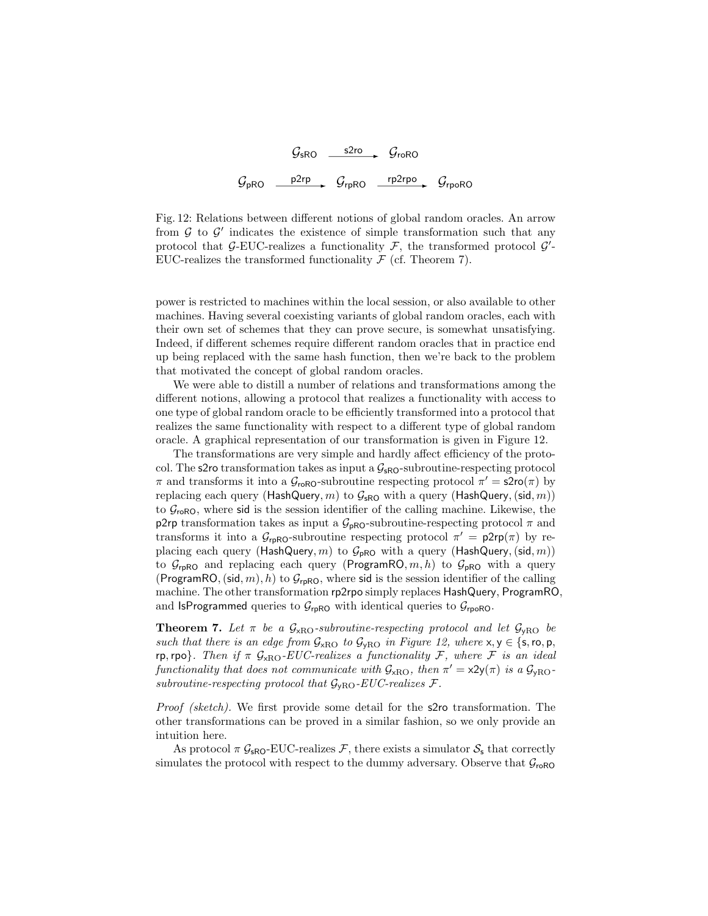$$\mathcal{G}_{\mathsf{sRO}} \xrightarrow{\mathsf{s2ro}} \mathcal{G}_{\mathsf{roRO}}$$

$$\mathcal{G}_{\mathsf{pRO}} \xrightarrow{\mathsf{p2rp}} \mathcal{G}_{\mathsf{rpRO}} \xrightarrow{\mathsf{rp2rpo}} \mathcal{G}_{\mathsf{rpoRO}}$$

Fig. 12: Relations between different notions of global random oracles. An arrow from $\mathcal{G}$ to $\mathcal{G}'$ indicates the existence of simple transformation such that any protocol that $\mathcal{G}$-EUC-realizes a functionality $\mathcal{F}$, the transformed protocol $\mathcal{G}'$-EUC-realizes the transformed functionality $\mathcal{F}$ (cf. Theorem 7).

power is restricted to machines within the local session, or also available to other machines. Having several coexisting variants of global random oracles, each with their own set of schemes that they can prove secure, is somewhat unsatisfying. Indeed, if different schemes require different random oracles that in practice end up being replaced with the same hash function, then we're back to the problem that motivated the concept of global random oracles.

We were able to distill a number of relations and transformations among the different notions, allowing a protocol that realizes a functionality with access to one type of global random oracle to be efficiently transformed into a protocol that realizes the same functionality with respect to a different type of global random oracle. A graphical representation of our transformation is given in Figure 12.

The transformations are very simple and hardly affect efficiency of the protocol. The $\mathsf{s2ro}$ transformation takes as input a $\mathcal{G}_{\mathsf{sRO}}$-subroutine-respecting protocol $\pi$ and transforms it into a $\mathcal{G}_{\mathsf{roRO}}$-subroutine respecting protocol $\pi' = \mathsf{s2ro}(\pi)$ by replacing each query $(\mathsf{HashQuery}, m)$ to $\mathcal{G}_{\mathsf{sRO}}$ with a query $(\mathsf{HashQuery}, (\mathsf{sid}, m))$ to $\mathcal{G}_{\mathsf{roRO}}$, where $\mathsf{sid}$ is the session identifier of the calling machine. Likewise, the $\mathsf{p2rp}$ transformation takes as input a $\mathcal{G}_{\mathsf{pRO}}$-subroutine-respecting protocol $\pi$ and transforms it into a $\mathcal{G}_{\mathsf{rpRO}}$-subroutine respecting protocol $\pi' = \mathsf{p2rp}(\pi)$ by replacing each query $(\mathsf{HashQuery}, m)$ to $\mathcal{G}_{\mathsf{pRO}}$ with a query $(\mathsf{HashQuery}, (\mathsf{sid}, m))$ to $\mathcal{G}_{\mathsf{rpRO}}$ and replacing each query $(\mathsf{ProgramRO}, m, h)$ to $\mathcal{G}_{\mathsf{pRO}}$ with a query $(\mathsf{ProgramRO}, (\mathsf{sid}, m), h)$ to $\mathcal{G}_{\mathsf{rpRO}}$, where $\mathsf{sid}$ is the session identifier of the calling machine. The other transformation $\mathsf{rp2rpo}$ simply replaces $\mathsf{HashQuery}$, $\mathsf{ProgramRO}$, and $\mathsf{IsProgrammed}$ queries to $\mathcal{G}_{\mathsf{rpRO}}$ with identical queries to $\mathcal{G}_{\mathsf{rpoRO}}$.

**Theorem 7.** *Let $\pi$ be a $\mathcal{G}_{\mathrm{xRO}}$-subroutine-respecting protocol and let $\mathcal{G}_{\mathrm{yRO}}$ be such that there is an edge from $\mathcal{G}_{\mathrm{xRO}}$ to $\mathcal{G}_{\mathrm{yRO}}$ in Figure 12, where $\mathsf{x}, \mathsf{y} \in \{\mathsf{s}, \mathsf{ro}, \mathsf{p}, \mathsf{rp}, \mathsf{rpo}\}$. Then if $\pi$ $\mathcal{G}_{\mathrm{xRO}}$-EUC-realizes a functionality $\mathcal{F}$, where $\mathcal{F}$ is an ideal functionality that does not communicate with $\mathcal{G}_{\mathrm{xRO}}$, then $\pi' = \mathsf{x2y}(\pi)$ is a $\mathcal{G}_{\mathrm{yRO}}$-subroutine-respecting protocol that $\mathcal{G}_{\mathrm{yRO}}$-EUC-realizes $\mathcal{F}$.*

*Proof (sketch).* We first provide some detail for the $\mathsf{s2ro}$ transformation. The other transformations can be proved in a similar fashion, so we only provide an intuition here.

As protocol $\pi$ $\mathcal{G}_{\mathsf{sRO}}$-EUC-realizes $\mathcal{F}$, there exists a simulator $\mathcal{S}_{\mathsf{s}}$ that correctly simulates the protocol with respect to the dummy adversary. Observe that $\mathcal{G}_{\mathsf{roRO}}$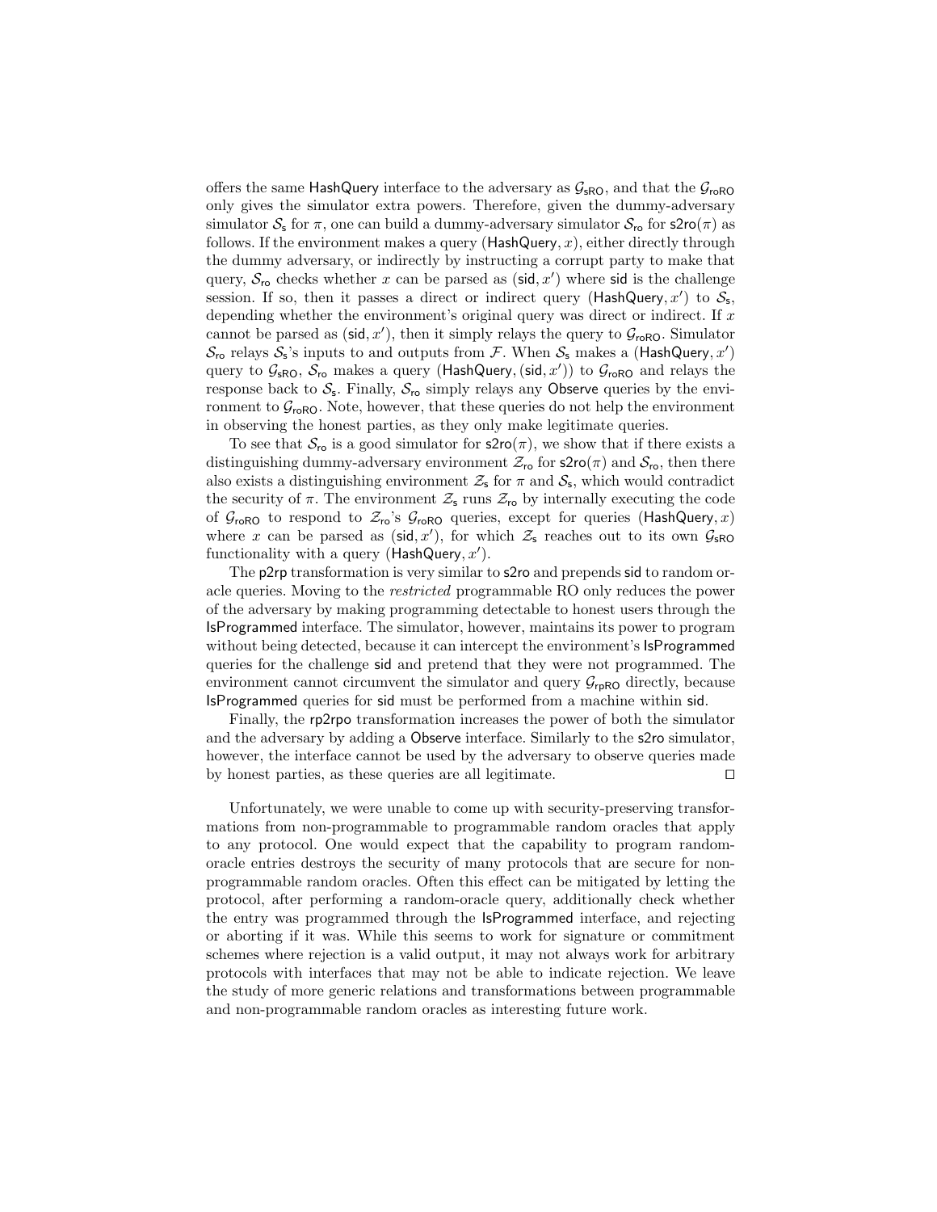offers the same HashQuery interface to the adversary as $\mathcal{G}_{\mathsf{sRO}}$, and that the $\mathcal{G}_{\mathsf{roRO}}$ only gives the simulator extra powers. Therefore, given the dummy-adversary simulator $\mathcal{S}_{\mathsf{s}}$ for $\pi$, one can build a dummy-adversary simulator $\mathcal{S}_{\mathsf{ro}}$ for $\mathsf{s2ro}(\pi)$ as follows. If the environment makes a query $(\mathsf{HashQuery}, x)$, either directly through the dummy adversary, or indirectly by instructing a corrupt party to make that query, $\mathcal{S}_{\mathsf{ro}}$ checks whether $x$ can be parsed as $(\mathsf{sid}, x')$ where $\mathsf{sid}$ is the challenge session. If so, then it passes a direct or indirect query $(\mathsf{HashQuery}, x')$ to $\mathcal{S}_{\mathsf{s}}$, depending whether the environment's original query was direct or indirect. If $x$ cannot be parsed as $(\mathsf{sid}, x')$, then it simply relays the query to $\mathcal{G}_{\mathsf{roRO}}$. Simulator $\mathcal{S}_{\mathsf{ro}}$ relays $\mathcal{S}_{\mathsf{s}}$'s inputs to and outputs from $\mathcal{F}$. When $\mathcal{S}_{\mathsf{s}}$ makes a $(\mathsf{HashQuery}, x')$ query to $\mathcal{G}_{\mathsf{sRO}}$, $\mathcal{S}_{\mathsf{ro}}$ makes a query $(\mathsf{HashQuery}, (\mathsf{sid}, x'))$ to $\mathcal{G}_{\mathsf{roRO}}$ and relays the response back to $\mathcal{S}_{\mathsf{s}}$. Finally, $\mathcal{S}_{\mathsf{ro}}$ simply relays any Observe queries by the environment to $\mathcal{G}_{\mathsf{roRO}}$. Note, however, that these queries do not help the environment in observing the honest parties, as they only make legitimate queries.

To see that $\mathcal{S}_{\mathsf{ro}}$ is a good simulator for $\mathsf{s2ro}(\pi)$, we show that if there exists a distinguishing dummy-adversary environment $\mathcal{Z}_{\mathsf{ro}}$ for $\mathsf{s2ro}(\pi)$ and $\mathcal{S}_{\mathsf{ro}}$, then there also exists a distinguishing environment $\mathcal{Z}_{\mathsf{s}}$ for $\pi$ and $\mathcal{S}_{\mathsf{s}}$, which would contradict the security of $\pi$. The environment $\mathcal{Z}_{\mathsf{s}}$ runs $\mathcal{Z}_{\mathsf{ro}}$ by internally executing the code of $\mathcal{G}_{\mathsf{roRO}}$ to respond to $\mathcal{Z}_{\mathsf{ro}}$'s $\mathcal{G}_{\mathsf{roRO}}$ queries, except for queries $(\mathsf{HashQuery}, x)$ where $x$ can be parsed as $(\mathsf{sid}, x')$, for which $\mathcal{Z}_{\mathsf{s}}$ reaches out to its own $\mathcal{G}_{\mathsf{sRO}}$ functionality with a query $(\mathsf{HashQuery}, x')$.

The p2rp transformation is very similar to s2ro and prepends sid to random oracle queries. Moving to the *restricted* programmable RO only reduces the power of the adversary by making programming detectable to honest users through the IsProgrammed interface. The simulator, however, maintains its power to program without being detected, because it can intercept the environment's IsProgrammed queries for the challenge sid and pretend that they were not programmed. The environment cannot circumvent the simulator and query $\mathcal{G}_{\mathsf{rpRO}}$ directly, because IsProgrammed queries for sid must be performed from a machine within sid.

Finally, the rp2rpo transformation increases the power of both the simulator and the adversary by adding a Observe interface. Similarly to the s2ro simulator, however, the interface cannot be used by the adversary to observe queries made by honest parties, as these queries are all legitimate. ◻

Unfortunately, we were unable to come up with security-preserving transformations from non-programmable to programmable random oracles that apply to any protocol. One would expect that the capability to program random-oracle entries destroys the security of many protocols that are secure for non-programmable random oracles. Often this effect can be mitigated by letting the protocol, after performing a random-oracle query, additionally check whether the entry was programmed through the IsProgrammed interface, and rejecting or aborting if it was. While this seems to work for signature or commitment schemes where rejection is a valid output, it may not always work for arbitrary protocols with interfaces that may not be able to indicate rejection. We leave the study of more generic relations and transformations between programmable and non-programmable random oracles as interesting future work.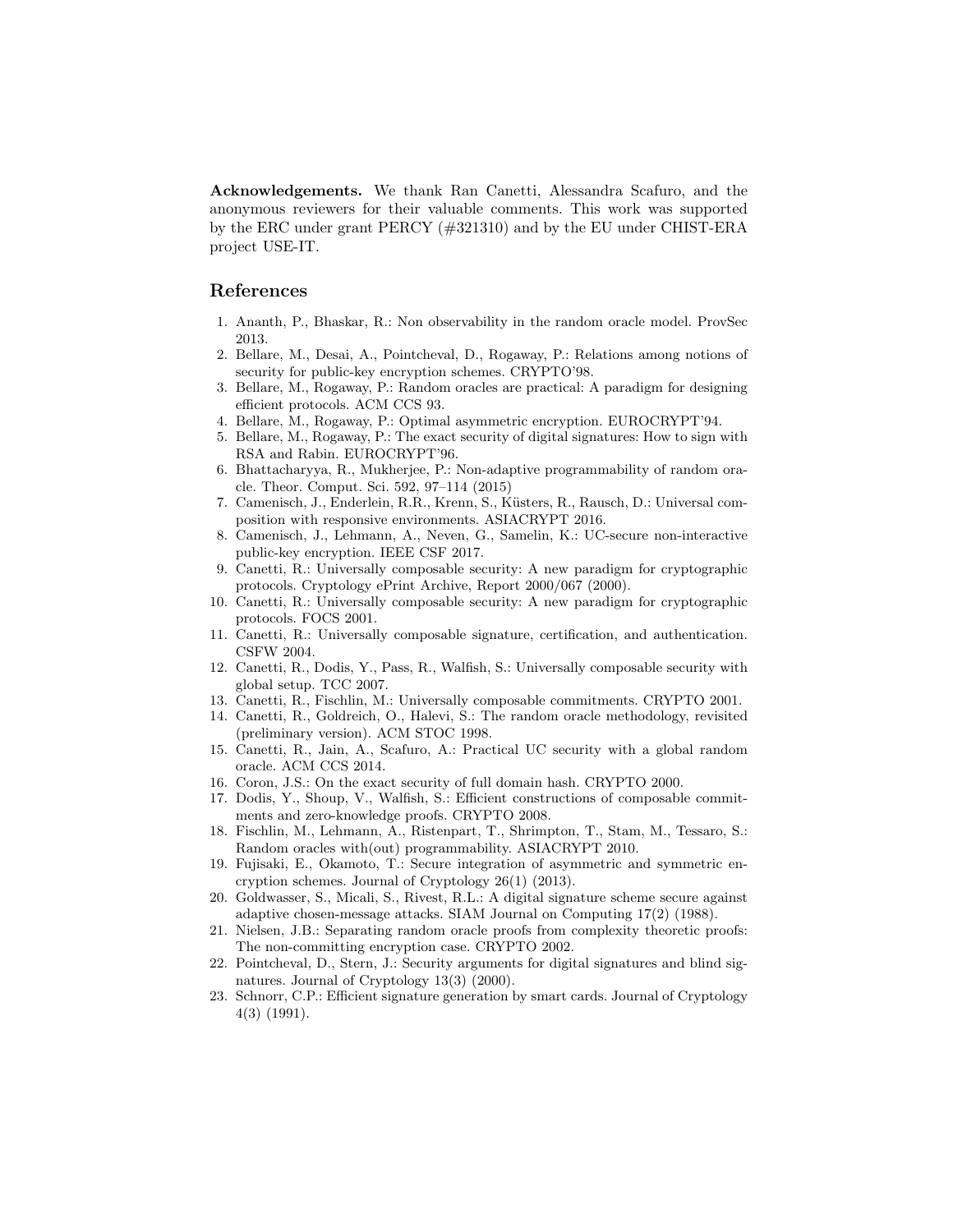**Acknowledgements.** We thank Ran Canetti, Alessandra Scafuro, and the anonymous reviewers for their valuable comments. This work was supported by the ERC under grant PERCY (#321310) and by the EU under CHIST-ERA project USE-IT.

## References

1. Ananth, P., Bhaskar, R.: Non observability in the random oracle model. ProvSec 2013.
2. Bellare, M., Desai, A., Pointcheval, D., Rogaway, P.: Relations among notions of security for public-key encryption schemes. CRYPTO'98.
3. Bellare, M., Rogaway, P.: Random oracles are practical: A paradigm for designing efficient protocols. ACM CCS 93.
4. Bellare, M., Rogaway, P.: Optimal asymmetric encryption. EUROCRYPT'94.
5. Bellare, M., Rogaway, P.: The exact security of digital signatures: How to sign with RSA and Rabin. EUROCRYPT'96.
6. Bhattacharyya, R., Mukherjee, P.: Non-adaptive programmability of random oracle. Theor. Comput. Sci. 592, 97–114 (2015)
7. Camenisch, J., Enderlein, R.R., Krenn, S., Küsters, R., Rausch, D.: Universal composition with responsive environments. ASIACRYPT 2016.
8. Camenisch, J., Lehmann, A., Neven, G., Samelin, K.: UC-secure non-interactive public-key encryption. IEEE CSF 2017.
9. Canetti, R.: Universally composable security: A new paradigm for cryptographic protocols. Cryptology ePrint Archive, Report 2000/067 (2000).
10. Canetti, R.: Universally composable security: A new paradigm for cryptographic protocols. FOCS 2001.
11. Canetti, R.: Universally composable signature, certification, and authentication. CSFW 2004.
12. Canetti, R., Dodis, Y., Pass, R., Walfish, S.: Universally composable security with global setup. TCC 2007.
13. Canetti, R., Fischlin, M.: Universally composable commitments. CRYPTO 2001.
14. Canetti, R., Goldreich, O., Halevi, S.: The random oracle methodology, revisited (preliminary version). ACM STOC 1998.
15. Canetti, R., Jain, A., Scafuro, A.: Practical UC security with a global random oracle. ACM CCS 2014.
16. Coron, J.S.: On the exact security of full domain hash. CRYPTO 2000.
17. Dodis, Y., Shoup, V., Walfish, S.: Efficient constructions of composable commitments and zero-knowledge proofs. CRYPTO 2008.
18. Fischlin, M., Lehmann, A., Ristenpart, T., Shrimpton, T., Stam, M., Tessaro, S.: Random oracles with(out) programmability. ASIACRYPT 2010.
19. Fujisaki, E., Okamoto, T.: Secure integration of asymmetric and symmetric encryption schemes. Journal of Cryptology 26(1) (2013).
20. Goldwasser, S., Micali, S., Rivest, R.L.: A digital signature scheme secure against adaptive chosen-message attacks. SIAM Journal on Computing 17(2) (1988).
21. Nielsen, J.B.: Separating random oracle proofs from complexity theoretic proofs: The non-committing encryption case. CRYPTO 2002.
22. Pointcheval, D., Stern, J.: Security arguments for digital signatures and blind signatures. Journal of Cryptology 13(3) (2000).
23. Schnorr, C.P.: Efficient signature generation by smart cards. Journal of Cryptology 4(3) (1991).